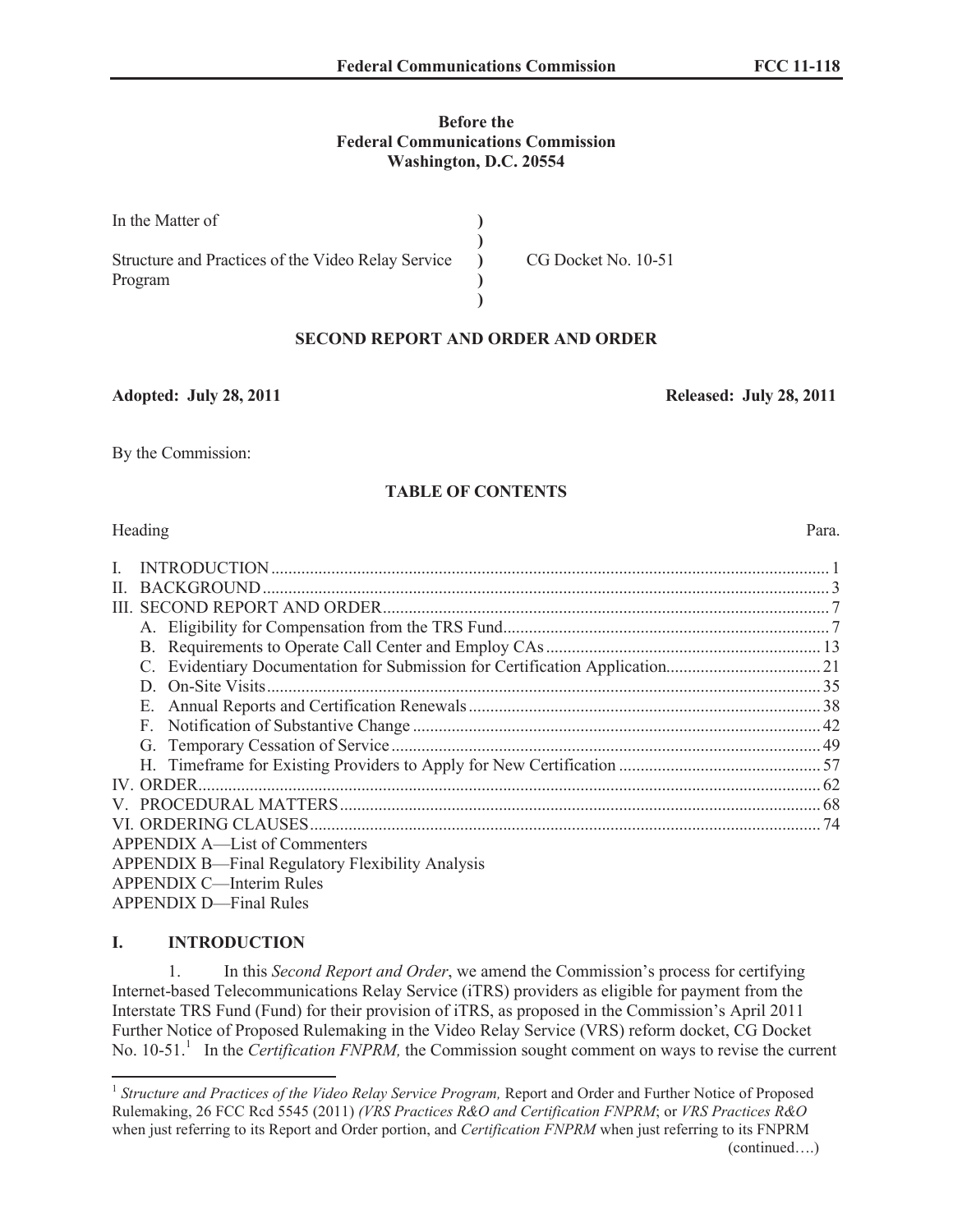**Before the**
**Federal Communications Commission**
**Washington, D.C. 20554**

| | | |
|---|---|---|
| In the Matter of | ) | |
| | ) | |
| Structure and Practices of the Video Relay Service Program | ) | CG Docket No. 10-51 |
| | ) | |
| | ) | |

**SECOND REPORT AND ORDER AND ORDER**

**Adopted: July 28, 2011** **Released: July 28, 2011**

By the Commission:

**TABLE OF CONTENTS**

| Heading | Para. |
|---|---|
| I. INTRODUCTION | 1 |
| II. BACKGROUND | 3 |
| III. SECOND REPORT AND ORDER | 7 |
| A. Eligibility for Compensation from the TRS Fund | 7 |
| B. Requirements to Operate Call Center and Employ CAs | 13 |
| C. Evidentiary Documentation for Submission for Certification Application | 21 |
| D. On-Site Visits | 35 |
| E. Annual Reports and Certification Renewals | 38 |
| F. Notification of Substantive Change | 42 |
| G. Temporary Cessation of Service | 49 |
| H. Timeframe for Existing Providers to Apply for New Certification | 57 |
| IV. ORDER | 62 |
| V. PROCEDURAL MATTERS | 68 |
| VI. ORDERING CLAUSES | 74 |
| APPENDIX A—List of Commenters | |
| APPENDIX B—Final Regulatory Flexibility Analysis | |
| APPENDIX C—Interim Rules | |
| APPENDIX D—Final Rules | |

## I. INTRODUCTION

1. In this *Second Report and Order*, we amend the Commission's process for certifying Internet-based Telecommunications Relay Service (iTRS) providers as eligible for payment from the Interstate TRS Fund (Fund) for their provision of iTRS, as proposed in the Commission's April 2011 Further Notice of Proposed Rulemaking in the Video Relay Service (VRS) reform docket, CG Docket No. 10-51.[1] In the *Certification FNPRM,* the Commission sought comment on ways to revise the current

[1] *Structure and Practices of the Video Relay Service Program,* Report and Order and Further Notice of Proposed Rulemaking, 26 FCC Rcd 5545 (2011) *(VRS Practices R&O and Certification FNPRM*; or *VRS Practices R&O* when just referring to its Report and Order portion, and *Certification FNPRM* when just referring to its FNPRM (continued….)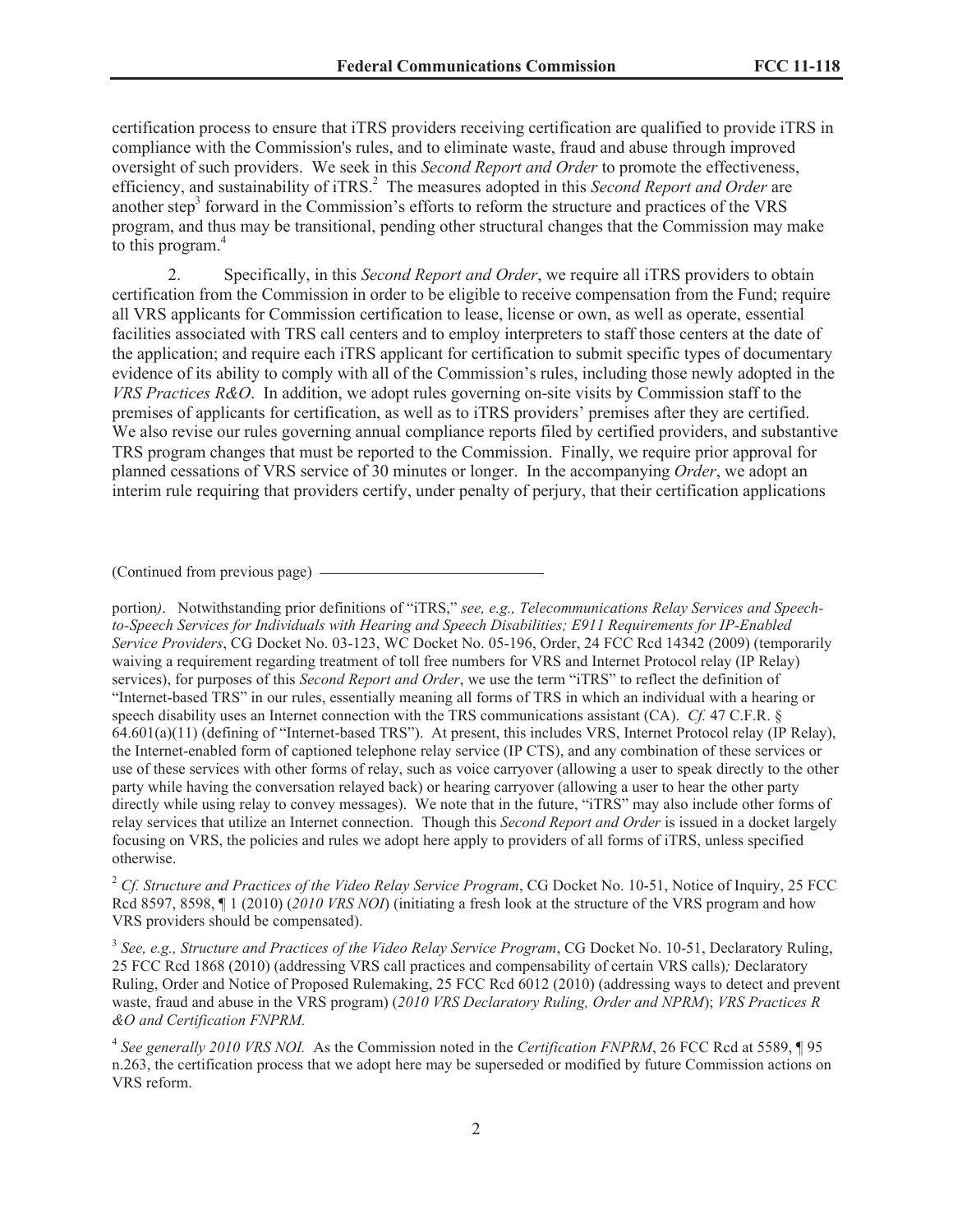certification process to ensure that iTRS providers receiving certification are qualified to provide iTRS in compliance with the Commission's rules, and to eliminate waste, fraud and abuse through improved oversight of such providers. We seek in this *Second Report and Order* to promote the effectiveness, efficiency, and sustainability of iTRS.[2] The measures adopted in this *Second Report and Order* are another step[3] forward in the Commission's efforts to reform the structure and practices of the VRS program, and thus may be transitional, pending other structural changes that the Commission may make to this program.[4]

2. Specifically, in this *Second Report and Order*, we require all iTRS providers to obtain certification from the Commission in order to be eligible to receive compensation from the Fund; require all VRS applicants for Commission certification to lease, license or own, as well as operate, essential facilities associated with TRS call centers and to employ interpreters to staff those centers at the date of the application; and require each iTRS applicant for certification to submit specific types of documentary evidence of its ability to comply with all of the Commission's rules, including those newly adopted in the *VRS Practices R&O*. In addition, we adopt rules governing on-site visits by Commission staff to the premises of applicants for certification, as well as to iTRS providers' premises after they are certified. We also revise our rules governing annual compliance reports filed by certified providers, and substantive TRS program changes that must be reported to the Commission. Finally, we require prior approval for planned cessations of VRS service of 30 minutes or longer. In the accompanying *Order*, we adopt an interim rule requiring that providers certify, under penalty of perjury, that their certification applications

(Continued from previous page)

portion*)*. Notwithstanding prior definitions of "iTRS," *see, e.g., Telecommunications Relay Services and Speech-to-Speech Services for Individuals with Hearing and Speech Disabilities; E911 Requirements for IP-Enabled Service Providers*, CG Docket No. 03-123, WC Docket No. 05-196, Order, 24 FCC Rcd 14342 (2009) (temporarily waiving a requirement regarding treatment of toll free numbers for VRS and Internet Protocol relay (IP Relay) services), for purposes of this *Second Report and Order*, we use the term "iTRS" to reflect the definition of "Internet-based TRS" in our rules, essentially meaning all forms of TRS in which an individual with a hearing or speech disability uses an Internet connection with the TRS communications assistant (CA). *Cf.* 47 C.F.R. § 64.601(a)(11) (defining of "Internet-based TRS"). At present, this includes VRS, Internet Protocol relay (IP Relay), the Internet-enabled form of captioned telephone relay service (IP CTS), and any combination of these services or use of these services with other forms of relay, such as voice carryover (allowing a user to speak directly to the other party while having the conversation relayed back) or hearing carryover (allowing a user to hear the other party directly while using relay to convey messages). We note that in the future, "iTRS" may also include other forms of relay services that utilize an Internet connection. Though this *Second Report and Order* is issued in a docket largely focusing on VRS, the policies and rules we adopt here apply to providers of all forms of iTRS, unless specified otherwise.

[2] *Cf. Structure and Practices of the Video Relay Service Program*, CG Docket No. 10-51, Notice of Inquiry, 25 FCC Rcd 8597, 8598, ¶ 1 (2010) (*2010 VRS NOI*) (initiating a fresh look at the structure of the VRS program and how VRS providers should be compensated).

[3] *See, e.g., Structure and Practices of the Video Relay Service Program*, CG Docket No. 10-51, Declaratory Ruling, 25 FCC Rcd 1868 (2010) (addressing VRS call practices and compensability of certain VRS calls)*;* Declaratory Ruling, Order and Notice of Proposed Rulemaking, 25 FCC Rcd 6012 (2010) (addressing ways to detect and prevent waste, fraud and abuse in the VRS program) (*2010 VRS Declaratory Ruling, Order and NPRM*); *VRS Practices R &O and Certification FNPRM.*

[4] *See generally 2010 VRS NOI.* As the Commission noted in the *Certification FNPRM*, 26 FCC Rcd at 5589, ¶ 95 n.263, the certification process that we adopt here may be superseded or modified by future Commission actions on VRS reform.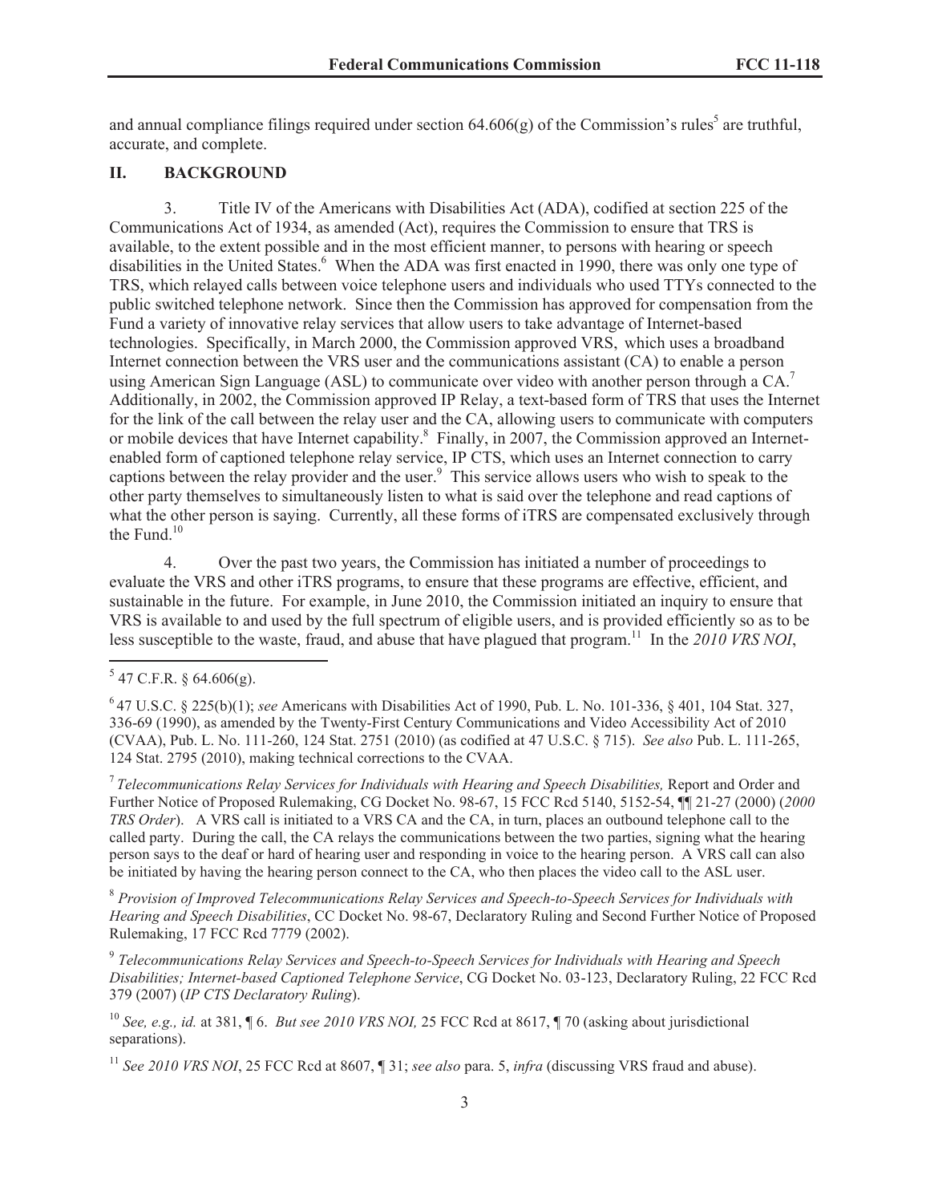and annual compliance filings required under section 64.606(g) of the Commission's rules[5] are truthful, accurate, and complete.

## II. BACKGROUND

3. Title IV of the Americans with Disabilities Act (ADA), codified at section 225 of the Communications Act of 1934, as amended (Act), requires the Commission to ensure that TRS is available, to the extent possible and in the most efficient manner, to persons with hearing or speech disabilities in the United States.[6] When the ADA was first enacted in 1990, there was only one type of TRS, which relayed calls between voice telephone users and individuals who used TTYs connected to the public switched telephone network. Since then the Commission has approved for compensation from the Fund a variety of innovative relay services that allow users to take advantage of Internet-based technologies. Specifically, in March 2000, the Commission approved VRS, which uses a broadband Internet connection between the VRS user and the communications assistant (CA) to enable a person using American Sign Language (ASL) to communicate over video with another person through a CA.[7] Additionally, in 2002, the Commission approved IP Relay, a text-based form of TRS that uses the Internet for the link of the call between the relay user and the CA, allowing users to communicate with computers or mobile devices that have Internet capability.[8] Finally, in 2007, the Commission approved an Internet-enabled form of captioned telephone relay service, IP CTS, which uses an Internet connection to carry captions between the relay provider and the user.[9] This service allows users who wish to speak to the other party themselves to simultaneously listen to what is said over the telephone and read captions of what the other person is saying. Currently, all these forms of iTRS are compensated exclusively through the Fund.[10]

4. Over the past two years, the Commission has initiated a number of proceedings to evaluate the VRS and other iTRS programs, to ensure that these programs are effective, efficient, and sustainable in the future. For example, in June 2010, the Commission initiated an inquiry to ensure that VRS is available to and used by the full spectrum of eligible users, and is provided efficiently so as to be less susceptible to the waste, fraud, and abuse that have plagued that program.[11] In the *2010 VRS NOI*,

---

[5] 47 C.F.R. § 64.606(g).

[6] 47 U.S.C. § 225(b)(1); *see* Americans with Disabilities Act of 1990, Pub. L. No. 101-336, § 401, 104 Stat. 327, 336-69 (1990), as amended by the Twenty-First Century Communications and Video Accessibility Act of 2010 (CVAA), Pub. L. No. 111-260, 124 Stat. 2751 (2010) (as codified at 47 U.S.C. § 715). *See also* Pub. L. 111-265, 124 Stat. 2795 (2010), making technical corrections to the CVAA.

[7] *Telecommunications Relay Services for Individuals with Hearing and Speech Disabilities,* Report and Order and Further Notice of Proposed Rulemaking, CG Docket No. 98-67, 15 FCC Rcd 5140, 5152-54, ¶¶ 21-27 (2000) (*2000 TRS Order*). A VRS call is initiated to a VRS CA and the CA, in turn, places an outbound telephone call to the called party. During the call, the CA relays the communications between the two parties, signing what the hearing person says to the deaf or hard of hearing user and responding in voice to the hearing person. A VRS call can also be initiated by having the hearing person connect to the CA, who then places the video call to the ASL user.

[8] *Provision of Improved Telecommunications Relay Services and Speech-to-Speech Services for Individuals with Hearing and Speech Disabilities*, CC Docket No. 98-67, Declaratory Ruling and Second Further Notice of Proposed Rulemaking, 17 FCC Rcd 7779 (2002).

[9] *Telecommunications Relay Services and Speech-to-Speech Services for Individuals with Hearing and Speech Disabilities; Internet-based Captioned Telephone Service*, CG Docket No. 03-123, Declaratory Ruling, 22 FCC Rcd 379 (2007) (*IP CTS Declaratory Ruling*).

[10] *See, e.g., id.* at 381, ¶ 6. *But see 2010 VRS NOI,* 25 FCC Rcd at 8617, ¶ 70 (asking about jurisdictional separations).

[11] *See 2010 VRS NOI*, 25 FCC Rcd at 8607, ¶ 31; *see also* para. 5, *infra* (discussing VRS fraud and abuse).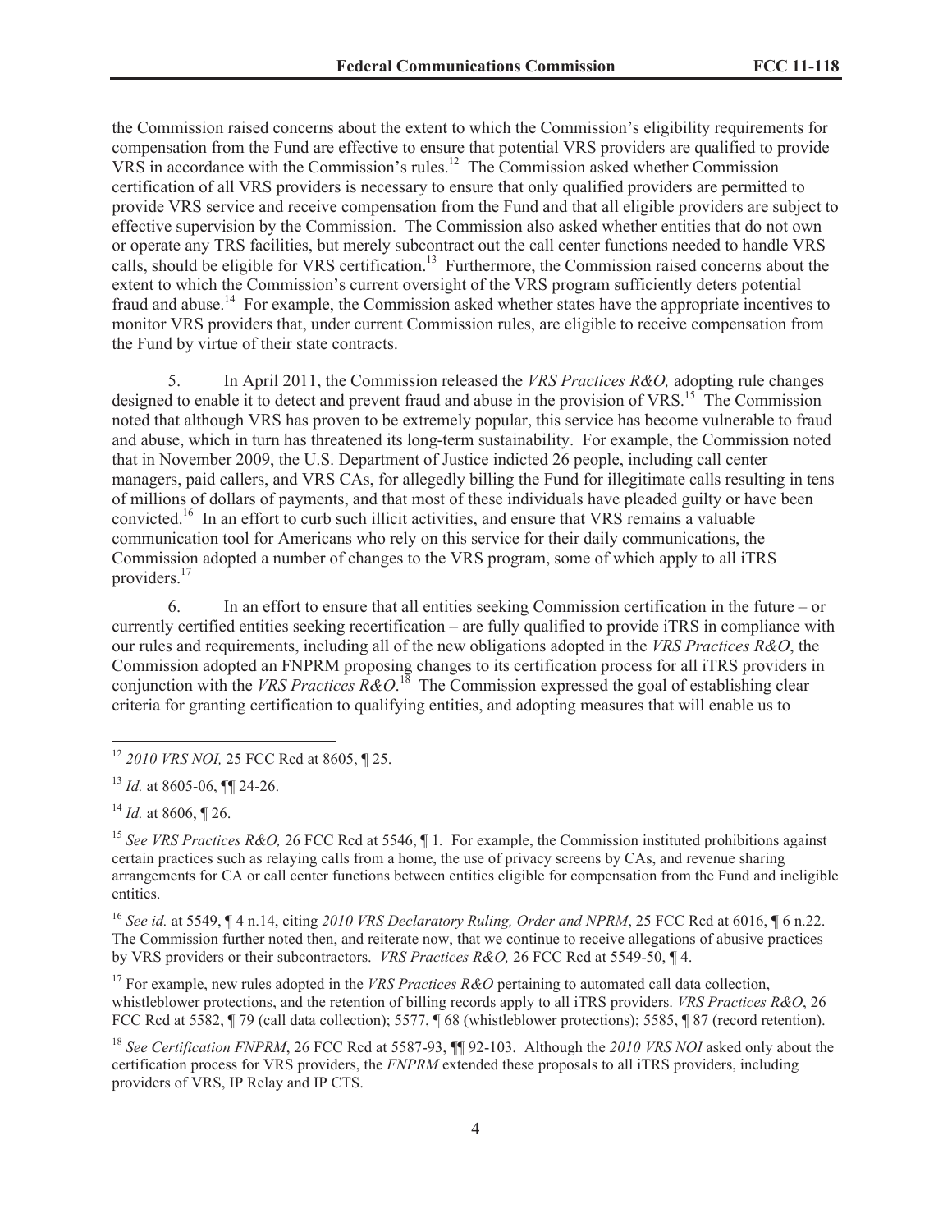the Commission raised concerns about the extent to which the Commission's eligibility requirements for compensation from the Fund are effective to ensure that potential VRS providers are qualified to provide VRS in accordance with the Commission's rules.[12] The Commission asked whether Commission certification of all VRS providers is necessary to ensure that only qualified providers are permitted to provide VRS service and receive compensation from the Fund and that all eligible providers are subject to effective supervision by the Commission. The Commission also asked whether entities that do not own or operate any TRS facilities, but merely subcontract out the call center functions needed to handle VRS calls, should be eligible for VRS certification.[13] Furthermore, the Commission raised concerns about the extent to which the Commission's current oversight of the VRS program sufficiently deters potential fraud and abuse.[14] For example, the Commission asked whether states have the appropriate incentives to monitor VRS providers that, under current Commission rules, are eligible to receive compensation from the Fund by virtue of their state contracts.

5. In April 2011, the Commission released the *VRS Practices R&O,* adopting rule changes designed to enable it to detect and prevent fraud and abuse in the provision of VRS.[15] The Commission noted that although VRS has proven to be extremely popular, this service has become vulnerable to fraud and abuse, which in turn has threatened its long-term sustainability. For example, the Commission noted that in November 2009, the U.S. Department of Justice indicted 26 people, including call center managers, paid callers, and VRS CAs, for allegedly billing the Fund for illegitimate calls resulting in tens of millions of dollars of payments, and that most of these individuals have pleaded guilty or have been convicted.[16] In an effort to curb such illicit activities, and ensure that VRS remains a valuable communication tool for Americans who rely on this service for their daily communications, the Commission adopted a number of changes to the VRS program, some of which apply to all iTRS providers.[17]

6. In an effort to ensure that all entities seeking Commission certification in the future – or currently certified entities seeking recertification – are fully qualified to provide iTRS in compliance with our rules and requirements, including all of the new obligations adopted in the *VRS Practices R&O*, the Commission adopted an FNPRM proposing changes to its certification process for all iTRS providers in conjunction with the *VRS Practices R&O.*[18] The Commission expressed the goal of establishing clear criteria for granting certification to qualifying entities, and adopting measures that will enable us to

---

[12] *2010 VRS NOI,* 25 FCC Rcd at 8605, ¶ 25.

[13] *Id.* at 8605-06, ¶¶ 24-26.

[14] *Id.* at 8606, ¶ 26.

[15] *See VRS Practices R&O,* 26 FCC Rcd at 5546, ¶ 1. For example, the Commission instituted prohibitions against certain practices such as relaying calls from a home, the use of privacy screens by CAs, and revenue sharing arrangements for CA or call center functions between entities eligible for compensation from the Fund and ineligible entities.

[16] *See id.* at 5549, ¶ 4 n.14, citing *2010 VRS Declaratory Ruling, Order and NPRM*, 25 FCC Rcd at 6016, ¶ 6 n.22. The Commission further noted then, and reiterate now, that we continue to receive allegations of abusive practices by VRS providers or their subcontractors. *VRS Practices R&O,* 26 FCC Rcd at 5549-50, ¶ 4.

[17] For example, new rules adopted in the *VRS Practices R&O* pertaining to automated call data collection, whistleblower protections, and the retention of billing records apply to all iTRS providers. *VRS Practices R&O*, 26 FCC Rcd at 5582, ¶ 79 (call data collection); 5577, ¶ 68 (whistleblower protections); 5585, ¶ 87 (record retention).

[18] *See Certification FNPRM*, 26 FCC Rcd at 5587-93, ¶¶ 92-103. Although the *2010 VRS NOI* asked only about the certification process for VRS providers, the *FNPRM* extended these proposals to all iTRS providers, including providers of VRS, IP Relay and IP CTS.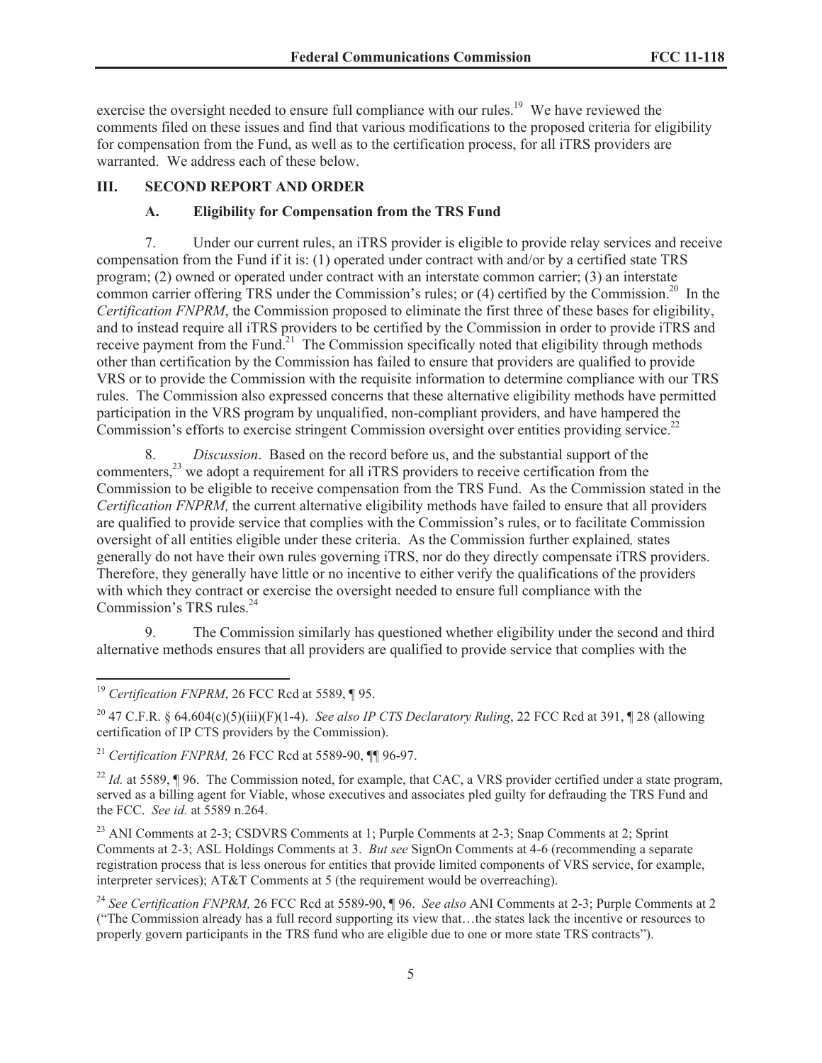exercise the oversight needed to ensure full compliance with our rules.[19] We have reviewed the comments filed on these issues and find that various modifications to the proposed criteria for eligibility for compensation from the Fund, as well as to the certification process, for all iTRS providers are warranted. We address each of these below.

## III. SECOND REPORT AND ORDER

### A. Eligibility for Compensation from the TRS Fund

7. Under our current rules, an iTRS provider is eligible to provide relay services and receive compensation from the Fund if it is: (1) operated under contract with and/or by a certified state TRS program; (2) owned or operated under contract with an interstate common carrier; (3) an interstate common carrier offering TRS under the Commission's rules; or (4) certified by the Commission.[20] In the *Certification FNPRM*, the Commission proposed to eliminate the first three of these bases for eligibility, and to instead require all iTRS providers to be certified by the Commission in order to provide iTRS and receive payment from the Fund.[21] The Commission specifically noted that eligibility through methods other than certification by the Commission has failed to ensure that providers are qualified to provide VRS or to provide the Commission with the requisite information to determine compliance with our TRS rules. The Commission also expressed concerns that these alternative eligibility methods have permitted participation in the VRS program by unqualified, non-compliant providers, and have hampered the Commission's efforts to exercise stringent Commission oversight over entities providing service.[22]

8. *Discussion*. Based on the record before us, and the substantial support of the commenters,[23] we adopt a requirement for all iTRS providers to receive certification from the Commission to be eligible to receive compensation from the TRS Fund. As the Commission stated in the *Certification FNPRM,* the current alternative eligibility methods have failed to ensure that all providers are qualified to provide service that complies with the Commission's rules, or to facilitate Commission oversight of all entities eligible under these criteria. As the Commission further explained*,* states generally do not have their own rules governing iTRS, nor do they directly compensate iTRS providers. Therefore, they generally have little or no incentive to either verify the qualifications of the providers with which they contract or exercise the oversight needed to ensure full compliance with the Commission's TRS rules.[24]

9. The Commission similarly has questioned whether eligibility under the second and third alternative methods ensures that all providers are qualified to provide service that complies with the

---

[19] *Certification FNPRM*, 26 FCC Rcd at 5589, ¶ 95.

[20] 47 C.F.R. § 64.604(c)(5)(iii)(F)(1-4). *See also IP CTS Declaratory Ruling*, 22 FCC Rcd at 391, ¶ 28 (allowing certification of IP CTS providers by the Commission).

[21] *Certification FNPRM,* 26 FCC Rcd at 5589-90, ¶¶ 96-97.

[22] *Id.* at 5589, ¶ 96. The Commission noted, for example, that CAC, a VRS provider certified under a state program, served as a billing agent for Viable, whose executives and associates pled guilty for defrauding the TRS Fund and the FCC. *See id.* at 5589 n.264.

[23] ANI Comments at 2-3; CSDVRS Comments at 1; Purple Comments at 2-3; Snap Comments at 2; Sprint Comments at 2-3; ASL Holdings Comments at 3. *But see* SignOn Comments at 4-6 (recommending a separate registration process that is less onerous for entities that provide limited components of VRS service, for example, interpreter services); AT&T Comments at 5 (the requirement would be overreaching).

[24] *See Certification FNPRM,* 26 FCC Rcd at 5589-90, ¶ 96. *See also* ANI Comments at 2-3; Purple Comments at 2 ("The Commission already has a full record supporting its view that…the states lack the incentive or resources to properly govern participants in the TRS fund who are eligible due to one or more state TRS contracts").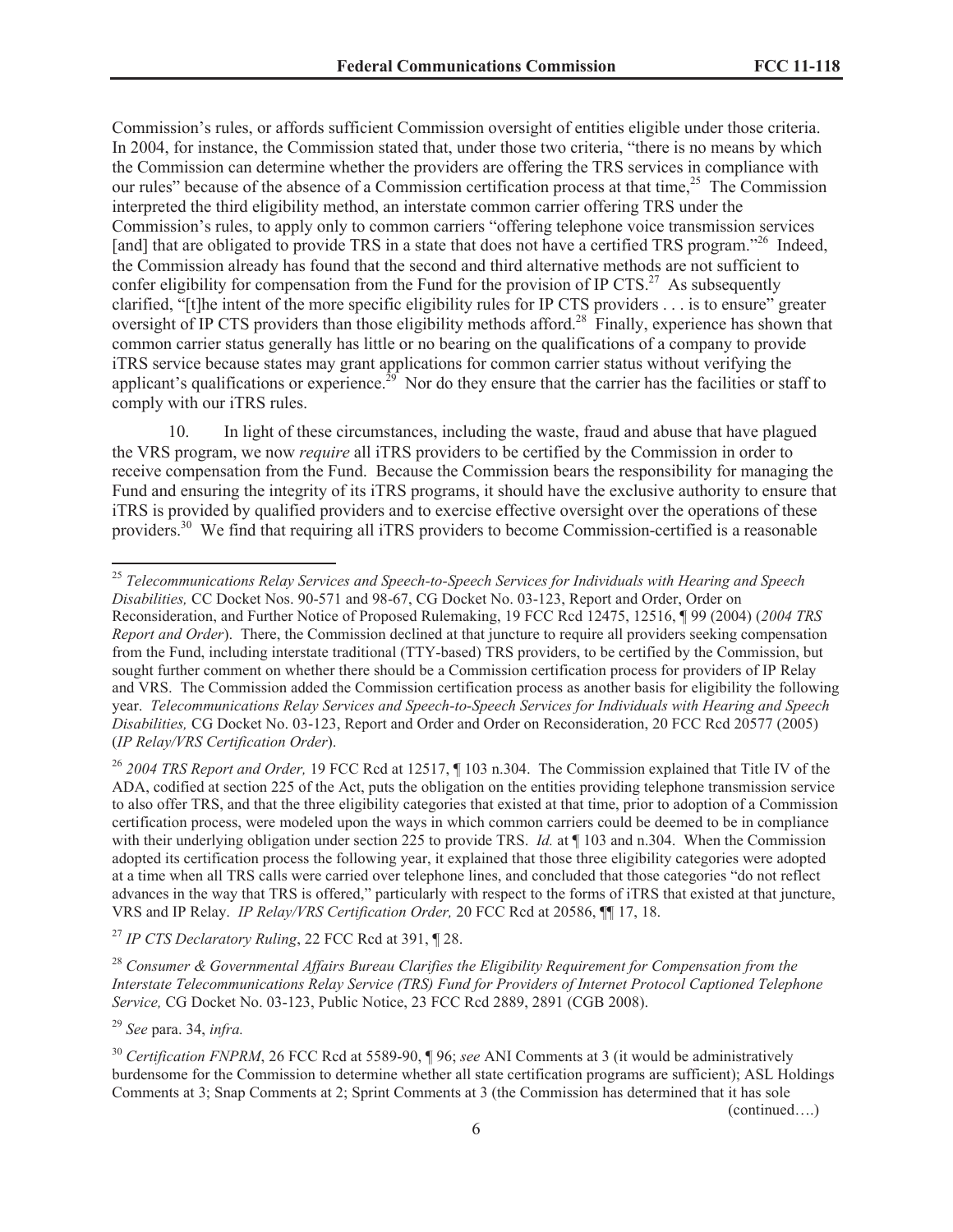Commission's rules, or affords sufficient Commission oversight of entities eligible under those criteria. In 2004, for instance, the Commission stated that, under those two criteria, "there is no means by which the Commission can determine whether the providers are offering the TRS services in compliance with our rules" because of the absence of a Commission certification process at that time.[25] The Commission interpreted the third eligibility method, an interstate common carrier offering TRS under the Commission's rules, to apply only to common carriers "offering telephone voice transmission services [and] that are obligated to provide TRS in a state that does not have a certified TRS program."[26] Indeed, the Commission already has found that the second and third alternative methods are not sufficient to confer eligibility for compensation from the Fund for the provision of IP CTS.[27] As subsequently clarified, "[t]he intent of the more specific eligibility rules for IP CTS providers . . . is to ensure" greater oversight of IP CTS providers than those eligibility methods afford.[28] Finally, experience has shown that common carrier status generally has little or no bearing on the qualifications of a company to provide iTRS service because states may grant applications for common carrier status without verifying the applicant's qualifications or experience.[29] Nor do they ensure that the carrier has the facilities or staff to comply with our iTRS rules.

10. In light of these circumstances, including the waste, fraud and abuse that have plagued the VRS program, we now *require* all iTRS providers to be certified by the Commission in order to receive compensation from the Fund. Because the Commission bears the responsibility for managing the Fund and ensuring the integrity of its iTRS programs, it should have the exclusive authority to ensure that iTRS is provided by qualified providers and to exercise effective oversight over the operations of these providers.[30] We find that requiring all iTRS providers to become Commission-certified is a reasonable

---

[25] *Telecommunications Relay Services and Speech-to-Speech Services for Individuals with Hearing and Speech Disabilities,* CC Docket Nos. 90-571 and 98-67, CG Docket No. 03-123, Report and Order, Order on Reconsideration, and Further Notice of Proposed Rulemaking, 19 FCC Rcd 12475, 12516, ¶ 99 (2004) (*2004 TRS Report and Order*). There, the Commission declined at that juncture to require all providers seeking compensation from the Fund, including interstate traditional (TTY-based) TRS providers, to be certified by the Commission, but sought further comment on whether there should be a Commission certification process for providers of IP Relay and VRS. The Commission added the Commission certification process as another basis for eligibility the following year. *Telecommunications Relay Services and Speech-to-Speech Services for Individuals with Hearing and Speech Disabilities,* CG Docket No. 03-123, Report and Order and Order on Reconsideration, 20 FCC Rcd 20577 (2005) (*IP Relay/VRS Certification Order*).

[26] *2004 TRS Report and Order,* 19 FCC Rcd at 12517, ¶ 103 n.304. The Commission explained that Title IV of the ADA, codified at section 225 of the Act, puts the obligation on the entities providing telephone transmission service to also offer TRS, and that the three eligibility categories that existed at that time, prior to adoption of a Commission certification process, were modeled upon the ways in which common carriers could be deemed to be in compliance with their underlying obligation under section 225 to provide TRS. *Id.* at ¶ 103 and n.304. When the Commission adopted its certification process the following year, it explained that those three eligibility categories were adopted at a time when all TRS calls were carried over telephone lines, and concluded that those categories "do not reflect advances in the way that TRS is offered," particularly with respect to the forms of iTRS that existed at that juncture, VRS and IP Relay. *IP Relay/VRS Certification Order,* 20 FCC Rcd at 20586, ¶¶ 17, 18.

[27] *IP CTS Declaratory Ruling*, 22 FCC Rcd at 391, ¶ 28.

[28] *Consumer & Governmental Affairs Bureau Clarifies the Eligibility Requirement for Compensation from the Interstate Telecommunications Relay Service (TRS) Fund for Providers of Internet Protocol Captioned Telephone Service,* CG Docket No. 03-123, Public Notice, 23 FCC Rcd 2889, 2891 (CGB 2008).

[29] *See* para. 34, *infra.*

[30] *Certification FNPRM*, 26 FCC Rcd at 5589-90, ¶ 96; *see* ANI Comments at 3 (it would be administratively burdensome for the Commission to determine whether all state certification programs are sufficient); ASL Holdings Comments at 3; Snap Comments at 2; Sprint Comments at 3 (the Commission has determined that it has sole (continued….)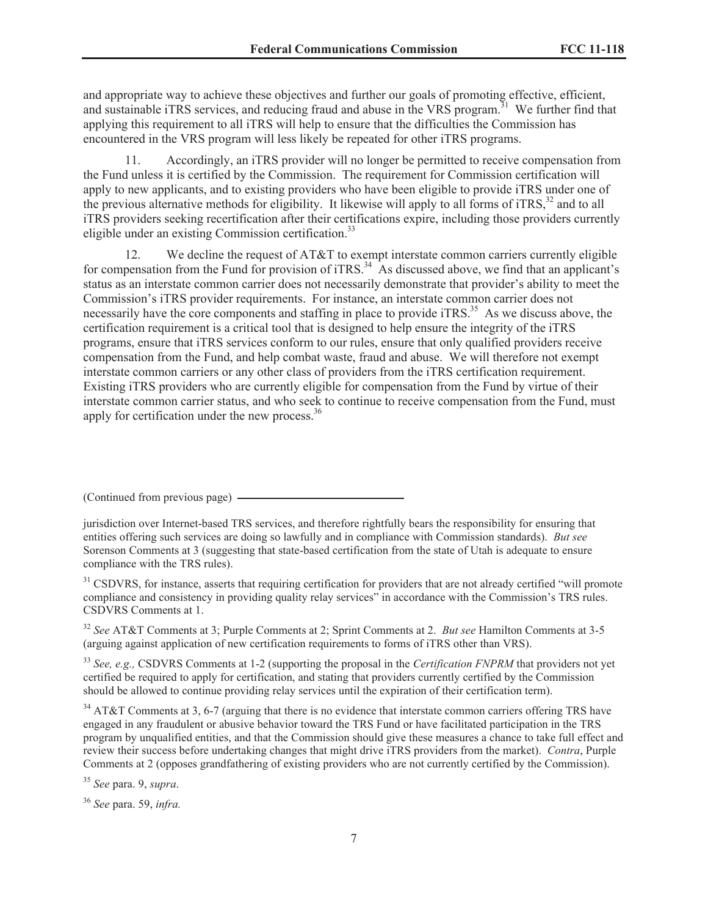and appropriate way to achieve these objectives and further our goals of promoting effective, efficient, and sustainable iTRS services, and reducing fraud and abuse in the VRS program.[31] We further find that applying this requirement to all iTRS will help to ensure that the difficulties the Commission has encountered in the VRS program will less likely be repeated for other iTRS programs.

11. Accordingly, an iTRS provider will no longer be permitted to receive compensation from the Fund unless it is certified by the Commission. The requirement for Commission certification will apply to new applicants, and to existing providers who have been eligible to provide iTRS under one of the previous alternative methods for eligibility. It likewise will apply to all forms of iTRS,[32] and to all iTRS providers seeking recertification after their certifications expire, including those providers currently eligible under an existing Commission certification.[33]

12. We decline the request of AT&T to exempt interstate common carriers currently eligible for compensation from the Fund for provision of iTRS.[34] As discussed above, we find that an applicant's status as an interstate common carrier does not necessarily demonstrate that provider's ability to meet the Commission's iTRS provider requirements. For instance, an interstate common carrier does not necessarily have the core components and staffing in place to provide iTRS.[35] As we discuss above, the certification requirement is a critical tool that is designed to help ensure the integrity of the iTRS programs, ensure that iTRS services conform to our rules, ensure that only qualified providers receive compensation from the Fund, and help combat waste, fraud and abuse. We will therefore not exempt interstate common carriers or any other class of providers from the iTRS certification requirement. Existing iTRS providers who are currently eligible for compensation from the Fund by virtue of their interstate common carrier status, and who seek to continue to receive compensation from the Fund, must apply for certification under the new process.[36]

---

(Continued from previous page)

jurisdiction over Internet-based TRS services, and therefore rightfully bears the responsibility for ensuring that entities offering such services are doing so lawfully and in compliance with Commission standards). *But see* Sorenson Comments at 3 (suggesting that state-based certification from the state of Utah is adequate to ensure compliance with the TRS rules).

[31] CSDVRS, for instance, asserts that requiring certification for providers that are not already certified "will promote compliance and consistency in providing quality relay services" in accordance with the Commission's TRS rules. CSDVRS Comments at 1.

[32] *See* AT&T Comments at 3; Purple Comments at 2; Sprint Comments at 2. *But see* Hamilton Comments at 3-5 (arguing against application of new certification requirements to forms of iTRS other than VRS).

[33] *See, e.g.,* CSDVRS Comments at 1-2 (supporting the proposal in the *Certification FNPRM* that providers not yet certified be required to apply for certification, and stating that providers currently certified by the Commission should be allowed to continue providing relay services until the expiration of their certification term).

[34] AT&T Comments at 3, 6-7 (arguing that there is no evidence that interstate common carriers offering TRS have engaged in any fraudulent or abusive behavior toward the TRS Fund or have facilitated participation in the TRS program by unqualified entities, and that the Commission should give these measures a chance to take full effect and review their success before undertaking changes that might drive iTRS providers from the market). *Contra*, Purple Comments at 2 (opposes grandfathering of existing providers who are not currently certified by the Commission).

[35] *See* para. 9, *supra*.

[36] *See* para. 59, *infra.*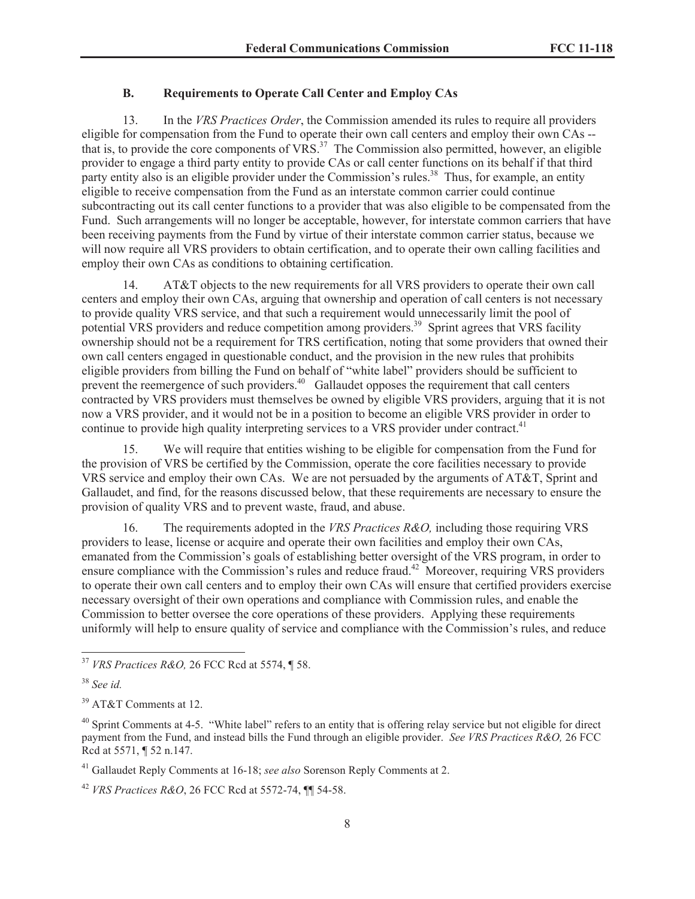### B. Requirements to Operate Call Center and Employ CAs

13. In the *VRS Practices Order*, the Commission amended its rules to require all providers eligible for compensation from the Fund to operate their own call centers and employ their own CAs -- that is, to provide the core components of VRS.[37] The Commission also permitted, however, an eligible provider to engage a third party entity to provide CAs or call center functions on its behalf if that third party entity also is an eligible provider under the Commission's rules.[38] Thus, for example, an entity eligible to receive compensation from the Fund as an interstate common carrier could continue subcontracting out its call center functions to a provider that was also eligible to be compensated from the Fund. Such arrangements will no longer be acceptable, however, for interstate common carriers that have been receiving payments from the Fund by virtue of their interstate common carrier status, because we will now require all VRS providers to obtain certification, and to operate their own calling facilities and employ their own CAs as conditions to obtaining certification.

14. AT&T objects to the new requirements for all VRS providers to operate their own call centers and employ their own CAs, arguing that ownership and operation of call centers is not necessary to provide quality VRS service, and that such a requirement would unnecessarily limit the pool of potential VRS providers and reduce competition among providers.[39] Sprint agrees that VRS facility ownership should not be a requirement for TRS certification, noting that some providers that owned their own call centers engaged in questionable conduct, and the provision in the new rules that prohibits eligible providers from billing the Fund on behalf of "white label" providers should be sufficient to prevent the reemergence of such providers.[40] Gallaudet opposes the requirement that call centers contracted by VRS providers must themselves be owned by eligible VRS providers, arguing that it is not now a VRS provider, and it would not be in a position to become an eligible VRS provider in order to continue to provide high quality interpreting services to a VRS provider under contract.[41]

15. We will require that entities wishing to be eligible for compensation from the Fund for the provision of VRS be certified by the Commission, operate the core facilities necessary to provide VRS service and employ their own CAs. We are not persuaded by the arguments of AT&T, Sprint and Gallaudet, and find, for the reasons discussed below, that these requirements are necessary to ensure the provision of quality VRS and to prevent waste, fraud, and abuse.

16. The requirements adopted in the *VRS Practices R&O,* including those requiring VRS providers to lease, license or acquire and operate their own facilities and employ their own CAs, emanated from the Commission's goals of establishing better oversight of the VRS program, in order to ensure compliance with the Commission's rules and reduce fraud.[42] Moreover, requiring VRS providers to operate their own call centers and to employ their own CAs will ensure that certified providers exercise necessary oversight of their own operations and compliance with Commission rules, and enable the Commission to better oversee the core operations of these providers. Applying these requirements uniformly will help to ensure quality of service and compliance with the Commission's rules, and reduce

---

[37] *VRS Practices R&O,* 26 FCC Rcd at 5574, ¶ 58.

[38] *See id.*

[39] AT&T Comments at 12.

[40] Sprint Comments at 4-5. "White label" refers to an entity that is offering relay service but not eligible for direct payment from the Fund, and instead bills the Fund through an eligible provider. *See VRS Practices R&O,* 26 FCC Rcd at 5571, ¶ 52 n.147.

[41] Gallaudet Reply Comments at 16-18; *see also* Sorenson Reply Comments at 2.

[42] *VRS Practices R&O*, 26 FCC Rcd at 5572-74, ¶¶ 54-58.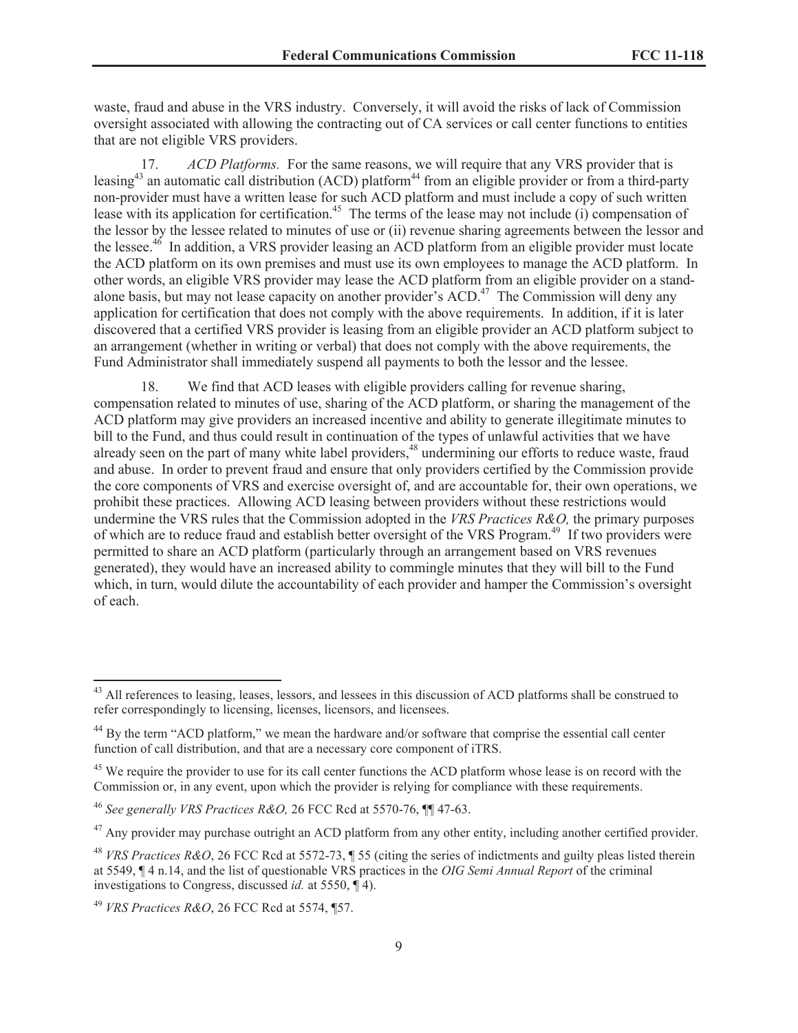waste, fraud and abuse in the VRS industry. Conversely, it will avoid the risks of lack of Commission oversight associated with allowing the contracting out of CA services or call center functions to entities that are not eligible VRS providers.

17. *ACD Platforms.* For the same reasons, we will require that any VRS provider that is leasing[43] an automatic call distribution (ACD) platform[44] from an eligible provider or from a third-party non-provider must have a written lease for such ACD platform and must include a copy of such written lease with its application for certification.[45] The terms of the lease may not include (i) compensation of the lessor by the lessee related to minutes of use or (ii) revenue sharing agreements between the lessor and the lessee.[46] In addition, a VRS provider leasing an ACD platform from an eligible provider must locate the ACD platform on its own premises and must use its own employees to manage the ACD platform. In other words, an eligible VRS provider may lease the ACD platform from an eligible provider on a stand-alone basis, but may not lease capacity on another provider's ACD.[47] The Commission will deny any application for certification that does not comply with the above requirements. In addition, if it is later discovered that a certified VRS provider is leasing from an eligible provider an ACD platform subject to an arrangement (whether in writing or verbal) that does not comply with the above requirements, the Fund Administrator shall immediately suspend all payments to both the lessor and the lessee.

18. We find that ACD leases with eligible providers calling for revenue sharing, compensation related to minutes of use, sharing of the ACD platform, or sharing the management of the ACD platform may give providers an increased incentive and ability to generate illegitimate minutes to bill to the Fund, and thus could result in continuation of the types of unlawful activities that we have already seen on the part of many white label providers,[48] undermining our efforts to reduce waste, fraud and abuse. In order to prevent fraud and ensure that only providers certified by the Commission provide the core components of VRS and exercise oversight of, and are accountable for, their own operations, we prohibit these practices. Allowing ACD leasing between providers without these restrictions would undermine the VRS rules that the Commission adopted in the *VRS Practices R&O,* the primary purposes of which are to reduce fraud and establish better oversight of the VRS Program.[49] If two providers were permitted to share an ACD platform (particularly through an arrangement based on VRS revenues generated), they would have an increased ability to commingle minutes that they will bill to the Fund which, in turn, would dilute the accountability of each provider and hamper the Commission's oversight of each.

---

[43] All references to leasing, leases, lessors, and lessees in this discussion of ACD platforms shall be construed to refer correspondingly to licensing, licenses, licensors, and licensees.

[44] By the term "ACD platform," we mean the hardware and/or software that comprise the essential call center function of call distribution, and that are a necessary core component of iTRS.

[45] We require the provider to use for its call center functions the ACD platform whose lease is on record with the Commission or, in any event, upon which the provider is relying for compliance with these requirements.

[46] *See generally VRS Practices R&O,* 26 FCC Rcd at 5570-76, ¶¶ 47-63.

[47] Any provider may purchase outright an ACD platform from any other entity, including another certified provider.

[48] *VRS Practices R&O*, 26 FCC Rcd at 5572-73, ¶ 55 (citing the series of indictments and guilty pleas listed therein at 5549, ¶ 4 n.14, and the list of questionable VRS practices in the *OIG Semi Annual Report* of the criminal investigations to Congress, discussed *id.* at 5550, ¶ 4).

[49] *VRS Practices R&O*, 26 FCC Rcd at 5574, ¶57.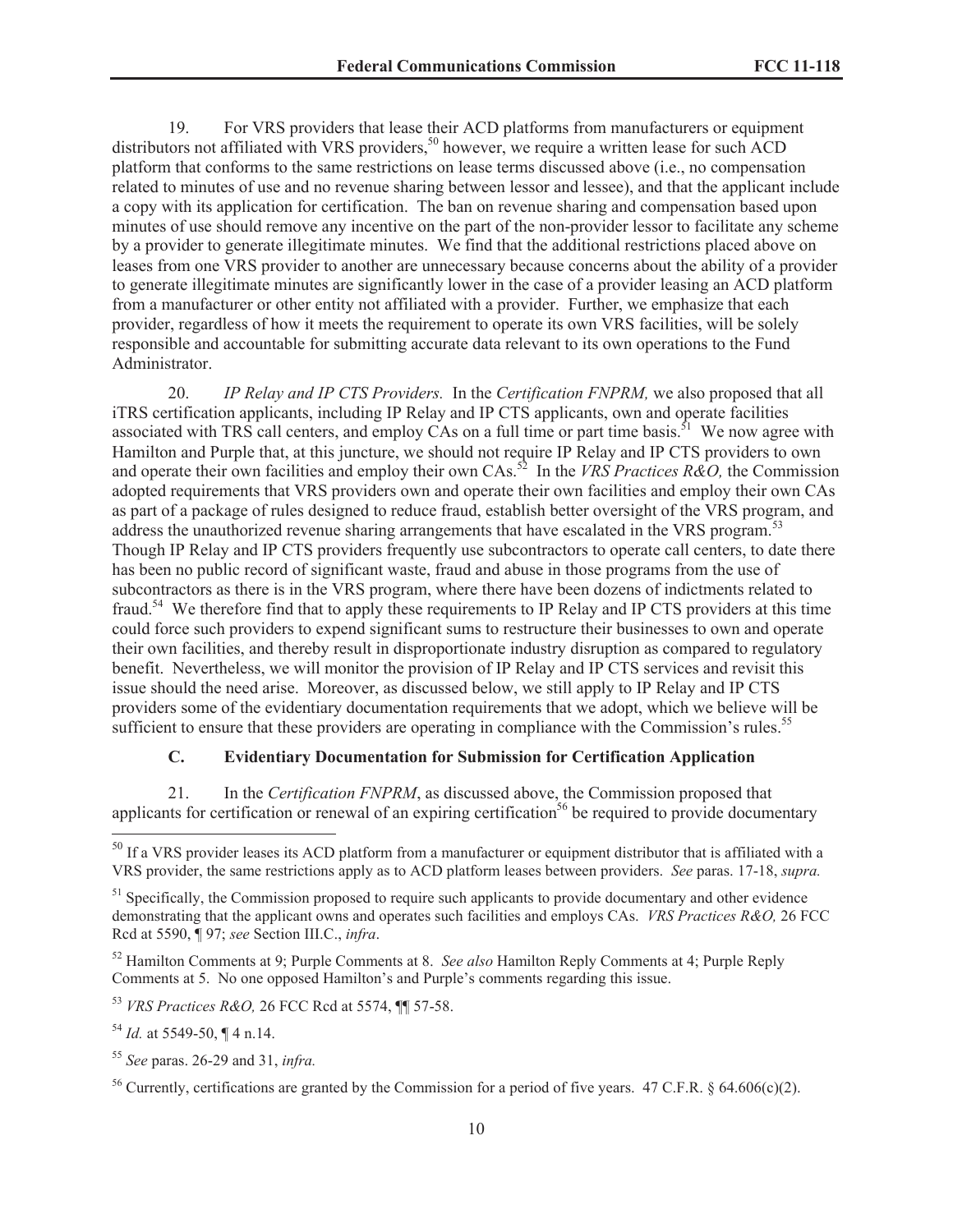19. For VRS providers that lease their ACD platforms from manufacturers or equipment distributors not affiliated with VRS providers,[50] however, we require a written lease for such ACD platform that conforms to the same restrictions on lease terms discussed above (i.e., no compensation related to minutes of use and no revenue sharing between lessor and lessee), and that the applicant include a copy with its application for certification. The ban on revenue sharing and compensation based upon minutes of use should remove any incentive on the part of the non-provider lessor to facilitate any scheme by a provider to generate illegitimate minutes. We find that the additional restrictions placed above on leases from one VRS provider to another are unnecessary because concerns about the ability of a provider to generate illegitimate minutes are significantly lower in the case of a provider leasing an ACD platform from a manufacturer or other entity not affiliated with a provider. Further, we emphasize that each provider, regardless of how it meets the requirement to operate its own VRS facilities, will be solely responsible and accountable for submitting accurate data relevant to its own operations to the Fund Administrator.

20. *IP Relay and IP CTS Providers.* In the *Certification FNPRM,* we also proposed that all iTRS certification applicants, including IP Relay and IP CTS applicants, own and operate facilities associated with TRS call centers, and employ CAs on a full time or part time basis.[51] We now agree with Hamilton and Purple that, at this juncture, we should not require IP Relay and IP CTS providers to own and operate their own facilities and employ their own CAs.[52] In the *VRS Practices R&O,* the Commission adopted requirements that VRS providers own and operate their own facilities and employ their own CAs as part of a package of rules designed to reduce fraud, establish better oversight of the VRS program, and address the unauthorized revenue sharing arrangements that have escalated in the VRS program.[53] Though IP Relay and IP CTS providers frequently use subcontractors to operate call centers, to date there has been no public record of significant waste, fraud and abuse in those programs from the use of subcontractors as there is in the VRS program, where there have been dozens of indictments related to fraud.[54] We therefore find that to apply these requirements to IP Relay and IP CTS providers at this time could force such providers to expend significant sums to restructure their businesses to own and operate their own facilities, and thereby result in disproportionate industry disruption as compared to regulatory benefit. Nevertheless, we will monitor the provision of IP Relay and IP CTS services and revisit this issue should the need arise. Moreover, as discussed below, we still apply to IP Relay and IP CTS providers some of the evidentiary documentation requirements that we adopt, which we believe will be sufficient to ensure that these providers are operating in compliance with the Commission's rules.[55]

### C. Evidentiary Documentation for Submission for Certification Application

21. In the *Certification FNPRM*, as discussed above, the Commission proposed that applicants for certification or renewal of an expiring certification[56] be required to provide documentary

---

[50] If a VRS provider leases its ACD platform from a manufacturer or equipment distributor that is affiliated with a VRS provider, the same restrictions apply as to ACD platform leases between providers. *See* paras. 17-18, *supra.*

[51] Specifically, the Commission proposed to require such applicants to provide documentary and other evidence demonstrating that the applicant owns and operates such facilities and employs CAs. *VRS Practices R&O,* 26 FCC Rcd at 5590, ¶ 97; *see* Section III.C., *infra*.

[52] Hamilton Comments at 9; Purple Comments at 8. *See also* Hamilton Reply Comments at 4; Purple Reply Comments at 5. No one opposed Hamilton's and Purple's comments regarding this issue.

[53] *VRS Practices R&O,* 26 FCC Rcd at 5574, ¶¶ 57-58.

[54] *Id.* at 5549-50, ¶ 4 n.14.

[55] *See* paras. 26-29 and 31, *infra.*

[56] Currently, certifications are granted by the Commission for a period of five years. 47 C.F.R. § 64.606(c)(2).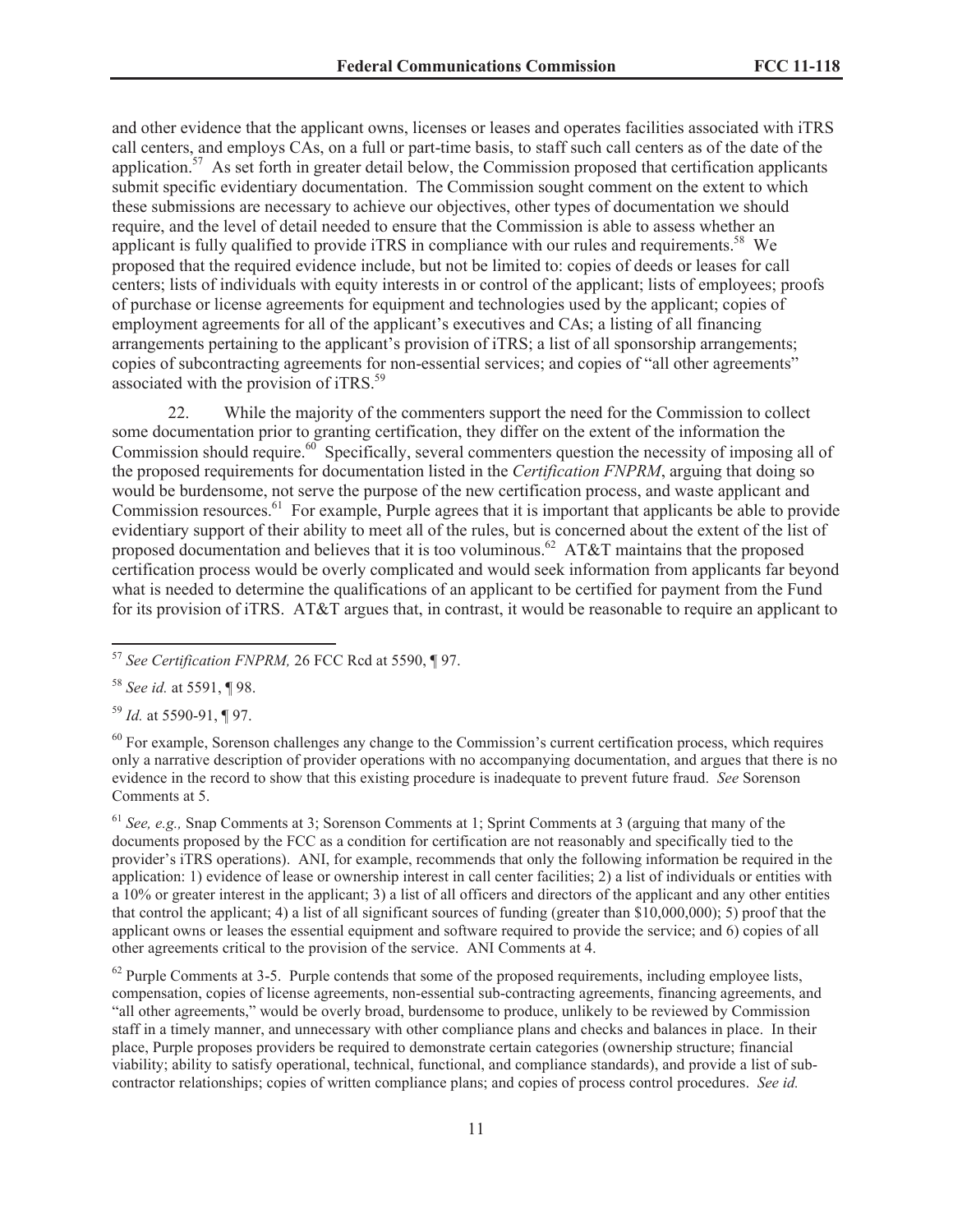and other evidence that the applicant owns, licenses or leases and operates facilities associated with iTRS call centers, and employs CAs, on a full or part-time basis, to staff such call centers as of the date of the application.[57] As set forth in greater detail below, the Commission proposed that certification applicants submit specific evidentiary documentation. The Commission sought comment on the extent to which these submissions are necessary to achieve our objectives, other types of documentation we should require, and the level of detail needed to ensure that the Commission is able to assess whether an applicant is fully qualified to provide iTRS in compliance with our rules and requirements.[58] We proposed that the required evidence include, but not be limited to: copies of deeds or leases for call centers; lists of individuals with equity interests in or control of the applicant; lists of employees; proofs of purchase or license agreements for equipment and technologies used by the applicant; copies of employment agreements for all of the applicant's executives and CAs; a listing of all financing arrangements pertaining to the applicant's provision of iTRS; a list of all sponsorship arrangements; copies of subcontracting agreements for non-essential services; and copies of "all other agreements" associated with the provision of iTRS.[59]

22. While the majority of the commenters support the need for the Commission to collect some documentation prior to granting certification, they differ on the extent of the information the Commission should require.[60] Specifically, several commenters question the necessity of imposing all of the proposed requirements for documentation listed in the *Certification FNPRM*, arguing that doing so would be burdensome, not serve the purpose of the new certification process, and waste applicant and Commission resources.[61] For example, Purple agrees that it is important that applicants be able to provide evidentiary support of their ability to meet all of the rules, but is concerned about the extent of the list of proposed documentation and believes that it is too voluminous.[62] AT&T maintains that the proposed certification process would be overly complicated and would seek information from applicants far beyond what is needed to determine the qualifications of an applicant to be certified for payment from the Fund for its provision of iTRS. AT&T argues that, in contrast, it would be reasonable to require an applicant to

---

[57] *See Certification FNPRM,* 26 FCC Rcd at 5590, ¶ 97.

[58] *See id.* at 5591, ¶ 98.

[59] *Id.* at 5590-91, ¶ 97.

[60] For example, Sorenson challenges any change to the Commission's current certification process, which requires only a narrative description of provider operations with no accompanying documentation, and argues that there is no evidence in the record to show that this existing procedure is inadequate to prevent future fraud. *See* Sorenson Comments at 5.

[61] *See, e.g.,* Snap Comments at 3; Sorenson Comments at 1; Sprint Comments at 3 (arguing that many of the documents proposed by the FCC as a condition for certification are not reasonably and specifically tied to the provider's iTRS operations). ANI, for example, recommends that only the following information be required in the application: 1) evidence of lease or ownership interest in call center facilities; 2) a list of individuals or entities with a 10% or greater interest in the applicant; 3) a list of all officers and directors of the applicant and any other entities that control the applicant; 4) a list of all significant sources of funding (greater than $10,000,000); 5) proof that the applicant owns or leases the essential equipment and software required to provide the service; and 6) copies of all other agreements critical to the provision of the service. ANI Comments at 4.

[62] Purple Comments at 3-5. Purple contends that some of the proposed requirements, including employee lists, compensation, copies of license agreements, non-essential sub-contracting agreements, financing agreements, and "all other agreements," would be overly broad, burdensome to produce, unlikely to be reviewed by Commission staff in a timely manner, and unnecessary with other compliance plans and checks and balances in place. In their place, Purple proposes providers be required to demonstrate certain categories (ownership structure; financial viability; ability to satisfy operational, technical, functional, and compliance standards), and provide a list of sub-contractor relationships; copies of written compliance plans; and copies of process control procedures. *See id.*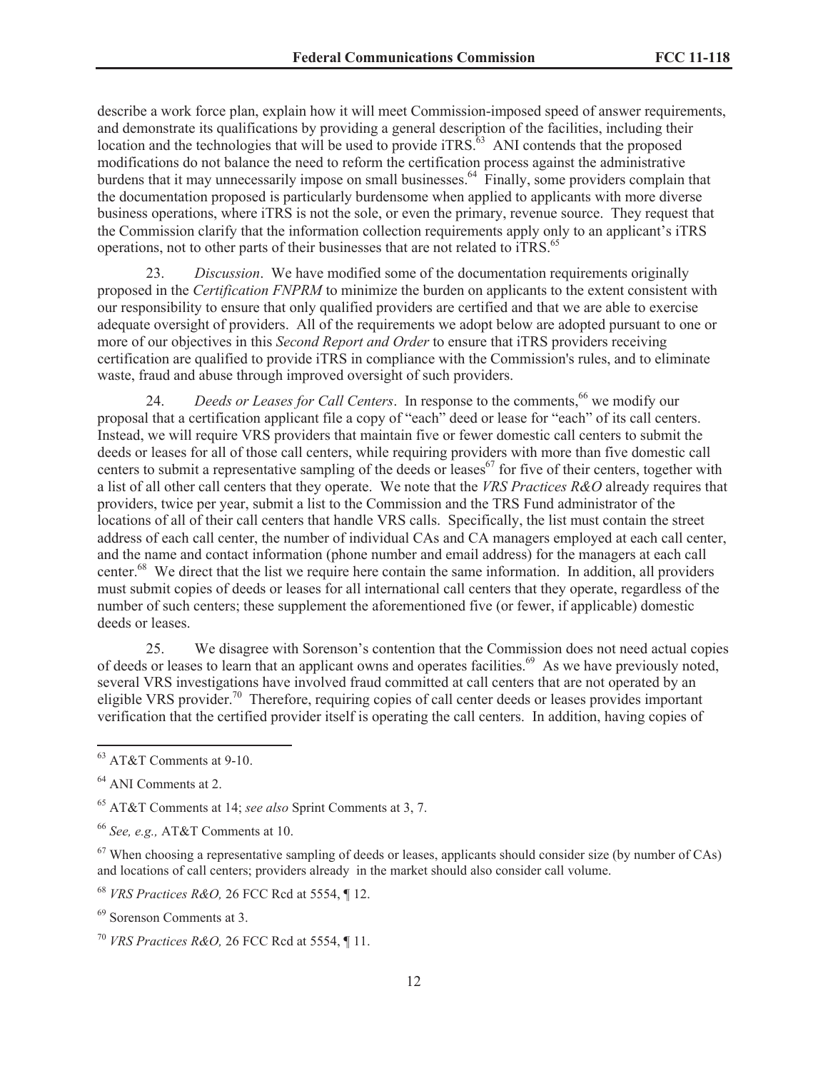describe a work force plan, explain how it will meet Commission-imposed speed of answer requirements, and demonstrate its qualifications by providing a general description of the facilities, including their location and the technologies that will be used to provide iTRS.[63] ANI contends that the proposed modifications do not balance the need to reform the certification process against the administrative burdens that it may unnecessarily impose on small businesses.[64] Finally, some providers complain that the documentation proposed is particularly burdensome when applied to applicants with more diverse business operations, where iTRS is not the sole, or even the primary, revenue source. They request that the Commission clarify that the information collection requirements apply only to an applicant's iTRS operations, not to other parts of their businesses that are not related to iTRS.[65]

23. *Discussion*. We have modified some of the documentation requirements originally proposed in the *Certification FNPRM* to minimize the burden on applicants to the extent consistent with our responsibility to ensure that only qualified providers are certified and that we are able to exercise adequate oversight of providers. All of the requirements we adopt below are adopted pursuant to one or more of our objectives in this *Second Report and Order* to ensure that iTRS providers receiving certification are qualified to provide iTRS in compliance with the Commission's rules, and to eliminate waste, fraud and abuse through improved oversight of such providers.

24. *Deeds or Leases for Call Centers*. In response to the comments,[66] we modify our proposal that a certification applicant file a copy of "each" deed or lease for "each" of its call centers. Instead, we will require VRS providers that maintain five or fewer domestic call centers to submit the deeds or leases for all of those call centers, while requiring providers with more than five domestic call centers to submit a representative sampling of the deeds or leases[67] for five of their centers, together with a list of all other call centers that they operate. We note that the *VRS Practices R&O* already requires that providers, twice per year, submit a list to the Commission and the TRS Fund administrator of the locations of all of their call centers that handle VRS calls. Specifically, the list must contain the street address of each call center, the number of individual CAs and CA managers employed at each call center, and the name and contact information (phone number and email address) for the managers at each call center.[68] We direct that the list we require here contain the same information. In addition, all providers must submit copies of deeds or leases for all international call centers that they operate, regardless of the number of such centers; these supplement the aforementioned five (or fewer, if applicable) domestic deeds or leases.

25. We disagree with Sorenson's contention that the Commission does not need actual copies of deeds or leases to learn that an applicant owns and operates facilities.[69] As we have previously noted, several VRS investigations have involved fraud committed at call centers that are not operated by an eligible VRS provider.[70] Therefore, requiring copies of call center deeds or leases provides important verification that the certified provider itself is operating the call centers. In addition, having copies of

---

[63] AT&T Comments at 9-10.

[64] ANI Comments at 2.

[65] AT&T Comments at 14; *see also* Sprint Comments at 3, 7.

[66] *See, e.g.,* AT&T Comments at 10.

[67] When choosing a representative sampling of deeds or leases, applicants should consider size (by number of CAs) and locations of call centers; providers already in the market should also consider call volume.

[68] *VRS Practices R&O,* 26 FCC Rcd at 5554, ¶ 12.

[69] Sorenson Comments at 3.

[70] *VRS Practices R&O,* 26 FCC Rcd at 5554, ¶ 11.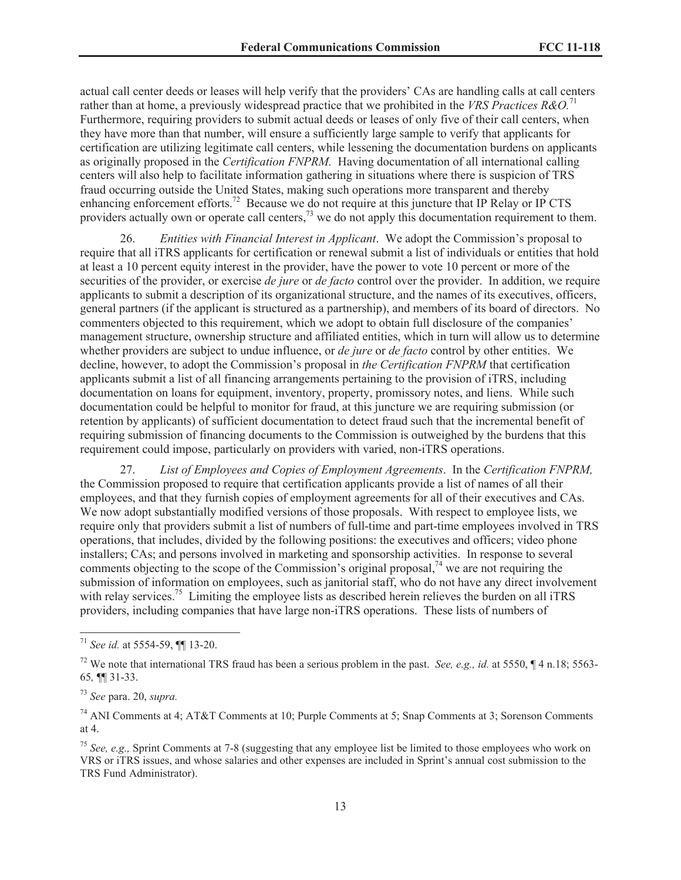actual call center deeds or leases will help verify that the providers' CAs are handling calls at call centers rather than at home, a previously widespread practice that we prohibited in the *VRS Practices R&O.*[71] Furthermore, requiring providers to submit actual deeds or leases of only five of their call centers, when they have more than that number, will ensure a sufficiently large sample to verify that applicants for certification are utilizing legitimate call centers, while lessening the documentation burdens on applicants as originally proposed in the *Certification FNPRM.* Having documentation of all international calling centers will also help to facilitate information gathering in situations where there is suspicion of TRS fraud occurring outside the United States, making such operations more transparent and thereby enhancing enforcement efforts.[72] Because we do not require at this juncture that IP Relay or IP CTS providers actually own or operate call centers,[73] we do not apply this documentation requirement to them.

26. *Entities with Financial Interest in Applicant*. We adopt the Commission's proposal to require that all iTRS applicants for certification or renewal submit a list of individuals or entities that hold at least a 10 percent equity interest in the provider, have the power to vote 10 percent or more of the securities of the provider, or exercise *de jure* or *de facto* control over the provider. In addition, we require applicants to submit a description of its organizational structure, and the names of its executives, officers, general partners (if the applicant is structured as a partnership), and members of its board of directors. No commenters objected to this requirement, which we adopt to obtain full disclosure of the companies' management structure, ownership structure and affiliated entities, which in turn will allow us to determine whether providers are subject to undue influence, or *de jure* or *de facto* control by other entities. We decline, however, to adopt the Commission's proposal in *the Certification FNPRM* that certification applicants submit a list of all financing arrangements pertaining to the provision of iTRS, including documentation on loans for equipment, inventory, property, promissory notes, and liens. While such documentation could be helpful to monitor for fraud, at this juncture we are requiring submission (or retention by applicants) of sufficient documentation to detect fraud such that the incremental benefit of requiring submission of financing documents to the Commission is outweighed by the burdens that this requirement could impose, particularly on providers with varied, non-iTRS operations.

27. *List of Employees and Copies of Employment Agreements*. In the *Certification FNPRM,* the Commission proposed to require that certification applicants provide a list of names of all their employees, and that they furnish copies of employment agreements for all of their executives and CAs. We now adopt substantially modified versions of those proposals. With respect to employee lists, we require only that providers submit a list of numbers of full-time and part-time employees involved in TRS operations, that includes, divided by the following positions: the executives and officers; video phone installers; CAs; and persons involved in marketing and sponsorship activities. In response to several comments objecting to the scope of the Commission's original proposal,[74] we are not requiring the submission of information on employees, such as janitorial staff, who do not have any direct involvement with relay services.[75] Limiting the employee lists as described herein relieves the burden on all iTRS providers, including companies that have large non-iTRS operations. These lists of numbers of

---

[71] *See id.* at 5554-59, ¶¶ 13-20.

[72] We note that international TRS fraud has been a serious problem in the past. *See, e.g., id.* at 5550, ¶ 4 n.18; 5563-65*,* ¶¶ 31-33.

[73] *See* para. 20, *supra.*

[74] ANI Comments at 4; AT&T Comments at 10; Purple Comments at 5; Snap Comments at 3; Sorenson Comments at 4.

[75] *See, e.g.,* Sprint Comments at 7-8 (suggesting that any employee list be limited to those employees who work on VRS or iTRS issues, and whose salaries and other expenses are included in Sprint's annual cost submission to the TRS Fund Administrator).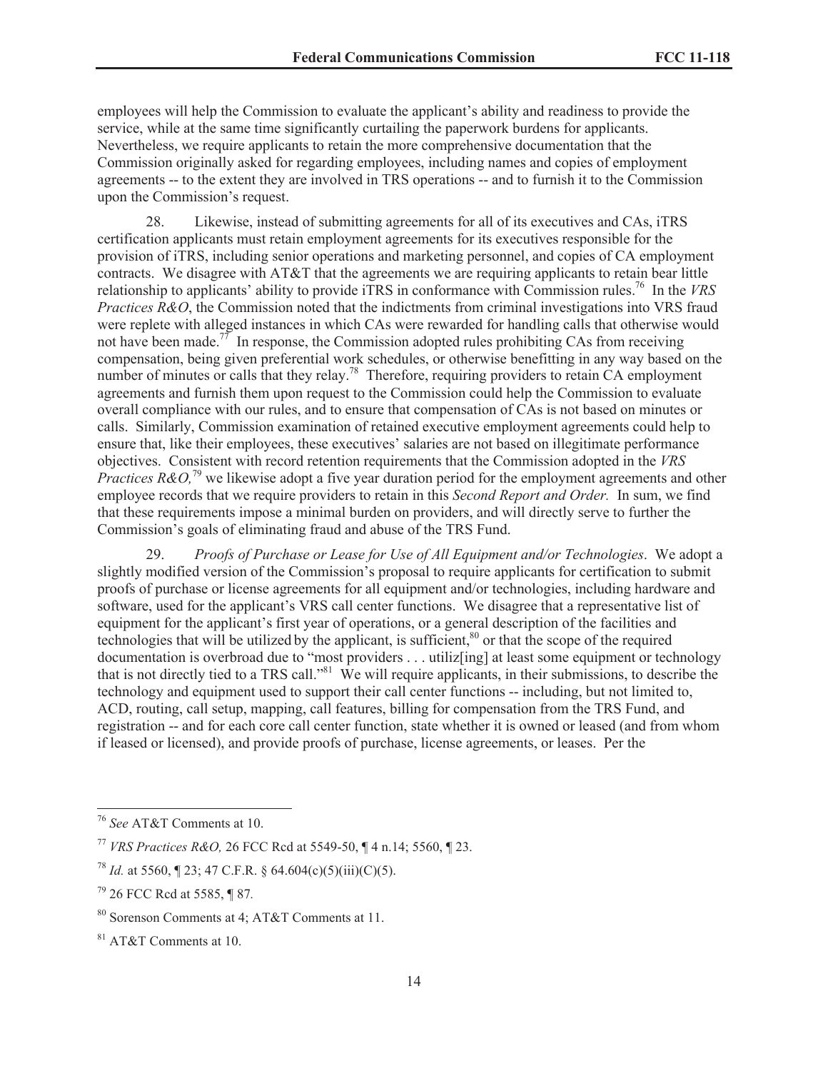employees will help the Commission to evaluate the applicant's ability and readiness to provide the service, while at the same time significantly curtailing the paperwork burdens for applicants. Nevertheless, we require applicants to retain the more comprehensive documentation that the Commission originally asked for regarding employees, including names and copies of employment agreements -- to the extent they are involved in TRS operations -- and to furnish it to the Commission upon the Commission's request.

28. Likewise, instead of submitting agreements for all of its executives and CAs, iTRS certification applicants must retain employment agreements for its executives responsible for the provision of iTRS, including senior operations and marketing personnel, and copies of CA employment contracts. We disagree with AT&T that the agreements we are requiring applicants to retain bear little relationship to applicants' ability to provide iTRS in conformance with Commission rules.[76] In the *VRS Practices R&O*, the Commission noted that the indictments from criminal investigations into VRS fraud were replete with alleged instances in which CAs were rewarded for handling calls that otherwise would not have been made.[77] In response, the Commission adopted rules prohibiting CAs from receiving compensation, being given preferential work schedules, or otherwise benefitting in any way based on the number of minutes or calls that they relay.[78] Therefore, requiring providers to retain CA employment agreements and furnish them upon request to the Commission could help the Commission to evaluate overall compliance with our rules, and to ensure that compensation of CAs is not based on minutes or calls. Similarly, Commission examination of retained executive employment agreements could help to ensure that, like their employees, these executives' salaries are not based on illegitimate performance objectives. Consistent with record retention requirements that the Commission adopted in the *VRS Practices R&O,*[79] we likewise adopt a five year duration period for the employment agreements and other employee records that we require providers to retain in this *Second Report and Order.* In sum, we find that these requirements impose a minimal burden on providers, and will directly serve to further the Commission's goals of eliminating fraud and abuse of the TRS Fund.

29. *Proofs of Purchase or Lease for Use of All Equipment and/or Technologies*. We adopt a slightly modified version of the Commission's proposal to require applicants for certification to submit proofs of purchase or license agreements for all equipment and/or technologies, including hardware and software, used for the applicant's VRS call center functions. We disagree that a representative list of equipment for the applicant's first year of operations, or a general description of the facilities and technologies that will be utilized by the applicant, is sufficient,[80] or that the scope of the required documentation is overbroad due to "most providers . . . utiliz[ing] at least some equipment or technology that is not directly tied to a TRS call."[81] We will require applicants, in their submissions, to describe the technology and equipment used to support their call center functions -- including, but not limited to, ACD, routing, call setup, mapping, call features, billing for compensation from the TRS Fund, and registration -- and for each core call center function, state whether it is owned or leased (and from whom if leased or licensed), and provide proofs of purchase, license agreements, or leases. Per the

---

[76] *See* AT&T Comments at 10.

[77] *VRS Practices R&O,* 26 FCC Rcd at 5549-50, ¶ 4 n.14; 5560, ¶ 23.

[78] *Id.* at 5560, ¶ 23; 47 C.F.R. § 64.604(c)(5)(iii)(C)(5).

[79] 26 FCC Rcd at 5585, ¶ 87*.*

[80] Sorenson Comments at 4; AT&T Comments at 11.

[81] AT&T Comments at 10.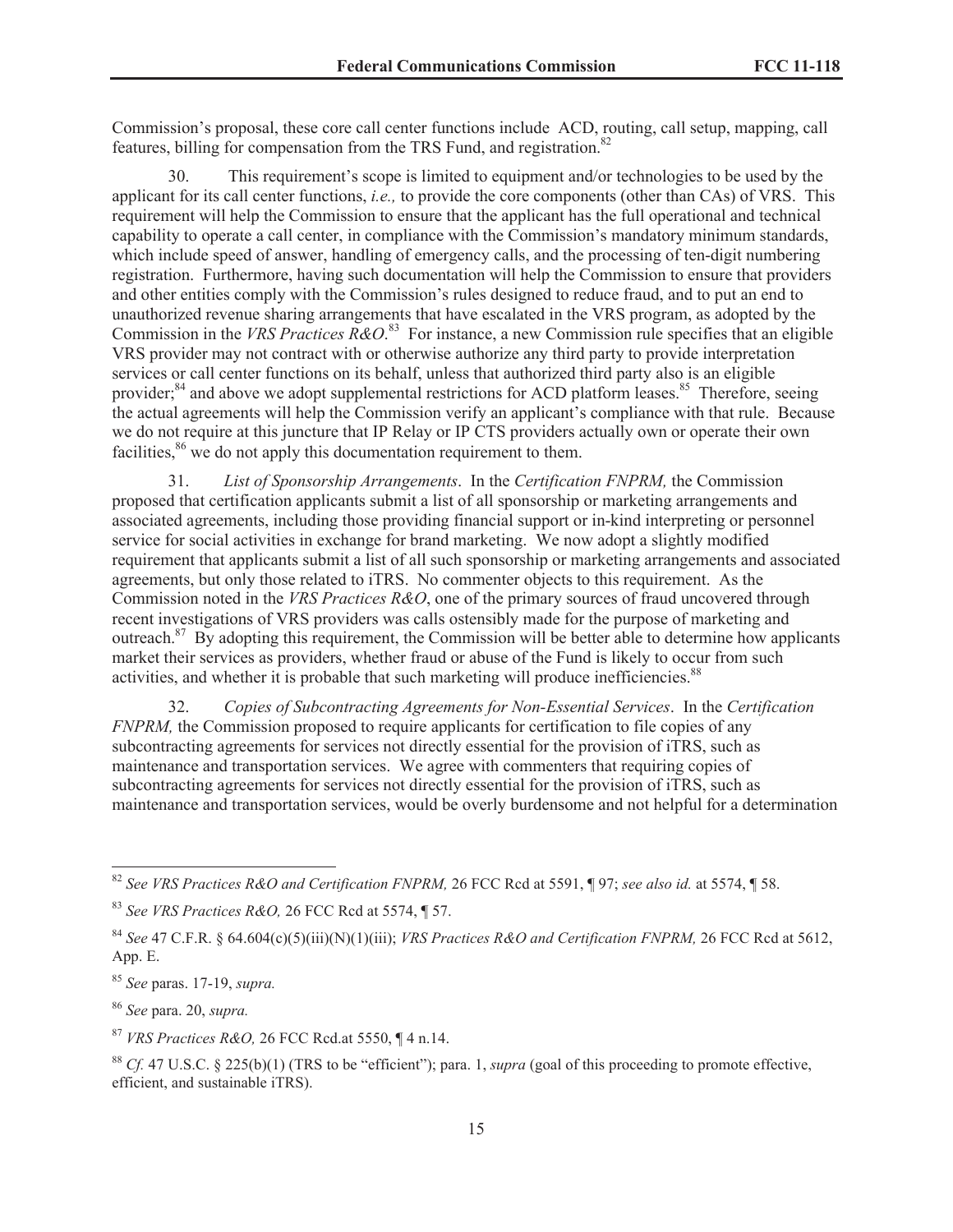Commission's proposal, these core call center functions include ACD, routing, call setup, mapping, call features, billing for compensation from the TRS Fund, and registration.[82]

30. This requirement's scope is limited to equipment and/or technologies to be used by the applicant for its call center functions, *i.e.,* to provide the core components (other than CAs) of VRS. This requirement will help the Commission to ensure that the applicant has the full operational and technical capability to operate a call center, in compliance with the Commission's mandatory minimum standards, which include speed of answer, handling of emergency calls, and the processing of ten-digit numbering registration. Furthermore, having such documentation will help the Commission to ensure that providers and other entities comply with the Commission's rules designed to reduce fraud, and to put an end to unauthorized revenue sharing arrangements that have escalated in the VRS program, as adopted by the Commission in the *VRS Practices R&O*.[83] For instance, a new Commission rule specifies that an eligible VRS provider may not contract with or otherwise authorize any third party to provide interpretation services or call center functions on its behalf, unless that authorized third party also is an eligible provider;[84] and above we adopt supplemental restrictions for ACD platform leases.[85] Therefore, seeing the actual agreements will help the Commission verify an applicant's compliance with that rule. Because we do not require at this juncture that IP Relay or IP CTS providers actually own or operate their own facilities,[86] we do not apply this documentation requirement to them.

31. *List of Sponsorship Arrangements*. In the *Certification FNPRM,* the Commission proposed that certification applicants submit a list of all sponsorship or marketing arrangements and associated agreements, including those providing financial support or in-kind interpreting or personnel service for social activities in exchange for brand marketing. We now adopt a slightly modified requirement that applicants submit a list of all such sponsorship or marketing arrangements and associated agreements, but only those related to iTRS. No commenter objects to this requirement. As the Commission noted in the *VRS Practices R&O*, one of the primary sources of fraud uncovered through recent investigations of VRS providers was calls ostensibly made for the purpose of marketing and outreach.[87] By adopting this requirement, the Commission will be better able to determine how applicants market their services as providers, whether fraud or abuse of the Fund is likely to occur from such activities, and whether it is probable that such marketing will produce inefficiencies.[88]

32. *Copies of Subcontracting Agreements for Non-Essential Services*. In the *Certification FNPRM,* the Commission proposed to require applicants for certification to file copies of any subcontracting agreements for services not directly essential for the provision of iTRS, such as maintenance and transportation services. We agree with commenters that requiring copies of subcontracting agreements for services not directly essential for the provision of iTRS, such as maintenance and transportation services, would be overly burdensome and not helpful for a determination

---

[82] *See VRS Practices R&O and Certification FNPRM,* 26 FCC Rcd at 5591, ¶ 97; *see also id.* at 5574, ¶ 58.

[83] *See VRS Practices R&O,* 26 FCC Rcd at 5574, ¶ 57.

[84] *See* 47 C.F.R. § 64.604(c)(5)(iii)(N)(1)(iii); *VRS Practices R&O and Certification FNPRM,* 26 FCC Rcd at 5612, App. E.

[85] *See* paras. 17-19, *supra.*

[86] *See* para. 20, *supra.*

[87] *VRS Practices R&O,* 26 FCC Rcd.at 5550, ¶ 4 n.14.

[88] *Cf.* 47 U.S.C. § 225(b)(1) (TRS to be "efficient"); para. 1, *supra* (goal of this proceeding to promote effective, efficient, and sustainable iTRS).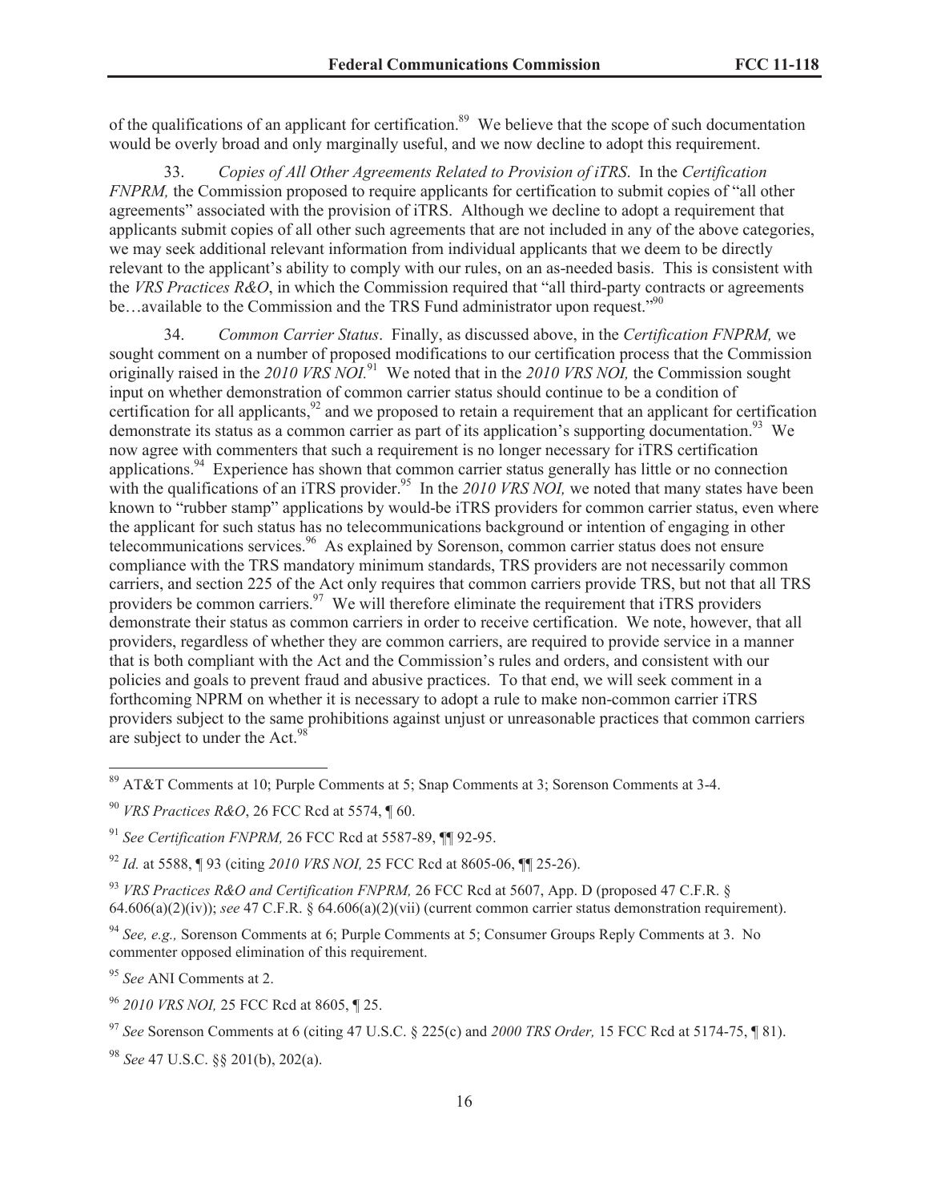of the qualifications of an applicant for certification.[89] We believe that the scope of such documentation would be overly broad and only marginally useful, and we now decline to adopt this requirement.

33. *Copies of All Other Agreements Related to Provision of iTRS*. In the *Certification FNPRM,* the Commission proposed to require applicants for certification to submit copies of "all other agreements" associated with the provision of iTRS. Although we decline to adopt a requirement that applicants submit copies of all other such agreements that are not included in any of the above categories, we may seek additional relevant information from individual applicants that we deem to be directly relevant to the applicant's ability to comply with our rules, on an as-needed basis. This is consistent with the *VRS Practices R&O*, in which the Commission required that "all third-party contracts or agreements be…available to the Commission and the TRS Fund administrator upon request."[90]

34. *Common Carrier Status*. Finally, as discussed above, in the *Certification FNPRM,* we sought comment on a number of proposed modifications to our certification process that the Commission originally raised in the *2010 VRS NOI.*[91] We noted that in the *2010 VRS NOI,* the Commission sought input on whether demonstration of common carrier status should continue to be a condition of certification for all applicants,[92] and we proposed to retain a requirement that an applicant for certification demonstrate its status as a common carrier as part of its application's supporting documentation.[93] We now agree with commenters that such a requirement is no longer necessary for iTRS certification applications.[94] Experience has shown that common carrier status generally has little or no connection with the qualifications of an iTRS provider.[95] In the *2010 VRS NOI,* we noted that many states have been known to "rubber stamp" applications by would-be iTRS providers for common carrier status, even where the applicant for such status has no telecommunications background or intention of engaging in other telecommunications services.[96] As explained by Sorenson, common carrier status does not ensure compliance with the TRS mandatory minimum standards, TRS providers are not necessarily common carriers, and section 225 of the Act only requires that common carriers provide TRS, but not that all TRS providers be common carriers.[97] We will therefore eliminate the requirement that iTRS providers demonstrate their status as common carriers in order to receive certification. We note, however, that all providers, regardless of whether they are common carriers, are required to provide service in a manner that is both compliant with the Act and the Commission's rules and orders, and consistent with our policies and goals to prevent fraud and abusive practices. To that end, we will seek comment in a forthcoming NPRM on whether it is necessary to adopt a rule to make non-common carrier iTRS providers subject to the same prohibitions against unjust or unreasonable practices that common carriers are subject to under the Act.[98]

---

[89] AT&T Comments at 10; Purple Comments at 5; Snap Comments at 3; Sorenson Comments at 3-4.

[90] *VRS Practices R&O*, 26 FCC Rcd at 5574, ¶ 60.

[91] *See Certification FNPRM,* 26 FCC Rcd at 5587-89, ¶¶ 92-95.

[92] *Id.* at 5588, ¶ 93 (citing *2010 VRS NOI,* 25 FCC Rcd at 8605-06, ¶¶ 25-26).

[93] *VRS Practices R&O and Certification FNPRM,* 26 FCC Rcd at 5607, App. D (proposed 47 C.F.R. § 64.606(a)(2)(iv)); *see* 47 C.F.R. § 64.606(a)(2)(vii) (current common carrier status demonstration requirement).

[94] *See, e.g.,* Sorenson Comments at 6; Purple Comments at 5; Consumer Groups Reply Comments at 3. No commenter opposed elimination of this requirement.

[95] *See* ANI Comments at 2.

[96] *2010 VRS NOI,* 25 FCC Rcd at 8605, ¶ 25.

[97] *See* Sorenson Comments at 6 (citing 47 U.S.C. § 225(c) and *2000 TRS Order,* 15 FCC Rcd at 5174-75, ¶ 81).

[98] *See* 47 U.S.C. §§ 201(b), 202(a).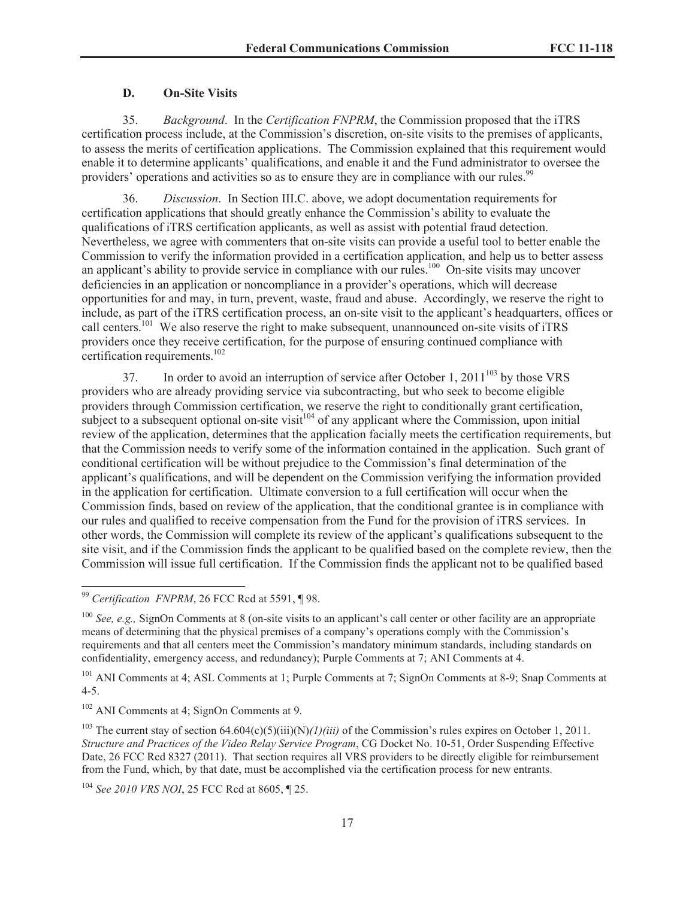### D. On-Site Visits

35. *Background*. In the *Certification FNPRM*, the Commission proposed that the iTRS certification process include, at the Commission's discretion, on-site visits to the premises of applicants, to assess the merits of certification applications. The Commission explained that this requirement would enable it to determine applicants' qualifications, and enable it and the Fund administrator to oversee the providers' operations and activities so as to ensure they are in compliance with our rules.[99]

36. *Discussion*. In Section III.C. above, we adopt documentation requirements for certification applications that should greatly enhance the Commission's ability to evaluate the qualifications of iTRS certification applicants, as well as assist with potential fraud detection. Nevertheless, we agree with commenters that on-site visits can provide a useful tool to better enable the Commission to verify the information provided in a certification application, and help us to better assess an applicant's ability to provide service in compliance with our rules.[100] On-site visits may uncover deficiencies in an application or noncompliance in a provider's operations, which will decrease opportunities for and may, in turn, prevent, waste, fraud and abuse. Accordingly, we reserve the right to include, as part of the iTRS certification process, an on-site visit to the applicant's headquarters, offices or call centers.[101] We also reserve the right to make subsequent, unannounced on-site visits of iTRS providers once they receive certification, for the purpose of ensuring continued compliance with certification requirements.[102]

37. In order to avoid an interruption of service after October 1, 2011[103] by those VRS providers who are already providing service via subcontracting, but who seek to become eligible providers through Commission certification, we reserve the right to conditionally grant certification, subject to a subsequent optional on-site visit[104] of any applicant where the Commission, upon initial review of the application, determines that the application facially meets the certification requirements, but that the Commission needs to verify some of the information contained in the application. Such grant of conditional certification will be without prejudice to the Commission's final determination of the applicant's qualifications, and will be dependent on the Commission verifying the information provided in the application for certification. Ultimate conversion to a full certification will occur when the Commission finds, based on review of the application, that the conditional grantee is in compliance with our rules and qualified to receive compensation from the Fund for the provision of iTRS services. In other words, the Commission will complete its review of the applicant's qualifications subsequent to the site visit, and if the Commission finds the applicant to be qualified based on the complete review, then the Commission will issue full certification. If the Commission finds the applicant not to be qualified based

---

[99] *Certification FNPRM*, 26 FCC Rcd at 5591, ¶ 98.

[100] *See, e.g.,* SignOn Comments at 8 (on-site visits to an applicant's call center or other facility are an appropriate means of determining that the physical premises of a company's operations comply with the Commission's requirements and that all centers meet the Commission's mandatory minimum standards, including standards on confidentiality, emergency access, and redundancy); Purple Comments at 7; ANI Comments at 4.

[101] ANI Comments at 4; ASL Comments at 1; Purple Comments at 7; SignOn Comments at 8-9; Snap Comments at 4-5.

[102] ANI Comments at 4; SignOn Comments at 9.

[103] The current stay of section 64.604(c)(5)(iii)(N)*(1)(iii)* of the Commission's rules expires on October 1, 2011. *Structure and Practices of the Video Relay Service Program*, CG Docket No. 10-51, Order Suspending Effective Date, 26 FCC Rcd 8327 (2011). That section requires all VRS providers to be directly eligible for reimbursement from the Fund, which, by that date, must be accomplished via the certification process for new entrants.

[104] *See 2010 VRS NOI*, 25 FCC Rcd at 8605, ¶ 25.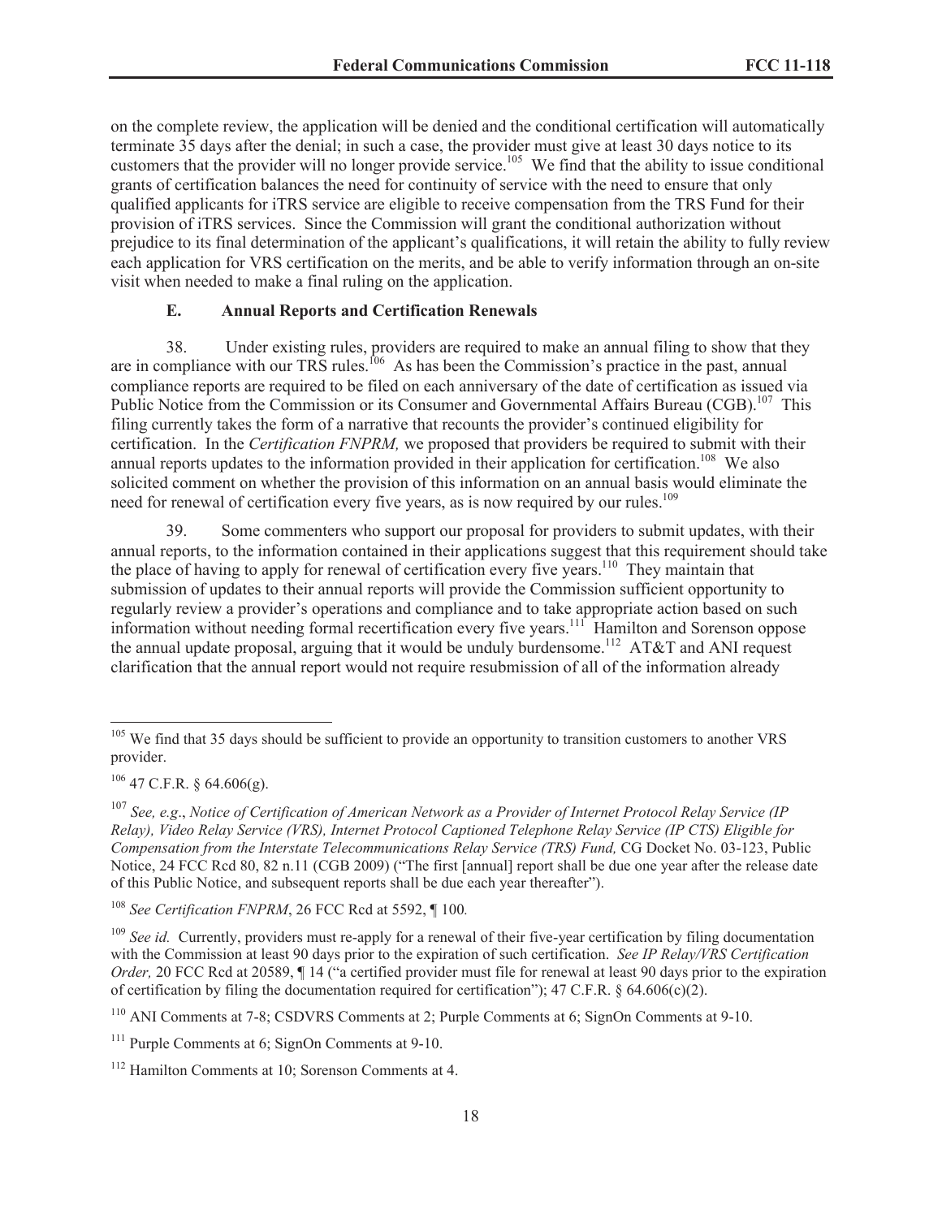on the complete review, the application will be denied and the conditional certification will automatically terminate 35 days after the denial; in such a case, the provider must give at least 30 days notice to its customers that the provider will no longer provide service.[105] We find that the ability to issue conditional grants of certification balances the need for continuity of service with the need to ensure that only qualified applicants for iTRS service are eligible to receive compensation from the TRS Fund for their provision of iTRS services. Since the Commission will grant the conditional authorization without prejudice to its final determination of the applicant's qualifications, it will retain the ability to fully review each application for VRS certification on the merits, and be able to verify information through an on-site visit when needed to make a final ruling on the application.

### E. Annual Reports and Certification Renewals

38. Under existing rules, providers are required to make an annual filing to show that they are in compliance with our TRS rules.[106] As has been the Commission's practice in the past, annual compliance reports are required to be filed on each anniversary of the date of certification as issued via Public Notice from the Commission or its Consumer and Governmental Affairs Bureau (CGB).[107] This filing currently takes the form of a narrative that recounts the provider's continued eligibility for certification. In the *Certification FNPRM,* we proposed that providers be required to submit with their annual reports updates to the information provided in their application for certification.[108] We also solicited comment on whether the provision of this information on an annual basis would eliminate the need for renewal of certification every five years, as is now required by our rules.[109]

39. Some commenters who support our proposal for providers to submit updates, with their annual reports, to the information contained in their applications suggest that this requirement should take the place of having to apply for renewal of certification every five years.[110] They maintain that submission of updates to their annual reports will provide the Commission sufficient opportunity to regularly review a provider's operations and compliance and to take appropriate action based on such information without needing formal recertification every five years.[111] Hamilton and Sorenson oppose the annual update proposal, arguing that it would be unduly burdensome.[112] AT&T and ANI request clarification that the annual report would not require resubmission of all of the information already

---

[105] We find that 35 days should be sufficient to provide an opportunity to transition customers to another VRS provider.

[106] 47 C.F.R. § 64.606(g).

[107] *See, e.g*., *Notice of Certification of American Network as a Provider of Internet Protocol Relay Service (IP Relay), Video Relay Service (VRS), Internet Protocol Captioned Telephone Relay Service (IP CTS) Eligible for Compensation from the Interstate Telecommunications Relay Service (TRS) Fund,* CG Docket No. 03-123, Public Notice, 24 FCC Rcd 80, 82 n.11 (CGB 2009) ("The first [annual] report shall be due one year after the release date of this Public Notice, and subsequent reports shall be due each year thereafter").

[108] *See Certification FNPRM*, 26 FCC Rcd at 5592, ¶ 100*.*

[109] *See id.* Currently, providers must re-apply for a renewal of their five-year certification by filing documentation with the Commission at least 90 days prior to the expiration of such certification. *See IP Relay/VRS Certification Order,* 20 FCC Rcd at 20589, ¶ 14 ("a certified provider must file for renewal at least 90 days prior to the expiration of certification by filing the documentation required for certification"); 47 C.F.R. § 64.606(c)(2).

[110] ANI Comments at 7-8; CSDVRS Comments at 2; Purple Comments at 6; SignOn Comments at 9-10.

[111] Purple Comments at 6; SignOn Comments at 9-10.

[112] Hamilton Comments at 10; Sorenson Comments at 4.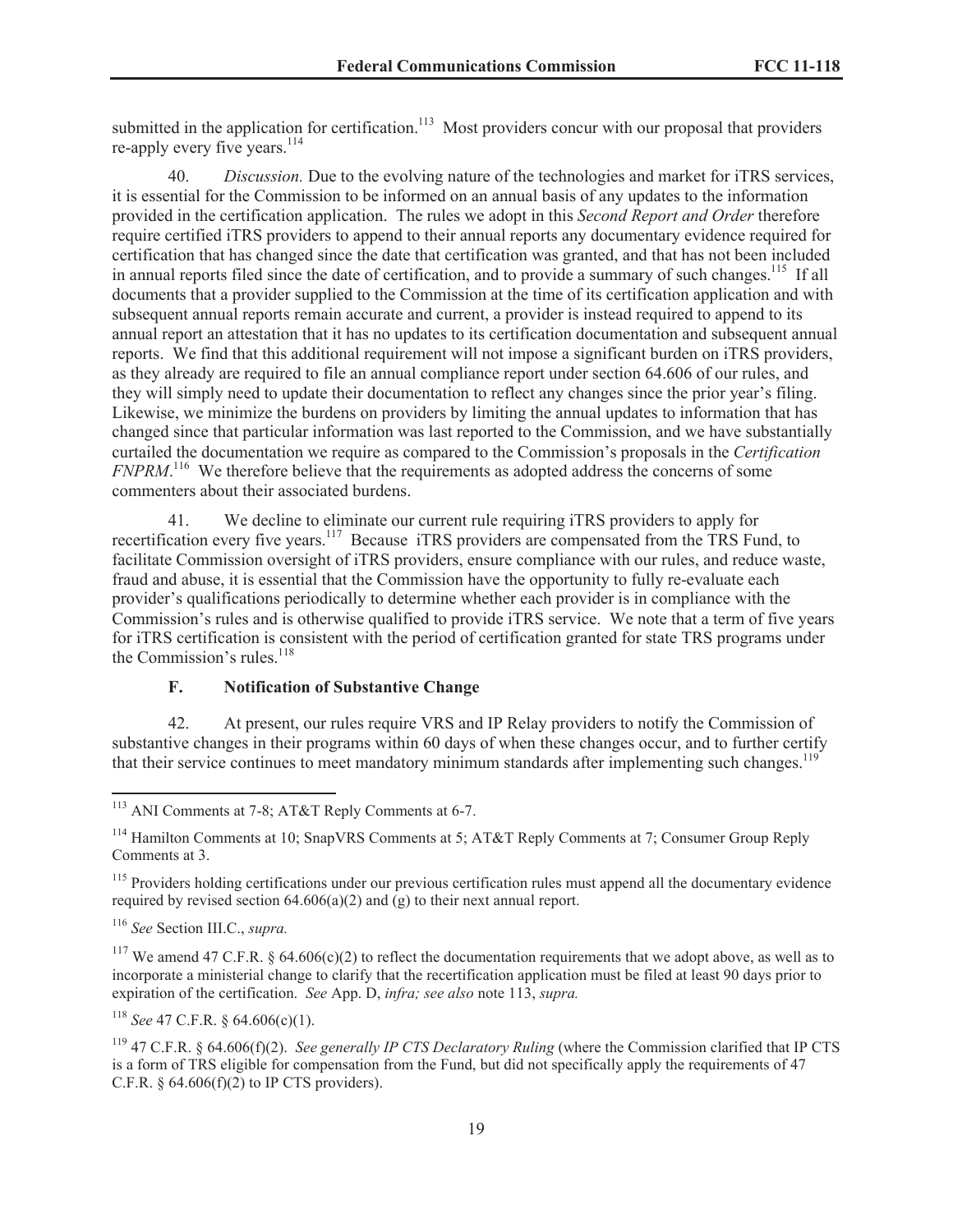submitted in the application for certification.[113] Most providers concur with our proposal that providers re-apply every five years.[114]

40. *Discussion.* Due to the evolving nature of the technologies and market for iTRS services, it is essential for the Commission to be informed on an annual basis of any updates to the information provided in the certification application. The rules we adopt in this *Second Report and Order* therefore require certified iTRS providers to append to their annual reports any documentary evidence required for certification that has changed since the date that certification was granted, and that has not been included in annual reports filed since the date of certification, and to provide a summary of such changes.[115] If all documents that a provider supplied to the Commission at the time of its certification application and with subsequent annual reports remain accurate and current, a provider is instead required to append to its annual report an attestation that it has no updates to its certification documentation and subsequent annual reports. We find that this additional requirement will not impose a significant burden on iTRS providers, as they already are required to file an annual compliance report under section 64.606 of our rules, and they will simply need to update their documentation to reflect any changes since the prior year's filing. Likewise, we minimize the burdens on providers by limiting the annual updates to information that has changed since that particular information was last reported to the Commission, and we have substantially curtailed the documentation we require as compared to the Commission's proposals in the *Certification FNPRM*.[116] We therefore believe that the requirements as adopted address the concerns of some commenters about their associated burdens.

41. We decline to eliminate our current rule requiring iTRS providers to apply for recertification every five years.[117] Because iTRS providers are compensated from the TRS Fund, to facilitate Commission oversight of iTRS providers, ensure compliance with our rules, and reduce waste, fraud and abuse, it is essential that the Commission have the opportunity to fully re-evaluate each provider's qualifications periodically to determine whether each provider is in compliance with the Commission's rules and is otherwise qualified to provide iTRS service. We note that a term of five years for iTRS certification is consistent with the period of certification granted for state TRS programs under the Commission's rules.[118]

### F. Notification of Substantive Change

42. At present, our rules require VRS and IP Relay providers to notify the Commission of substantive changes in their programs within 60 days of when these changes occur, and to further certify that their service continues to meet mandatory minimum standards after implementing such changes.[119]

---

[113] ANI Comments at 7-8; AT&T Reply Comments at 6-7.

[114] Hamilton Comments at 10; SnapVRS Comments at 5; AT&T Reply Comments at 7; Consumer Group Reply Comments at 3.

[115] Providers holding certifications under our previous certification rules must append all the documentary evidence required by revised section 64.606(a)(2) and (g) to their next annual report.

[116] *See* Section III.C., *supra.*

[117] We amend 47 C.F.R. § 64.606(c)(2) to reflect the documentation requirements that we adopt above, as well as to incorporate a ministerial change to clarify that the recertification application must be filed at least 90 days prior to expiration of the certification. *See* App. D, *infra; see also* note 113, *supra.*

[118] *See* 47 C.F.R. § 64.606(c)(1).

[119] 47 C.F.R. § 64.606(f)(2). *See generally IP CTS Declaratory Ruling* (where the Commission clarified that IP CTS is a form of TRS eligible for compensation from the Fund, but did not specifically apply the requirements of 47 C.F.R. § 64.606(f)(2) to IP CTS providers).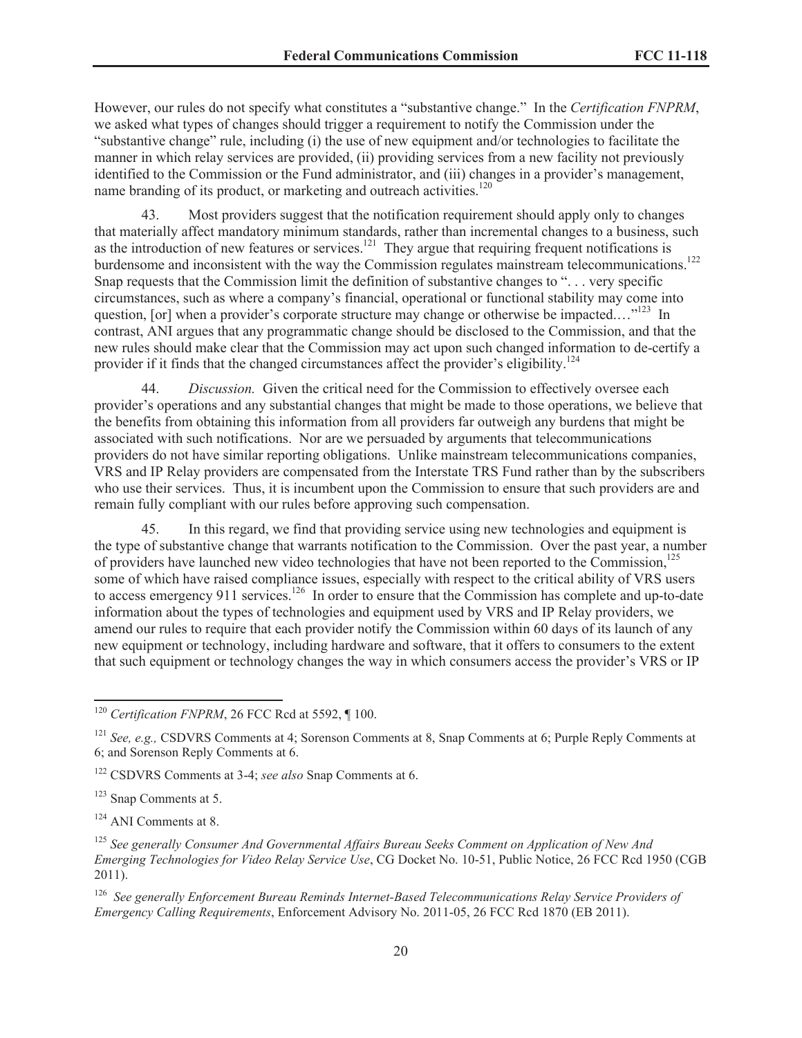However, our rules do not specify what constitutes a "substantive change." In the *Certification FNPRM*, we asked what types of changes should trigger a requirement to notify the Commission under the "substantive change" rule, including (i) the use of new equipment and/or technologies to facilitate the manner in which relay services are provided, (ii) providing services from a new facility not previously identified to the Commission or the Fund administrator, and (iii) changes in a provider's management, name branding of its product, or marketing and outreach activities.[120]

43. Most providers suggest that the notification requirement should apply only to changes that materially affect mandatory minimum standards, rather than incremental changes to a business, such as the introduction of new features or services.[121] They argue that requiring frequent notifications is burdensome and inconsistent with the way the Commission regulates mainstream telecommunications.[122] Snap requests that the Commission limit the definition of substantive changes to ". . . very specific circumstances, such as where a company's financial, operational or functional stability may come into question, [or] when a provider's corporate structure may change or otherwise be impacted.…"[123] In contrast, ANI argues that any programmatic change should be disclosed to the Commission, and that the new rules should make clear that the Commission may act upon such changed information to de-certify a provider if it finds that the changed circumstances affect the provider's eligibility.[124]

44. *Discussion.* Given the critical need for the Commission to effectively oversee each provider's operations and any substantial changes that might be made to those operations, we believe that the benefits from obtaining this information from all providers far outweigh any burdens that might be associated with such notifications. Nor are we persuaded by arguments that telecommunications providers do not have similar reporting obligations. Unlike mainstream telecommunications companies, VRS and IP Relay providers are compensated from the Interstate TRS Fund rather than by the subscribers who use their services. Thus, it is incumbent upon the Commission to ensure that such providers are and remain fully compliant with our rules before approving such compensation.

45. In this regard, we find that providing service using new technologies and equipment is the type of substantive change that warrants notification to the Commission. Over the past year, a number of providers have launched new video technologies that have not been reported to the Commission,[125] some of which have raised compliance issues, especially with respect to the critical ability of VRS users to access emergency 911 services.[126] In order to ensure that the Commission has complete and up-to-date information about the types of technologies and equipment used by VRS and IP Relay providers, we amend our rules to require that each provider notify the Commission within 60 days of its launch of any new equipment or technology, including hardware and software, that it offers to consumers to the extent that such equipment or technology changes the way in which consumers access the provider's VRS or IP

---

[120] *Certification FNPRM*, 26 FCC Rcd at 5592, ¶ 100.

[121] *See, e.g.,* CSDVRS Comments at 4; Sorenson Comments at 8, Snap Comments at 6; Purple Reply Comments at 6; and Sorenson Reply Comments at 6.

[122] CSDVRS Comments at 3-4; *see also* Snap Comments at 6.

[123] Snap Comments at 5.

[124] ANI Comments at 8.

[125] *See generally Consumer And Governmental Affairs Bureau Seeks Comment on Application of New And Emerging Technologies for Video Relay Service Use*, CG Docket No. 10-51, Public Notice, 26 FCC Rcd 1950 (CGB 2011).

[126] *See generally Enforcement Bureau Reminds Internet-Based Telecommunications Relay Service Providers of Emergency Calling Requirements*, Enforcement Advisory No. 2011-05, 26 FCC Rcd 1870 (EB 2011).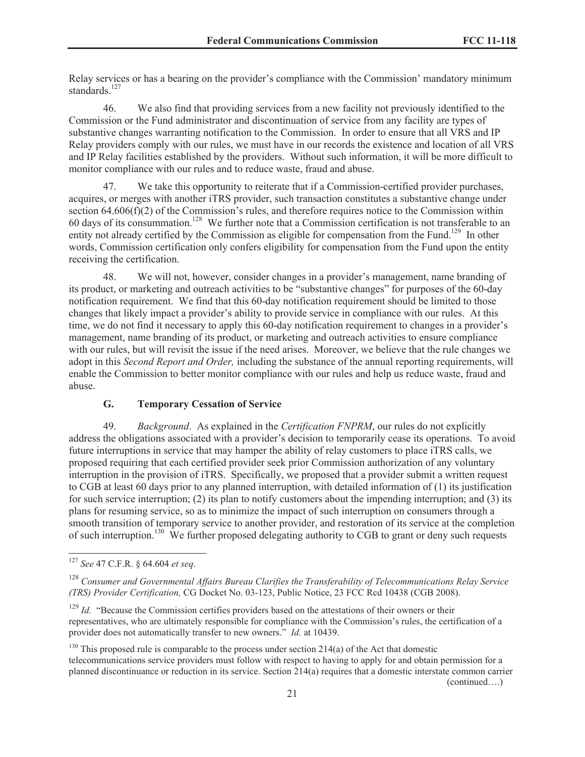Relay services or has a bearing on the provider's compliance with the Commission' mandatory minimum standards.[127]

46. We also find that providing services from a new facility not previously identified to the Commission or the Fund administrator and discontinuation of service from any facility are types of substantive changes warranting notification to the Commission. In order to ensure that all VRS and IP Relay providers comply with our rules, we must have in our records the existence and location of all VRS and IP Relay facilities established by the providers. Without such information, it will be more difficult to monitor compliance with our rules and to reduce waste, fraud and abuse.

47. We take this opportunity to reiterate that if a Commission-certified provider purchases, acquires, or merges with another iTRS provider, such transaction constitutes a substantive change under section 64.606(f)(2) of the Commission's rules, and therefore requires notice to the Commission within 60 days of its consummation.[128] We further note that a Commission certification is not transferable to an entity not already certified by the Commission as eligible for compensation from the Fund.[129] In other words, Commission certification only confers eligibility for compensation from the Fund upon the entity receiving the certification.

48. We will not, however, consider changes in a provider's management, name branding of its product, or marketing and outreach activities to be "substantive changes" for purposes of the 60-day notification requirement. We find that this 60-day notification requirement should be limited to those changes that likely impact a provider's ability to provide service in compliance with our rules. At this time, we do not find it necessary to apply this 60-day notification requirement to changes in a provider's management, name branding of its product, or marketing and outreach activities to ensure compliance with our rules, but will revisit the issue if the need arises. Moreover, we believe that the rule changes we adopt in this *Second Report and Order,* including the substance of the annual reporting requirements, will enable the Commission to better monitor compliance with our rules and help us reduce waste, fraud and abuse.

### G. Temporary Cessation of Service

49. *Background*. As explained in the *Certification FNPRM*, our rules do not explicitly address the obligations associated with a provider's decision to temporarily cease its operations. To avoid future interruptions in service that may hamper the ability of relay customers to place iTRS calls, we proposed requiring that each certified provider seek prior Commission authorization of any voluntary interruption in the provision of iTRS. Specifically, we proposed that a provider submit a written request to CGB at least 60 days prior to any planned interruption, with detailed information of (1) its justification for such service interruption; (2) its plan to notify customers about the impending interruption; and (3) its plans for resuming service, so as to minimize the impact of such interruption on consumers through a smooth transition of temporary service to another provider, and restoration of its service at the completion of such interruption.[130] We further proposed delegating authority to CGB to grant or deny such requests

---

[127] *See* 47 C.F.R. § 64.604 *et seq*.

[128] *Consumer and Governmental Affairs Bureau Clarifies the Transferability of Telecommunications Relay Service (TRS) Provider Certification,* CG Docket No. 03-123, Public Notice, 23 FCC Rcd 10438 (CGB 2008).

[129] *Id.* "Because the Commission certifies providers based on the attestations of their owners or their representatives, who are ultimately responsible for compliance with the Commission's rules, the certification of a provider does not automatically transfer to new owners." *Id.* at 10439.

[130] This proposed rule is comparable to the process under section 214(a) of the Act that domestic telecommunications service providers must follow with respect to having to apply for and obtain permission for a planned discontinuance or reduction in its service. Section 214(a) requires that a domestic interstate common carrier (continued….)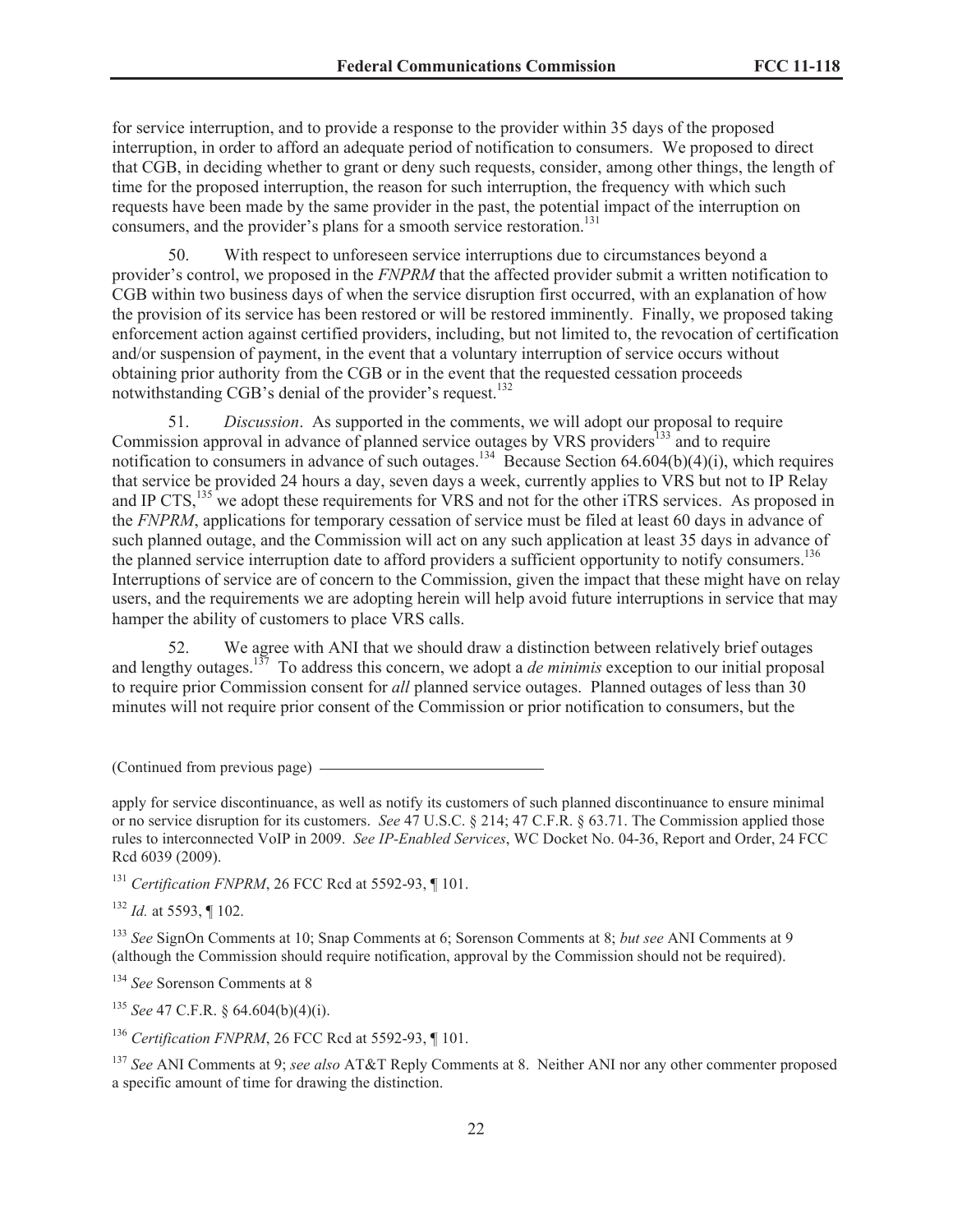for service interruption, and to provide a response to the provider within 35 days of the proposed interruption, in order to afford an adequate period of notification to consumers. We proposed to direct that CGB, in deciding whether to grant or deny such requests, consider, among other things, the length of time for the proposed interruption, the reason for such interruption, the frequency with which such requests have been made by the same provider in the past, the potential impact of the interruption on consumers, and the provider's plans for a smooth service restoration.[131]

50. With respect to unforeseen service interruptions due to circumstances beyond a provider's control, we proposed in the *FNPRM* that the affected provider submit a written notification to CGB within two business days of when the service disruption first occurred, with an explanation of how the provision of its service has been restored or will be restored imminently. Finally, we proposed taking enforcement action against certified providers, including, but not limited to, the revocation of certification and/or suspension of payment, in the event that a voluntary interruption of service occurs without obtaining prior authority from the CGB or in the event that the requested cessation proceeds notwithstanding CGB's denial of the provider's request.[132]

51. *Discussion*. As supported in the comments, we will adopt our proposal to require Commission approval in advance of planned service outages by VRS providers[133] and to require notification to consumers in advance of such outages.[134] Because Section 64.604(b)(4)(i), which requires that service be provided 24 hours a day, seven days a week, currently applies to VRS but not to IP Relay and IP CTS,[135] we adopt these requirements for VRS and not for the other iTRS services. As proposed in the *FNPRM*, applications for temporary cessation of service must be filed at least 60 days in advance of such planned outage, and the Commission will act on any such application at least 35 days in advance of the planned service interruption date to afford providers a sufficient opportunity to notify consumers.[136] Interruptions of service are of concern to the Commission, given the impact that these might have on relay users, and the requirements we are adopting herein will help avoid future interruptions in service that may hamper the ability of customers to place VRS calls.

52. We agree with ANI that we should draw a distinction between relatively brief outages and lengthy outages.[137] To address this concern, we adopt a *de minimis* exception to our initial proposal to require prior Commission consent for *all* planned service outages. Planned outages of less than 30 minutes will not require prior consent of the Commission or prior notification to consumers, but the

---

(Continued from previous page)

apply for service discontinuance, as well as notify its customers of such planned discontinuance to ensure minimal or no service disruption for its customers. *See* 47 U.S.C. § 214; 47 C.F.R. § 63.71. The Commission applied those rules to interconnected VoIP in 2009. *See IP-Enabled Services*, WC Docket No. 04-36, Report and Order, 24 FCC Rcd 6039 (2009).

[131] *Certification FNPRM*, 26 FCC Rcd at 5592-93, ¶ 101.

[132] *Id.* at 5593, ¶ 102.

[133] *See* SignOn Comments at 10; Snap Comments at 6; Sorenson Comments at 8; *but see* ANI Comments at 9 (although the Commission should require notification, approval by the Commission should not be required).

[134] *See* Sorenson Comments at 8

[135] *See* 47 C.F.R. § 64.604(b)(4)(i).

[136] *Certification FNPRM*, 26 FCC Rcd at 5592-93, ¶ 101.

[137] *See* ANI Comments at 9; *see also* AT&T Reply Comments at 8. Neither ANI nor any other commenter proposed a specific amount of time for drawing the distinction.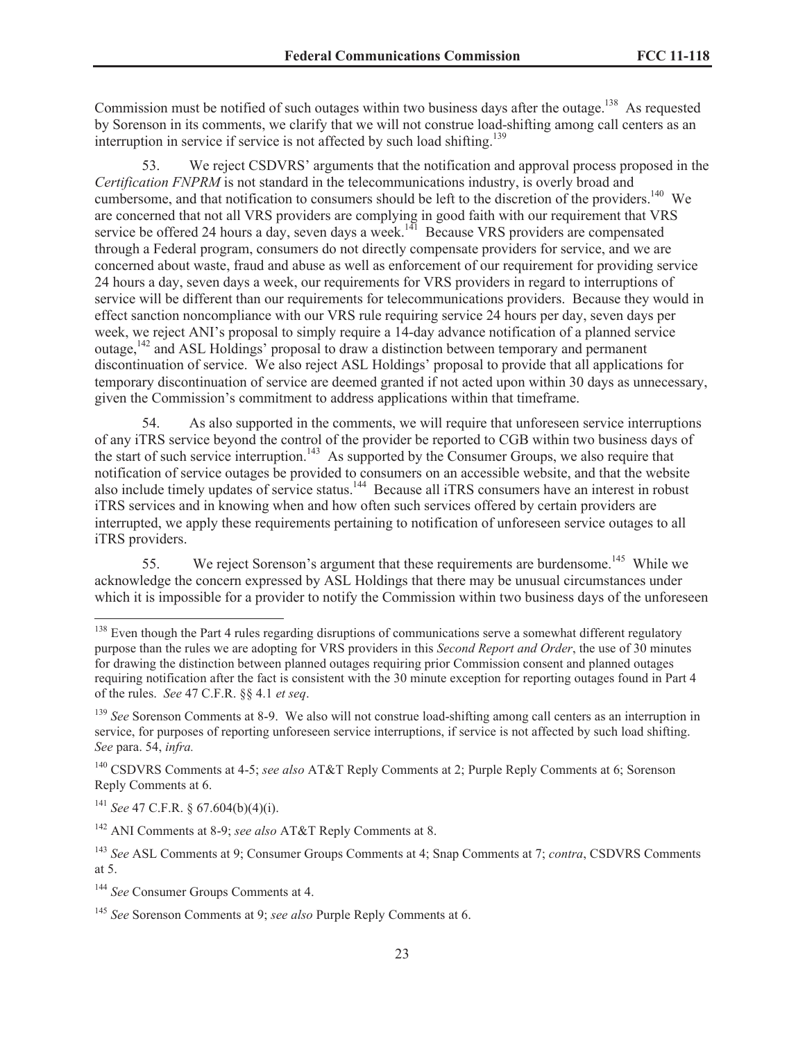Commission must be notified of such outages within two business days after the outage.[138] As requested by Sorenson in its comments, we clarify that we will not construe load-shifting among call centers as an interruption in service if service is not affected by such load shifting.[139]

53. We reject CSDVRS' arguments that the notification and approval process proposed in the *Certification FNPRM* is not standard in the telecommunications industry, is overly broad and cumbersome, and that notification to consumers should be left to the discretion of the providers.[140] We are concerned that not all VRS providers are complying in good faith with our requirement that VRS service be offered 24 hours a day, seven days a week.[141] Because VRS providers are compensated through a Federal program, consumers do not directly compensate providers for service, and we are concerned about waste, fraud and abuse as well as enforcement of our requirement for providing service 24 hours a day, seven days a week, our requirements for VRS providers in regard to interruptions of service will be different than our requirements for telecommunications providers. Because they would in effect sanction noncompliance with our VRS rule requiring service 24 hours per day, seven days per week, we reject ANI's proposal to simply require a 14-day advance notification of a planned service outage,[142] and ASL Holdings' proposal to draw a distinction between temporary and permanent discontinuation of service. We also reject ASL Holdings' proposal to provide that all applications for temporary discontinuation of service are deemed granted if not acted upon within 30 days as unnecessary, given the Commission's commitment to address applications within that timeframe.

54. As also supported in the comments, we will require that unforeseen service interruptions of any iTRS service beyond the control of the provider be reported to CGB within two business days of the start of such service interruption.[143] As supported by the Consumer Groups, we also require that notification of service outages be provided to consumers on an accessible website, and that the website also include timely updates of service status.[144] Because all iTRS consumers have an interest in robust iTRS services and in knowing when and how often such services offered by certain providers are interrupted, we apply these requirements pertaining to notification of unforeseen service outages to all iTRS providers.

55. We reject Sorenson's argument that these requirements are burdensome.[145] While we acknowledge the concern expressed by ASL Holdings that there may be unusual circumstances under which it is impossible for a provider to notify the Commission within two business days of the unforeseen

---

[138] Even though the Part 4 rules regarding disruptions of communications serve a somewhat different regulatory purpose than the rules we are adopting for VRS providers in this *Second Report and Order*, the use of 30 minutes for drawing the distinction between planned outages requiring prior Commission consent and planned outages requiring notification after the fact is consistent with the 30 minute exception for reporting outages found in Part 4 of the rules. *See* 47 C.F.R. §§ 4.1 *et seq*.

[139] *See* Sorenson Comments at 8-9. We also will not construe load-shifting among call centers as an interruption in service, for purposes of reporting unforeseen service interruptions, if service is not affected by such load shifting. *See* para. 54, *infra.*

[140] CSDVRS Comments at 4-5; *see also* AT&T Reply Comments at 2; Purple Reply Comments at 6; Sorenson Reply Comments at 6.

[141] *See* 47 C.F.R. § 67.604(b)(4)(i).

[142] ANI Comments at 8-9; *see also* AT&T Reply Comments at 8.

[143] *See* ASL Comments at 9; Consumer Groups Comments at 4; Snap Comments at 7; *contra*, CSDVRS Comments at 5.

[144] *See* Consumer Groups Comments at 4.

[145] *See* Sorenson Comments at 9; *see also* Purple Reply Comments at 6.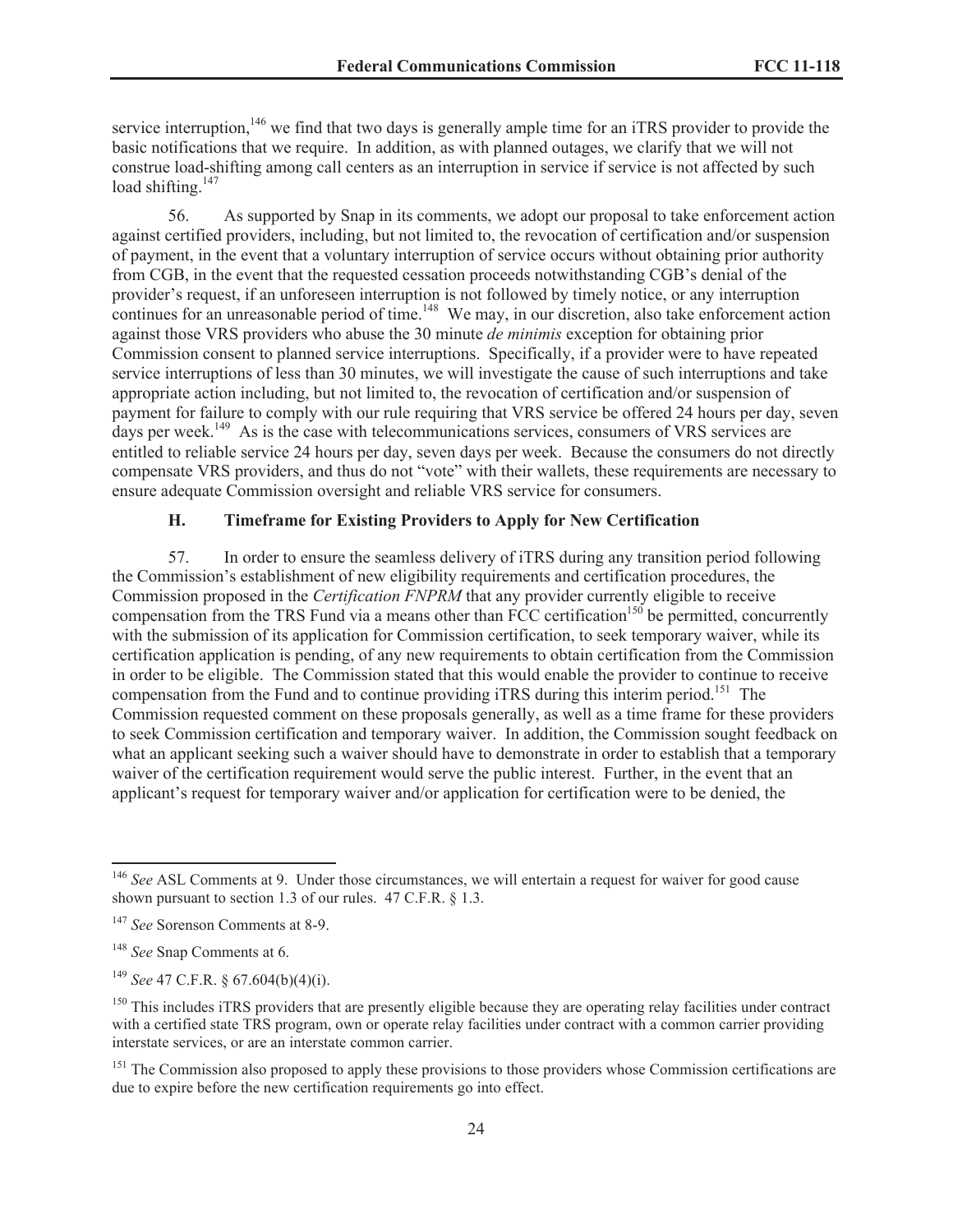service interruption,[146] we find that two days is generally ample time for an iTRS provider to provide the basic notifications that we require. In addition, as with planned outages, we clarify that we will not construe load-shifting among call centers as an interruption in service if service is not affected by such load shifting.[147]

56. As supported by Snap in its comments, we adopt our proposal to take enforcement action against certified providers, including, but not limited to, the revocation of certification and/or suspension of payment, in the event that a voluntary interruption of service occurs without obtaining prior authority from CGB, in the event that the requested cessation proceeds notwithstanding CGB's denial of the provider's request, if an unforeseen interruption is not followed by timely notice, or any interruption continues for an unreasonable period of time.[148] We may, in our discretion, also take enforcement action against those VRS providers who abuse the 30 minute *de minimis* exception for obtaining prior Commission consent to planned service interruptions. Specifically, if a provider were to have repeated service interruptions of less than 30 minutes, we will investigate the cause of such interruptions and take appropriate action including, but not limited to, the revocation of certification and/or suspension of payment for failure to comply with our rule requiring that VRS service be offered 24 hours per day, seven days per week.[149] As is the case with telecommunications services, consumers of VRS services are entitled to reliable service 24 hours per day, seven days per week. Because the consumers do not directly compensate VRS providers, and thus do not "vote" with their wallets, these requirements are necessary to ensure adequate Commission oversight and reliable VRS service for consumers.

### H. Timeframe for Existing Providers to Apply for New Certification

57. In order to ensure the seamless delivery of iTRS during any transition period following the Commission's establishment of new eligibility requirements and certification procedures, the Commission proposed in the *Certification FNPRM* that any provider currently eligible to receive compensation from the TRS Fund via a means other than FCC certification[150] be permitted, concurrently with the submission of its application for Commission certification, to seek temporary waiver, while its certification application is pending, of any new requirements to obtain certification from the Commission in order to be eligible. The Commission stated that this would enable the provider to continue to receive compensation from the Fund and to continue providing iTRS during this interim period.[151] The Commission requested comment on these proposals generally, as well as a time frame for these providers to seek Commission certification and temporary waiver. In addition, the Commission sought feedback on what an applicant seeking such a waiver should have to demonstrate in order to establish that a temporary waiver of the certification requirement would serve the public interest. Further, in the event that an applicant's request for temporary waiver and/or application for certification were to be denied, the

---

[146] *See* ASL Comments at 9. Under those circumstances, we will entertain a request for waiver for good cause shown pursuant to section 1.3 of our rules. 47 C.F.R. § 1.3.

[147] *See* Sorenson Comments at 8-9.

[148] *See* Snap Comments at 6.

[149] *See* 47 C.F.R. § 67.604(b)(4)(i).

[150] This includes iTRS providers that are presently eligible because they are operating relay facilities under contract with a certified state TRS program, own or operate relay facilities under contract with a common carrier providing interstate services, or are an interstate common carrier.

[151] The Commission also proposed to apply these provisions to those providers whose Commission certifications are due to expire before the new certification requirements go into effect.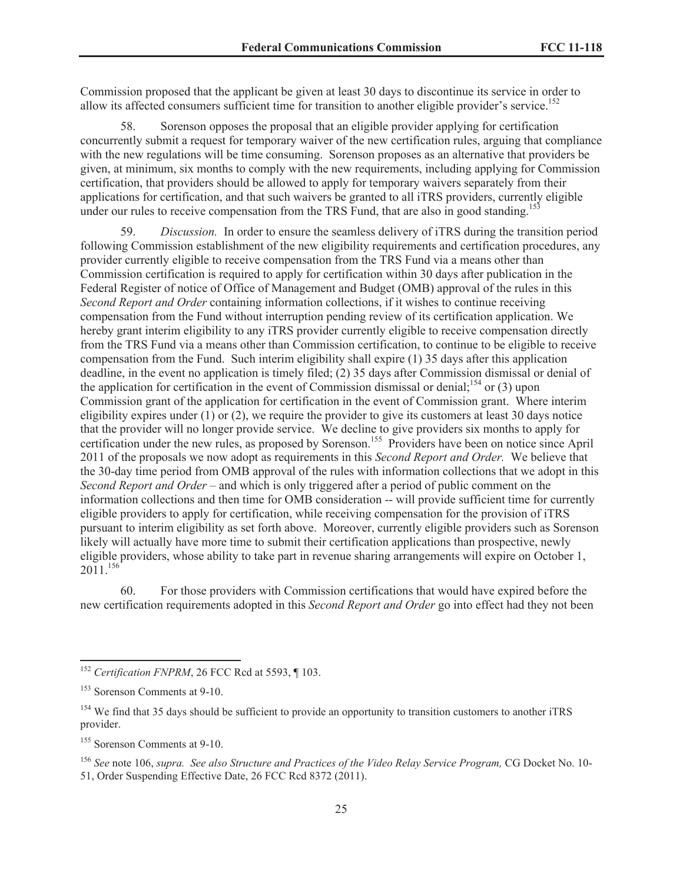Commission proposed that the applicant be given at least 30 days to discontinue its service in order to allow its affected consumers sufficient time for transition to another eligible provider's service.[152]

58. Sorenson opposes the proposal that an eligible provider applying for certification concurrently submit a request for temporary waiver of the new certification rules, arguing that compliance with the new regulations will be time consuming. Sorenson proposes as an alternative that providers be given, at minimum, six months to comply with the new requirements, including applying for Commission certification, that providers should be allowed to apply for temporary waivers separately from their applications for certification, and that such waivers be granted to all iTRS providers, currently eligible under our rules to receive compensation from the TRS Fund, that are also in good standing.[153]

59. *Discussion.* In order to ensure the seamless delivery of iTRS during the transition period following Commission establishment of the new eligibility requirements and certification procedures, any provider currently eligible to receive compensation from the TRS Fund via a means other than Commission certification is required to apply for certification within 30 days after publication in the Federal Register of notice of Office of Management and Budget (OMB) approval of the rules in this *Second Report and Order* containing information collections, if it wishes to continue receiving compensation from the Fund without interruption pending review of its certification application. We hereby grant interim eligibility to any iTRS provider currently eligible to receive compensation directly from the TRS Fund via a means other than Commission certification, to continue to be eligible to receive compensation from the Fund. Such interim eligibility shall expire (1) 35 days after this application deadline, in the event no application is timely filed; (2) 35 days after Commission dismissal or denial of the application for certification in the event of Commission dismissal or denial;[154] or (3) upon Commission grant of the application for certification in the event of Commission grant. Where interim eligibility expires under (1) or (2), we require the provider to give its customers at least 30 days notice that the provider will no longer provide service. We decline to give providers six months to apply for certification under the new rules, as proposed by Sorenson.[155] Providers have been on notice since April 2011 of the proposals we now adopt as requirements in this *Second Report and Order.* We believe that the 30-day time period from OMB approval of the rules with information collections that we adopt in this *Second Report and Order* – and which is only triggered after a period of public comment on the information collections and then time for OMB consideration -- will provide sufficient time for currently eligible providers to apply for certification, while receiving compensation for the provision of iTRS pursuant to interim eligibility as set forth above. Moreover, currently eligible providers such as Sorenson likely will actually have more time to submit their certification applications than prospective, newly eligible providers, whose ability to take part in revenue sharing arrangements will expire on October 1, 2011.[156]

60. For those providers with Commission certifications that would have expired before the new certification requirements adopted in this *Second Report and Order* go into effect had they not been

---

[152] *Certification FNPRM*, 26 FCC Rcd at 5593, ¶ 103.

[153] Sorenson Comments at 9-10.

[154] We find that 35 days should be sufficient to provide an opportunity to transition customers to another iTRS provider.

[155] Sorenson Comments at 9-10.

[156] *See* note 106, *supra. See also Structure and Practices of the Video Relay Service Program,* CG Docket No. 10-51, Order Suspending Effective Date, 26 FCC Rcd 8372 (2011).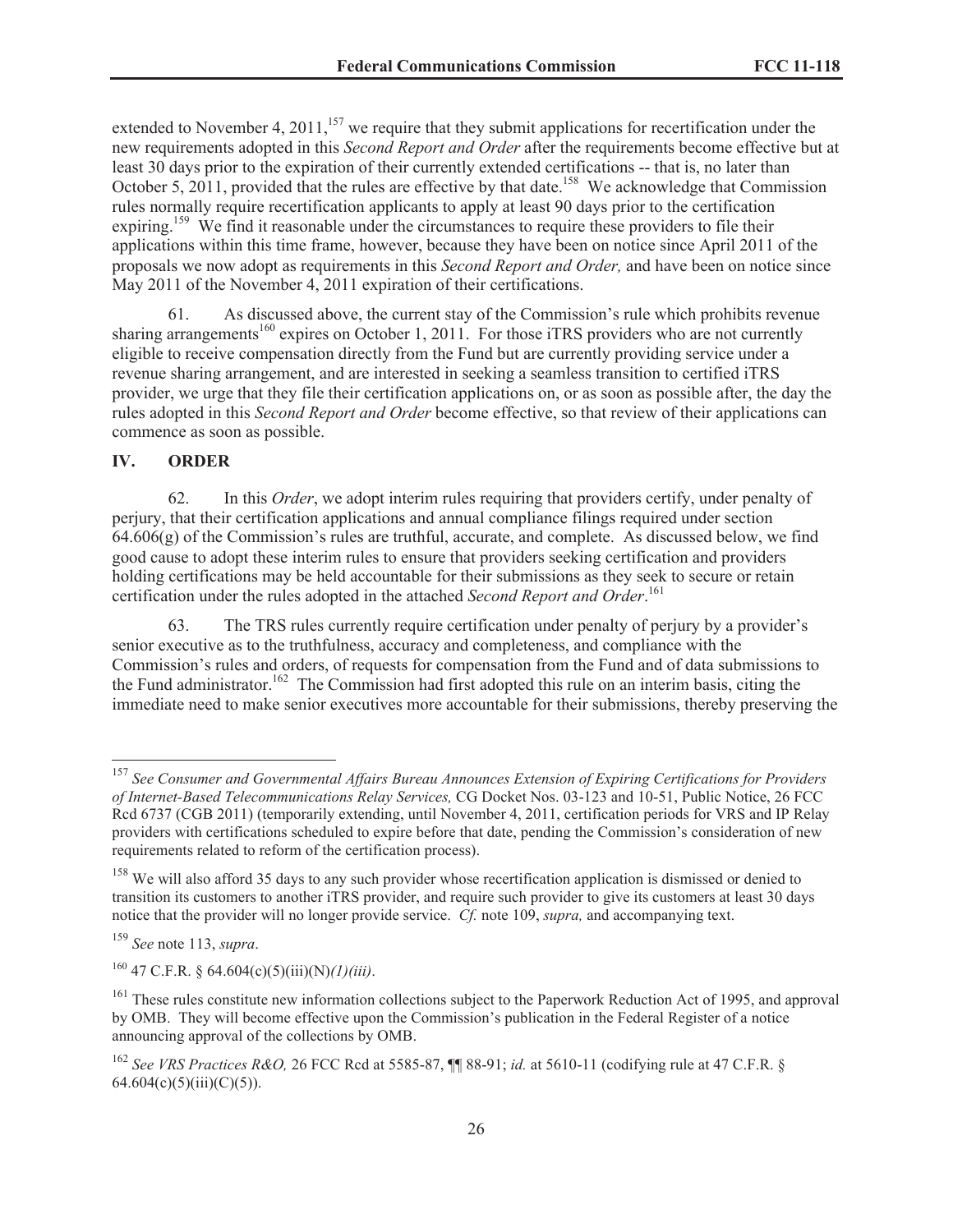extended to November 4, 2011,[157] we require that they submit applications for recertification under the new requirements adopted in this *Second Report and Order* after the requirements become effective but at least 30 days prior to the expiration of their currently extended certifications -- that is, no later than October 5, 2011, provided that the rules are effective by that date.[158] We acknowledge that Commission rules normally require recertification applicants to apply at least 90 days prior to the certification expiring.[159] We find it reasonable under the circumstances to require these providers to file their applications within this time frame, however, because they have been on notice since April 2011 of the proposals we now adopt as requirements in this *Second Report and Order,* and have been on notice since May 2011 of the November 4, 2011 expiration of their certifications.

61. As discussed above, the current stay of the Commission's rule which prohibits revenue sharing arrangements[160] expires on October 1, 2011. For those iTRS providers who are not currently eligible to receive compensation directly from the Fund but are currently providing service under a revenue sharing arrangement, and are interested in seeking a seamless transition to certified iTRS provider, we urge that they file their certification applications on, or as soon as possible after, the day the rules adopted in this *Second Report and Order* become effective, so that review of their applications can commence as soon as possible.

## IV. ORDER

62. In this *Order*, we adopt interim rules requiring that providers certify, under penalty of perjury, that their certification applications and annual compliance filings required under section 64.606(g) of the Commission's rules are truthful, accurate, and complete. As discussed below, we find good cause to adopt these interim rules to ensure that providers seeking certification and providers holding certifications may be held accountable for their submissions as they seek to secure or retain certification under the rules adopted in the attached *Second Report and Order*.[161]

63. The TRS rules currently require certification under penalty of perjury by a provider's senior executive as to the truthfulness, accuracy and completeness, and compliance with the Commission's rules and orders, of requests for compensation from the Fund and of data submissions to the Fund administrator.[162] The Commission had first adopted this rule on an interim basis, citing the immediate need to make senior executives more accountable for their submissions, thereby preserving the

---

[157] *See Consumer and Governmental Affairs Bureau Announces Extension of Expiring Certifications for Providers of Internet-Based Telecommunications Relay Services,* CG Docket Nos. 03-123 and 10-51, Public Notice, 26 FCC Rcd 6737 (CGB 2011) (temporarily extending, until November 4, 2011, certification periods for VRS and IP Relay providers with certifications scheduled to expire before that date, pending the Commission's consideration of new requirements related to reform of the certification process).

[158] We will also afford 35 days to any such provider whose recertification application is dismissed or denied to transition its customers to another iTRS provider, and require such provider to give its customers at least 30 days notice that the provider will no longer provide service. *Cf.* note 109, *supra,* and accompanying text.

[159] *See* note 113, *supra*.

[160] 47 C.F.R. § 64.604(c)(5)(iii)(N)*(1)(iii)*.

[161] These rules constitute new information collections subject to the Paperwork Reduction Act of 1995, and approval by OMB. They will become effective upon the Commission's publication in the Federal Register of a notice announcing approval of the collections by OMB.

[162] *See VRS Practices R&O,* 26 FCC Rcd at 5585-87, ¶¶ 88-91; *id.* at 5610-11 (codifying rule at 47 C.F.R. § 64.604(c)(5)(iii)(C)(5)).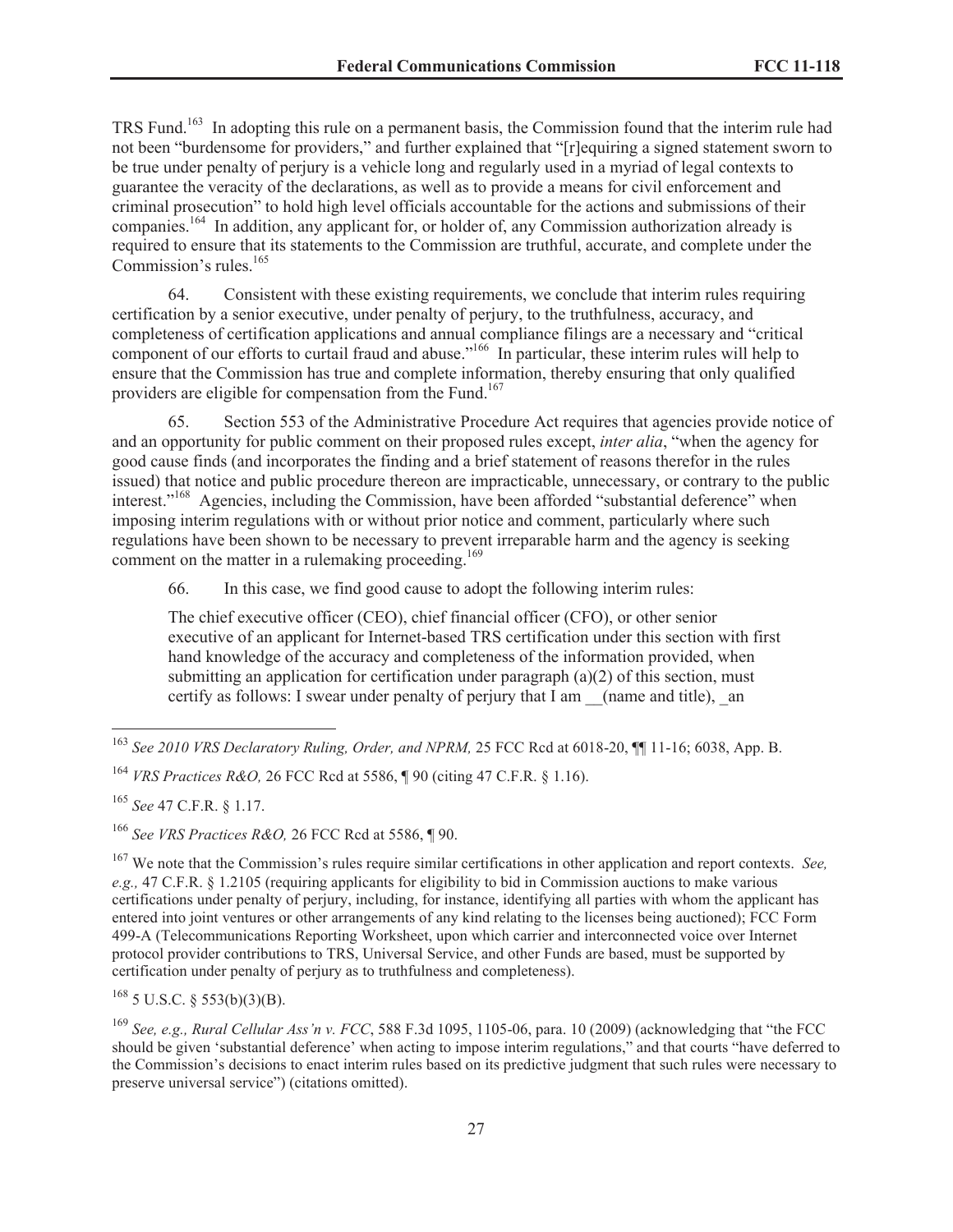TRS Fund.[163] In adopting this rule on a permanent basis, the Commission found that the interim rule had not been "burdensome for providers," and further explained that "[r]equiring a signed statement sworn to be true under penalty of perjury is a vehicle long and regularly used in a myriad of legal contexts to guarantee the veracity of the declarations, as well as to provide a means for civil enforcement and criminal prosecution" to hold high level officials accountable for the actions and submissions of their companies.[164] In addition, any applicant for, or holder of, any Commission authorization already is required to ensure that its statements to the Commission are truthful, accurate, and complete under the Commission's rules.[165]

64. Consistent with these existing requirements, we conclude that interim rules requiring certification by a senior executive, under penalty of perjury, to the truthfulness, accuracy, and completeness of certification applications and annual compliance filings are a necessary and "critical component of our efforts to curtail fraud and abuse."[166] In particular, these interim rules will help to ensure that the Commission has true and complete information, thereby ensuring that only qualified providers are eligible for compensation from the Fund.[167]

65. Section 553 of the Administrative Procedure Act requires that agencies provide notice of and an opportunity for public comment on their proposed rules except, *inter alia*, "when the agency for good cause finds (and incorporates the finding and a brief statement of reasons therefor in the rules issued) that notice and public procedure thereon are impracticable, unnecessary, or contrary to the public interest."[168] Agencies, including the Commission, have been afforded "substantial deference" when imposing interim regulations with or without prior notice and comment, particularly where such regulations have been shown to be necessary to prevent irreparable harm and the agency is seeking comment on the matter in a rulemaking proceeding.[169]

66. In this case, we find good cause to adopt the following interim rules:

> The chief executive officer (CEO), chief financial officer (CFO), or other senior executive of an applicant for Internet-based TRS certification under this section with first hand knowledge of the accuracy and completeness of the information provided, when submitting an application for certification under paragraph (a)(2) of this section, must certify as follows: I swear under penalty of perjury that I am __(name and title), _an

---

[163] *See 2010 VRS Declaratory Ruling, Order, and NPRM,* 25 FCC Rcd at 6018-20, ¶¶ 11-16; 6038, App. B.

[164] *VRS Practices R&O,* 26 FCC Rcd at 5586, ¶ 90 (citing 47 C.F.R. § 1.16).

[165] *See* 47 C.F.R. § 1.17.

[166] *See VRS Practices R&O,* 26 FCC Rcd at 5586, ¶ 90.

[167] We note that the Commission's rules require similar certifications in other application and report contexts. *See, e.g.,* 47 C.F.R. § 1.2105 (requiring applicants for eligibility to bid in Commission auctions to make various certifications under penalty of perjury, including, for instance, identifying all parties with whom the applicant has entered into joint ventures or other arrangements of any kind relating to the licenses being auctioned); FCC Form 499-A (Telecommunications Reporting Worksheet, upon which carrier and interconnected voice over Internet protocol provider contributions to TRS, Universal Service, and other Funds are based, must be supported by certification under penalty of perjury as to truthfulness and completeness).

[168] 5 U.S.C. § 553(b)(3)(B).

[169] *See, e.g., Rural Cellular Ass'n v. FCC*, 588 F.3d 1095, 1105-06, para. 10 (2009) (acknowledging that "the FCC should be given 'substantial deference' when acting to impose interim regulations," and that courts "have deferred to the Commission's decisions to enact interim rules based on its predictive judgment that such rules were necessary to preserve universal service") (citations omitted).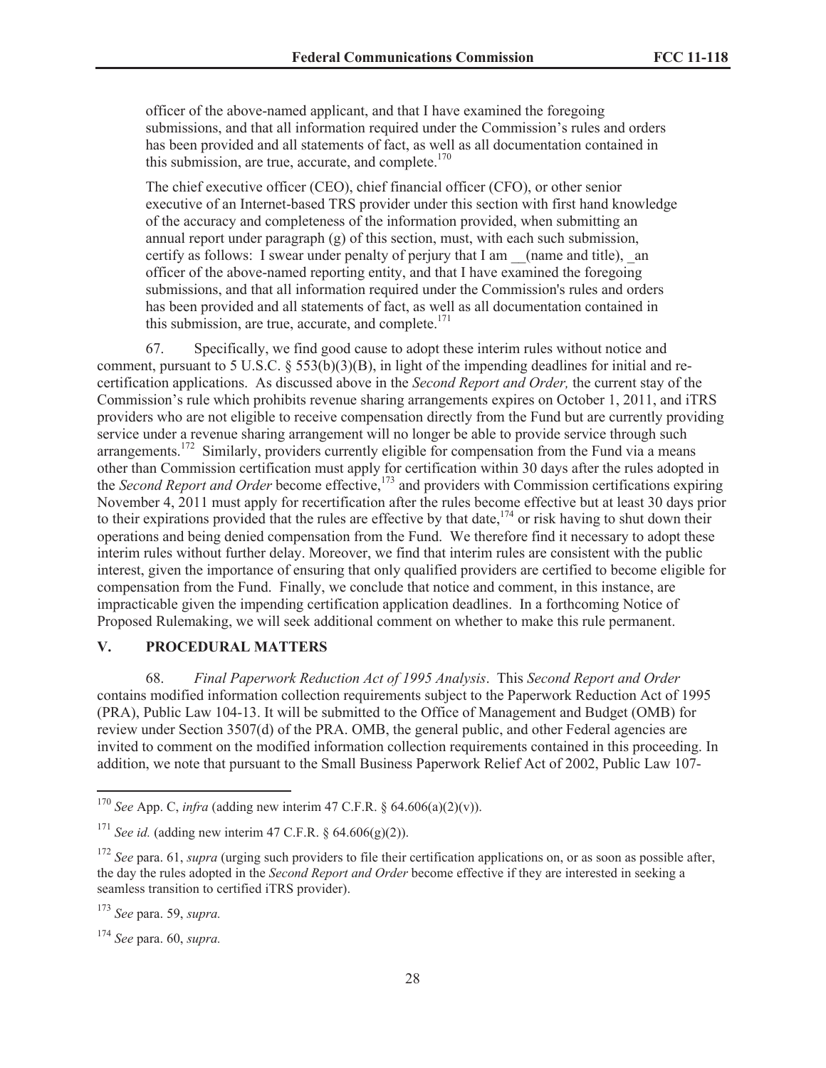officer of the above-named applicant, and that I have examined the foregoing submissions, and that all information required under the Commission's rules and orders has been provided and all statements of fact, as well as all documentation contained in this submission, are true, accurate, and complete.[170]

The chief executive officer (CEO), chief financial officer (CFO), or other senior executive of an Internet-based TRS provider under this section with first hand knowledge of the accuracy and completeness of the information provided, when submitting an annual report under paragraph (g) of this section, must, with each such submission, certify as follows: I swear under penalty of perjury that I am __(name and title), _an officer of the above-named reporting entity, and that I have examined the foregoing submissions, and that all information required under the Commission's rules and orders has been provided and all statements of fact, as well as all documentation contained in this submission, are true, accurate, and complete.[171]

67. Specifically, we find good cause to adopt these interim rules without notice and comment, pursuant to 5 U.S.C. § 553(b)(3)(B), in light of the impending deadlines for initial and re-certification applications. As discussed above in the *Second Report and Order,* the current stay of the Commission's rule which prohibits revenue sharing arrangements expires on October 1, 2011, and iTRS providers who are not eligible to receive compensation directly from the Fund but are currently providing service under a revenue sharing arrangement will no longer be able to provide service through such arrangements.[172] Similarly, providers currently eligible for compensation from the Fund via a means other than Commission certification must apply for certification within 30 days after the rules adopted in the *Second Report and Order* become effective,[173] and providers with Commission certifications expiring November 4, 2011 must apply for recertification after the rules become effective but at least 30 days prior to their expirations provided that the rules are effective by that date,[174] or risk having to shut down their operations and being denied compensation from the Fund. We therefore find it necessary to adopt these interim rules without further delay. Moreover, we find that interim rules are consistent with the public interest, given the importance of ensuring that only qualified providers are certified to become eligible for compensation from the Fund. Finally, we conclude that notice and comment, in this instance, are impracticable given the impending certification application deadlines. In a forthcoming Notice of Proposed Rulemaking, we will seek additional comment on whether to make this rule permanent.

## V. PROCEDURAL MATTERS

68. *Final Paperwork Reduction Act of 1995 Analysis*. This *Second Report and Order* contains modified information collection requirements subject to the Paperwork Reduction Act of 1995 (PRA), Public Law 104-13. It will be submitted to the Office of Management and Budget (OMB) for review under Section 3507(d) of the PRA. OMB, the general public, and other Federal agencies are invited to comment on the modified information collection requirements contained in this proceeding. In addition, we note that pursuant to the Small Business Paperwork Relief Act of 2002, Public Law 107-

---

[170] *See* App. C, *infra* (adding new interim 47 C.F.R. § 64.606(a)(2)(v)).

[171] *See id.* (adding new interim 47 C.F.R. § 64.606(g)(2)).

[172] *See* para. 61, *supra* (urging such providers to file their certification applications on, or as soon as possible after, the day the rules adopted in the *Second Report and Order* become effective if they are interested in seeking a seamless transition to certified iTRS provider).

[173] *See* para. 59, *supra.*

[174] *See* para. 60, *supra.*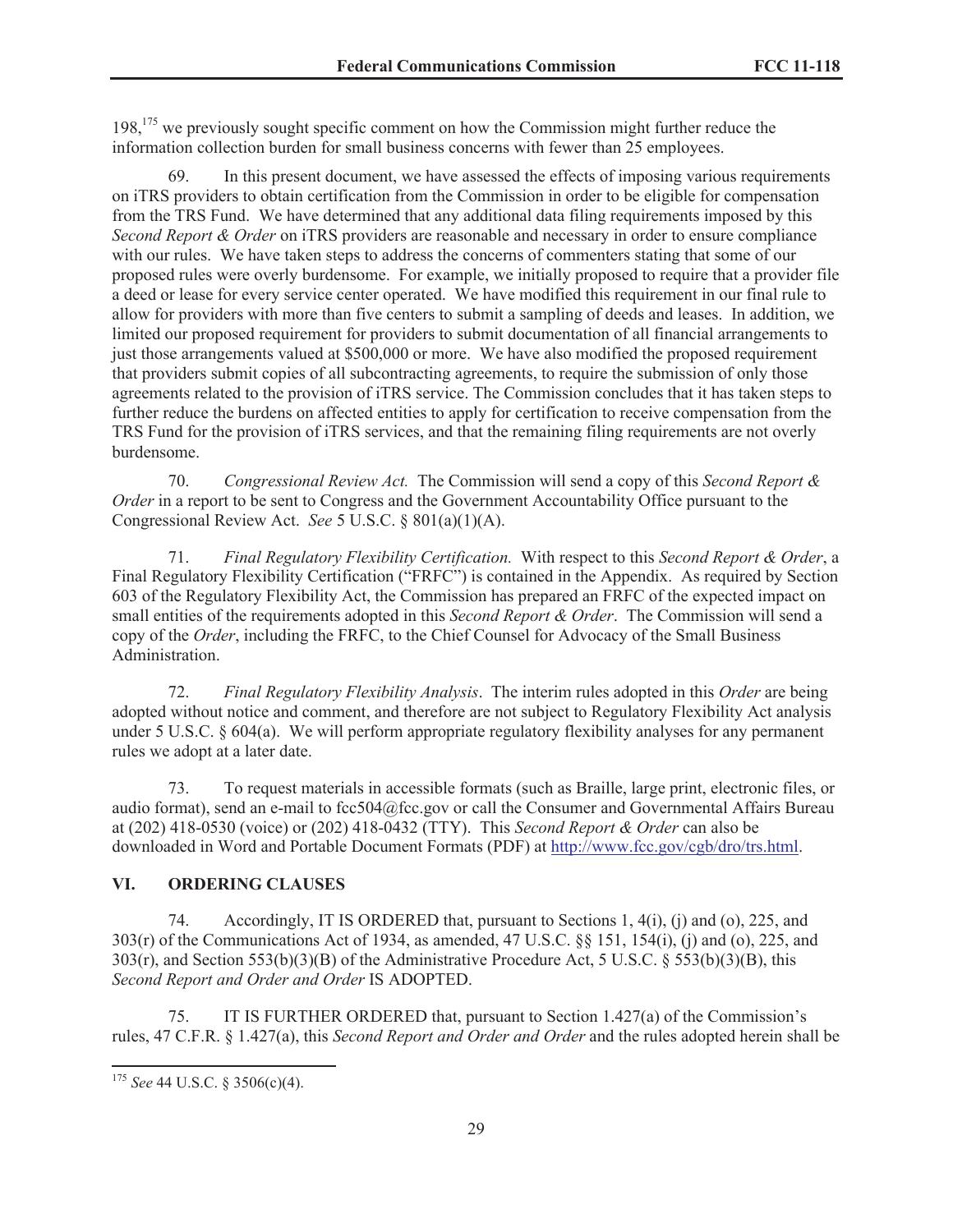198,[175] we previously sought specific comment on how the Commission might further reduce the information collection burden for small business concerns with fewer than 25 employees.

69. In this present document, we have assessed the effects of imposing various requirements on iTRS providers to obtain certification from the Commission in order to be eligible for compensation from the TRS Fund. We have determined that any additional data filing requirements imposed by this *Second Report & Order* on iTRS providers are reasonable and necessary in order to ensure compliance with our rules. We have taken steps to address the concerns of commenters stating that some of our proposed rules were overly burdensome. For example, we initially proposed to require that a provider file a deed or lease for every service center operated. We have modified this requirement in our final rule to allow for providers with more than five centers to submit a sampling of deeds and leases. In addition, we limited our proposed requirement for providers to submit documentation of all financial arrangements to just those arrangements valued at $500,000 or more. We have also modified the proposed requirement that providers submit copies of all subcontracting agreements, to require the submission of only those agreements related to the provision of iTRS service. The Commission concludes that it has taken steps to further reduce the burdens on affected entities to apply for certification to receive compensation from the TRS Fund for the provision of iTRS services, and that the remaining filing requirements are not overly burdensome.

70. *Congressional Review Act.* The Commission will send a copy of this *Second Report & Order* in a report to be sent to Congress and the Government Accountability Office pursuant to the Congressional Review Act. *See* 5 U.S.C. § 801(a)(1)(A).

71. *Final Regulatory Flexibility Certification.* With respect to this *Second Report & Order*, a Final Regulatory Flexibility Certification ("FRFC") is contained in the Appendix. As required by Section 603 of the Regulatory Flexibility Act, the Commission has prepared an FRFC of the expected impact on small entities of the requirements adopted in this *Second Report & Order*. The Commission will send a copy of the *Order*, including the FRFC, to the Chief Counsel for Advocacy of the Small Business Administration.

72. *Final Regulatory Flexibility Analysis*. The interim rules adopted in this *Order* are being adopted without notice and comment, and therefore are not subject to Regulatory Flexibility Act analysis under 5 U.S.C. § 604(a). We will perform appropriate regulatory flexibility analyses for any permanent rules we adopt at a later date.

73. To request materials in accessible formats (such as Braille, large print, electronic files, or audio format), send an e-mail to fcc504@fcc.gov or call the Consumer and Governmental Affairs Bureau at (202) 418-0530 (voice) or (202) 418-0432 (TTY). This *Second Report & Order* can also be downloaded in Word and Portable Document Formats (PDF) at http://www.fcc.gov/cgb/dro/trs.html.

## VI. ORDERING CLAUSES

74. Accordingly, IT IS ORDERED that, pursuant to Sections 1, 4(i), (j) and (o), 225, and 303(r) of the Communications Act of 1934, as amended, 47 U.S.C. §§ 151, 154(i), (j) and (o), 225, and 303(r), and Section 553(b)(3)(B) of the Administrative Procedure Act, 5 U.S.C. § 553(b)(3)(B), this *Second Report and Order and Order* IS ADOPTED.

75. IT IS FURTHER ORDERED that, pursuant to Section 1.427(a) of the Commission's rules, 47 C.F.R. § 1.427(a), this *Second Report and Order and Order* and the rules adopted herein shall be

[175] *See* 44 U.S.C. § 3506(c)(4).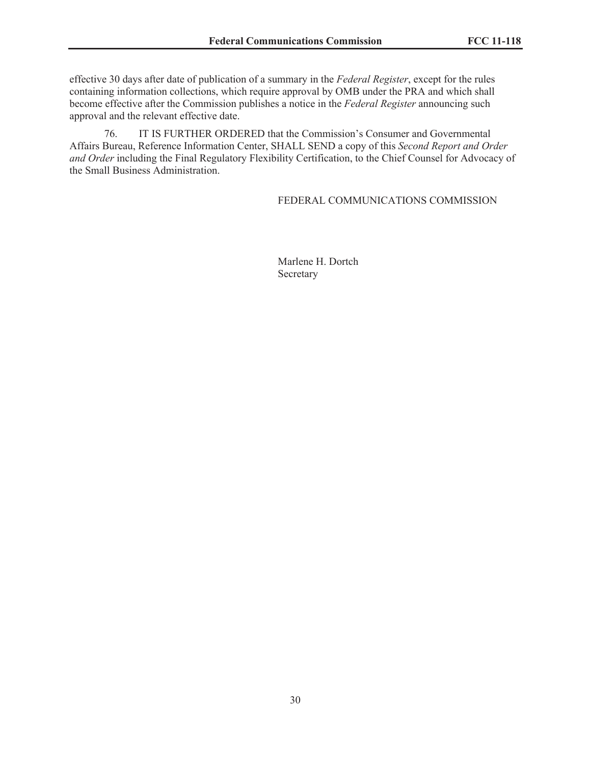effective 30 days after date of publication of a summary in the *Federal Register*, except for the rules containing information collections, which require approval by OMB under the PRA and which shall become effective after the Commission publishes a notice in the *Federal Register* announcing such approval and the relevant effective date.

76. IT IS FURTHER ORDERED that the Commission's Consumer and Governmental Affairs Bureau, Reference Information Center, SHALL SEND a copy of this *Second Report and Order and Order* including the Final Regulatory Flexibility Certification, to the Chief Counsel for Advocacy of the Small Business Administration.

FEDERAL COMMUNICATIONS COMMISSION

Marlene H. Dortch
Secretary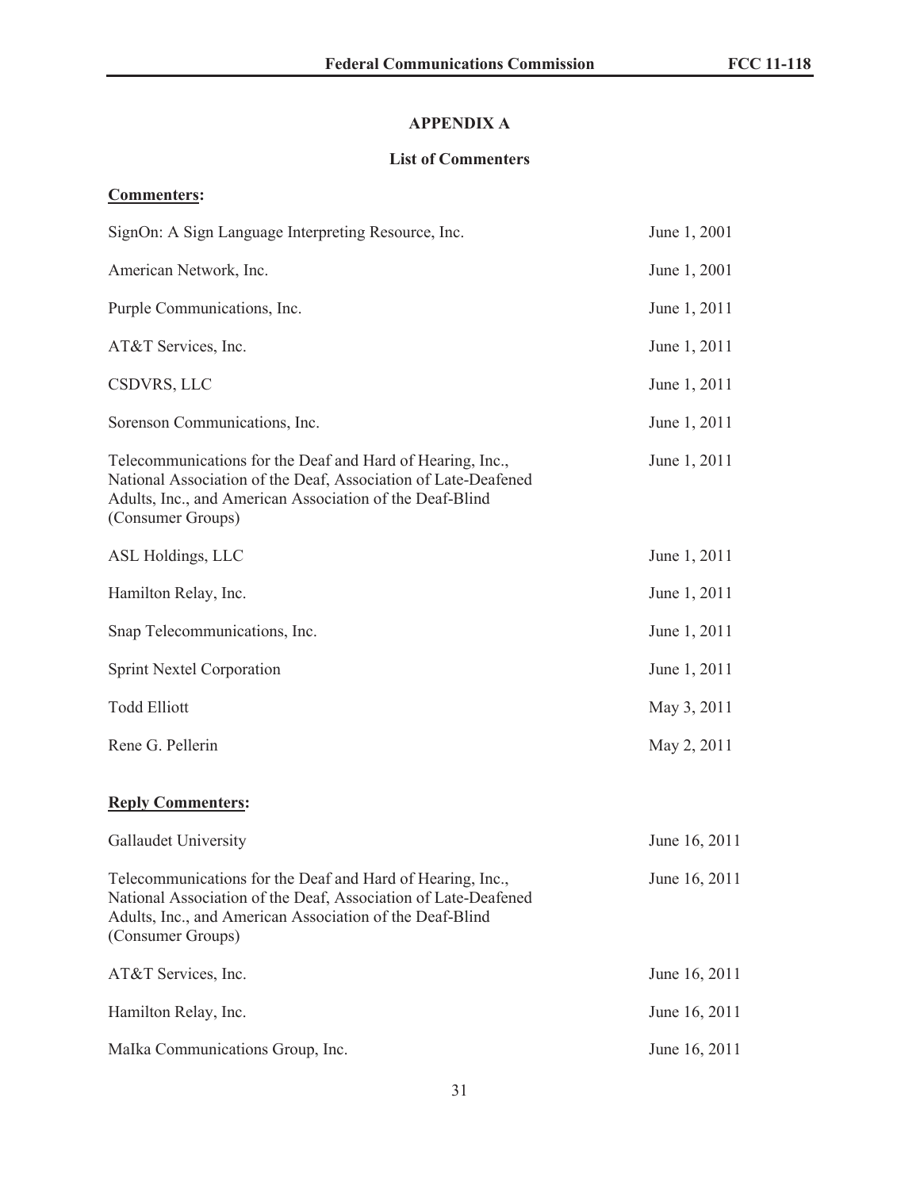## APPENDIX A

### List of Commenters

**<u>Commenters</u>:**

| | |
|---|---|
| SignOn: A Sign Language Interpreting Resource, Inc. | June 1, 2001 |
| American Network, Inc. | June 1, 2001 |
| Purple Communications, Inc. | June 1, 2011 |
| AT&T Services, Inc. | June 1, 2011 |
| CSDVRS, LLC | June 1, 2011 |
| Sorenson Communications, Inc. | June 1, 2011 |
| Telecommunications for the Deaf and Hard of Hearing, Inc., National Association of the Deaf, Association of Late-Deafened Adults, Inc., and American Association of the Deaf-Blind (Consumer Groups) | June 1, 2011 |
| ASL Holdings, LLC | June 1, 2011 |
| Hamilton Relay, Inc. | June 1, 2011 |
| Snap Telecommunications, Inc. | June 1, 2011 |
| Sprint Nextel Corporation | June 1, 2011 |
| Todd Elliott | May 3, 2011 |
| Rene G. Pellerin | May 2, 2011 |

**<u>Reply Commenters</u>:**

| | |
|---|---|
| Gallaudet University | June 16, 2011 |
| Telecommunications for the Deaf and Hard of Hearing, Inc., National Association of the Deaf, Association of Late-Deafened Adults, Inc., and American Association of the Deaf-Blind (Consumer Groups) | June 16, 2011 |
| AT&T Services, Inc. | June 16, 2011 |
| Hamilton Relay, Inc. | June 16, 2011 |
| MaIka Communications Group, Inc. | June 16, 2011 |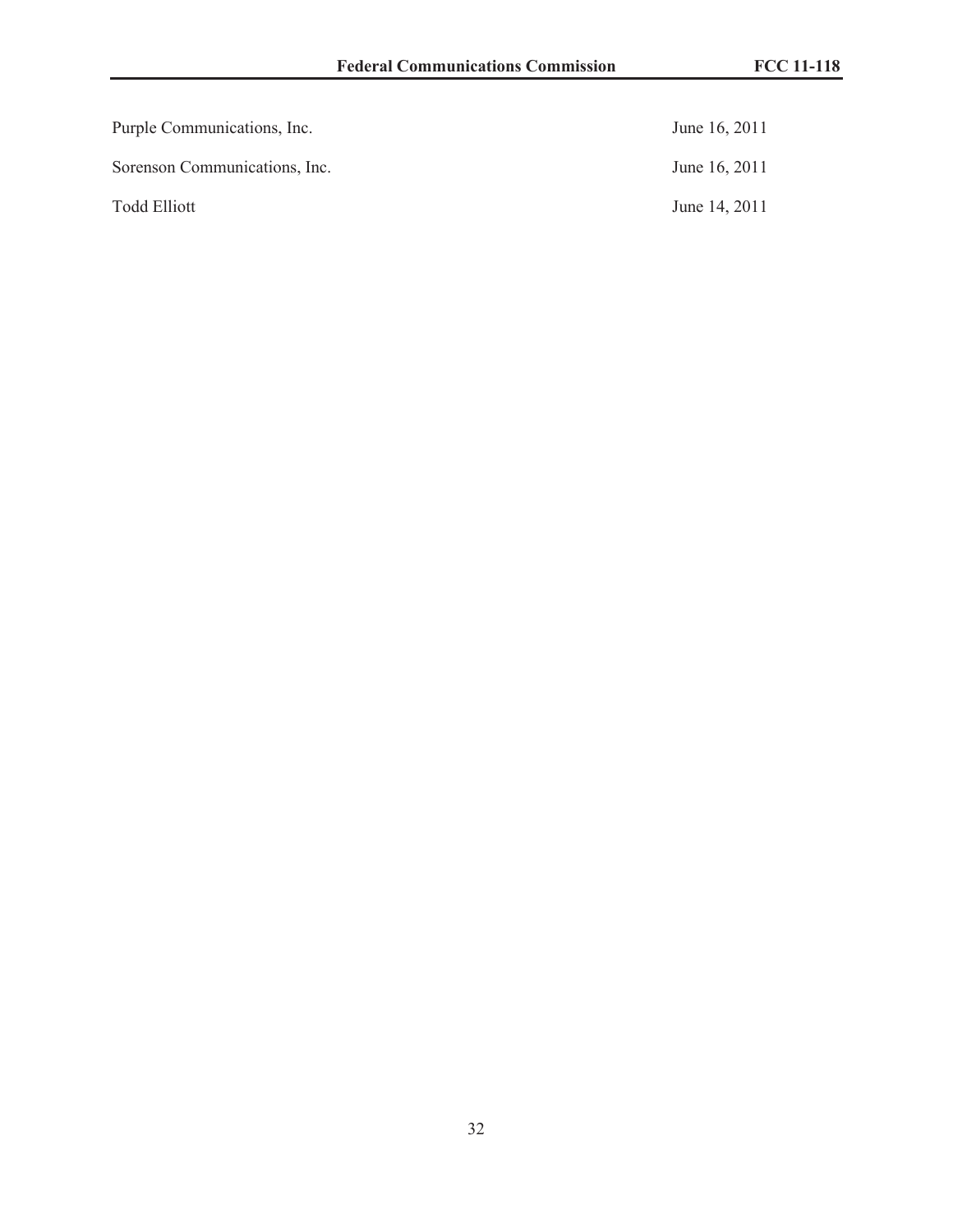| | |
|---|---|
| Purple Communications, Inc. | June 16, 2011 |
| Sorenson Communications, Inc. | June 16, 2011 |
| Todd Elliott | June 14, 2011 |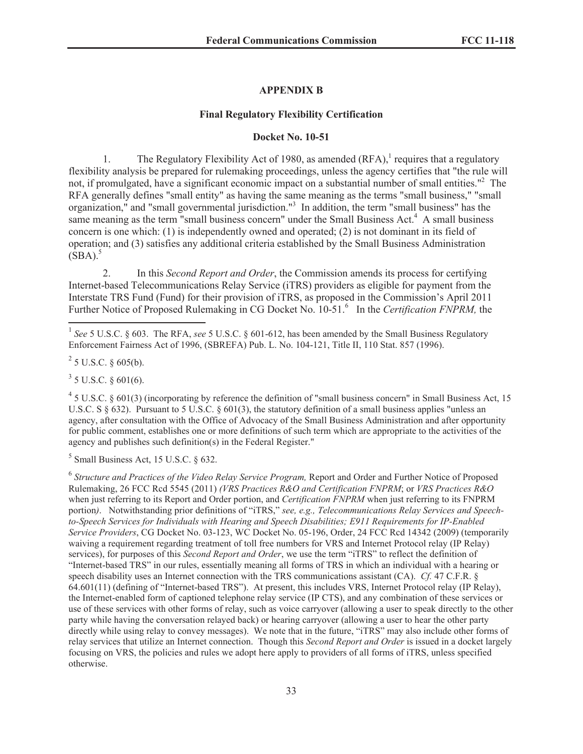## APPENDIX B

### Final Regulatory Flexibility Certification

### Docket No. 10-51

1. The Regulatory Flexibility Act of 1980, as amended (RFA),[1] requires that a regulatory flexibility analysis be prepared for rulemaking proceedings, unless the agency certifies that "the rule will not, if promulgated, have a significant economic impact on a substantial number of small entities."[2] The RFA generally defines "small entity" as having the same meaning as the terms "small business," "small organization," and "small governmental jurisdiction."[3] In addition, the term "small business" has the same meaning as the term "small business concern" under the Small Business Act.[4] A small business concern is one which: (1) is independently owned and operated; (2) is not dominant in its field of operation; and (3) satisfies any additional criteria established by the Small Business Administration (SBA).[5]

2. In this *Second Report and Order*, the Commission amends its process for certifying Internet-based Telecommunications Relay Service (iTRS) providers as eligible for payment from the Interstate TRS Fund (Fund) for their provision of iTRS, as proposed in the Commission's April 2011 Further Notice of Proposed Rulemaking in CG Docket No. 10-51.[6] In the *Certification FNPRM,* the

---

[1] *See* 5 U.S.C. § 603. The RFA, *see* 5 U.S.C. § 601-612, has been amended by the Small Business Regulatory Enforcement Fairness Act of 1996, (SBREFA) Pub. L. No. 104-121, Title II, 110 Stat. 857 (1996).

[2] 5 U.S.C. § 605(b).

[3] 5 U.S.C. § 601(6).

[4] 5 U.S.C. § 601(3) (incorporating by reference the definition of "small business concern" in Small Business Act, 15 U.S.C. S § 632). Pursuant to 5 U.S.C. § 601(3), the statutory definition of a small business applies "unless an agency, after consultation with the Office of Advocacy of the Small Business Administration and after opportunity for public comment, establishes one or more definitions of such term which are appropriate to the activities of the agency and publishes such definition(s) in the Federal Register."

[5] Small Business Act, 15 U.S.C. § 632.

[6] *Structure and Practices of the Video Relay Service Program,* Report and Order and Further Notice of Proposed Rulemaking, 26 FCC Rcd 5545 (2011) *(VRS Practices R&O and Certification FNPRM*; or *VRS Practices R&O* when just referring to its Report and Order portion, and *Certification FNPRM* when just referring to its FNPRM portion*)*. Notwithstanding prior definitions of "iTRS," *see, e.g., Telecommunications Relay Services and Speech-to-Speech Services for Individuals with Hearing and Speech Disabilities; E911 Requirements for IP-Enabled Service Providers*, CG Docket No. 03-123, WC Docket No. 05-196, Order, 24 FCC Rcd 14342 (2009) (temporarily waiving a requirement regarding treatment of toll free numbers for VRS and Internet Protocol relay (IP Relay) services), for purposes of this *Second Report and Order*, we use the term "iTRS" to reflect the definition of "Internet-based TRS" in our rules, essentially meaning all forms of TRS in which an individual with a hearing or speech disability uses an Internet connection with the TRS communications assistant (CA). *Cf.* 47 C.F.R. § 64.601(11) (defining of "Internet-based TRS"). At present, this includes VRS, Internet Protocol relay (IP Relay), the Internet-enabled form of captioned telephone relay service (IP CTS), and any combination of these services or use of these services with other forms of relay, such as voice carryover (allowing a user to speak directly to the other party while having the conversation relayed back) or hearing carryover (allowing a user to hear the other party directly while using relay to convey messages). We note that in the future, "iTRS" may also include other forms of relay services that utilize an Internet connection. Though this *Second Report and Order* is issued in a docket largely focusing on VRS, the policies and rules we adopt here apply to providers of all forms of iTRS, unless specified otherwise.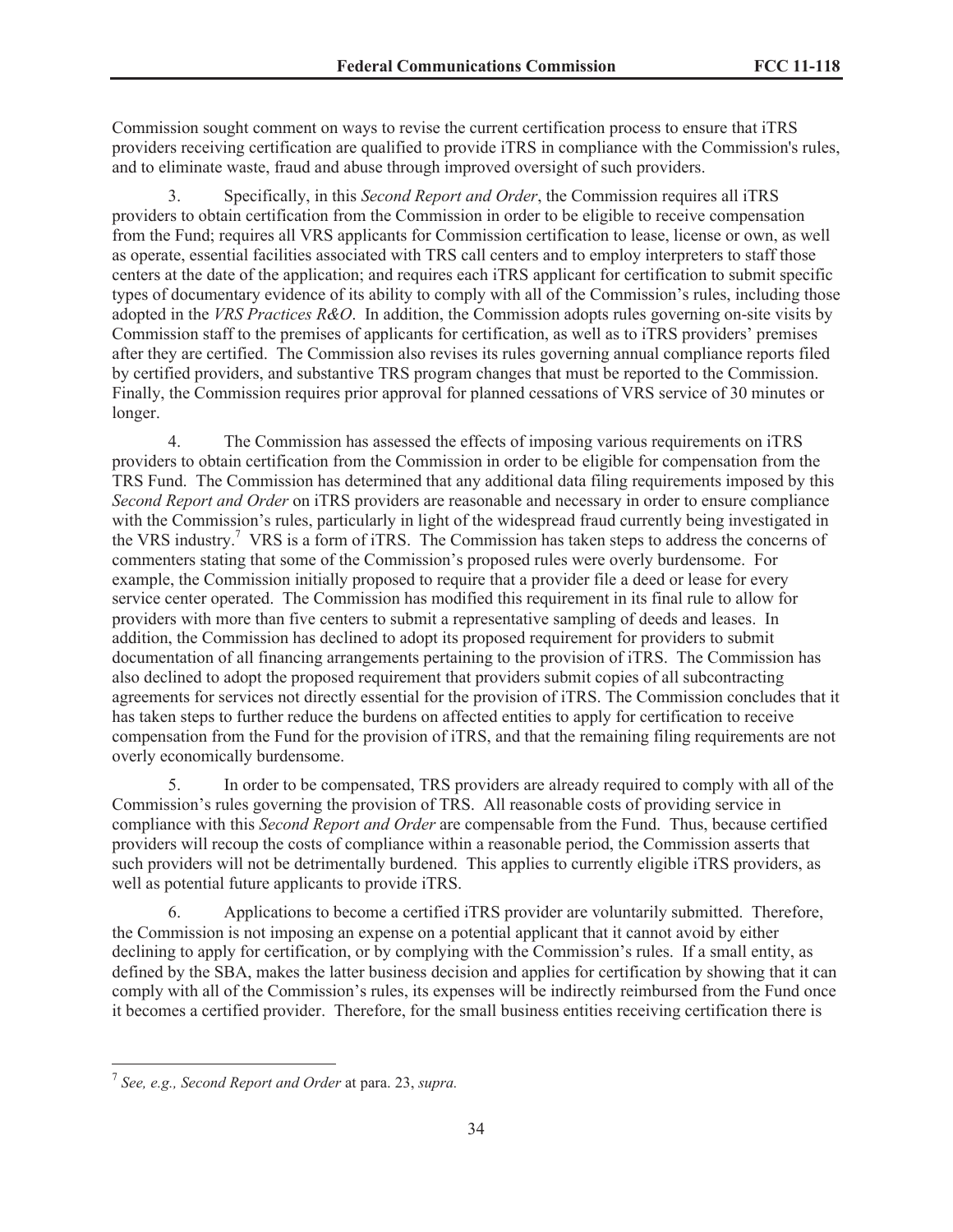Commission sought comment on ways to revise the current certification process to ensure that iTRS providers receiving certification are qualified to provide iTRS in compliance with the Commission's rules, and to eliminate waste, fraud and abuse through improved oversight of such providers.

3. Specifically, in this *Second Report and Order*, the Commission requires all iTRS providers to obtain certification from the Commission in order to be eligible to receive compensation from the Fund; requires all VRS applicants for Commission certification to lease, license or own, as well as operate, essential facilities associated with TRS call centers and to employ interpreters to staff those centers at the date of the application; and requires each iTRS applicant for certification to submit specific types of documentary evidence of its ability to comply with all of the Commission's rules, including those adopted in the *VRS Practices R&O*. In addition, the Commission adopts rules governing on-site visits by Commission staff to the premises of applicants for certification, as well as to iTRS providers' premises after they are certified. The Commission also revises its rules governing annual compliance reports filed by certified providers, and substantive TRS program changes that must be reported to the Commission. Finally, the Commission requires prior approval for planned cessations of VRS service of 30 minutes or longer.

4. The Commission has assessed the effects of imposing various requirements on iTRS providers to obtain certification from the Commission in order to be eligible for compensation from the TRS Fund. The Commission has determined that any additional data filing requirements imposed by this *Second Report and Order* on iTRS providers are reasonable and necessary in order to ensure compliance with the Commission's rules, particularly in light of the widespread fraud currently being investigated in the VRS industry.[7] VRS is a form of iTRS. The Commission has taken steps to address the concerns of commenters stating that some of the Commission's proposed rules were overly burdensome. For example, the Commission initially proposed to require that a provider file a deed or lease for every service center operated. The Commission has modified this requirement in its final rule to allow for providers with more than five centers to submit a representative sampling of deeds and leases. In addition, the Commission has declined to adopt its proposed requirement for providers to submit documentation of all financing arrangements pertaining to the provision of iTRS. The Commission has also declined to adopt the proposed requirement that providers submit copies of all subcontracting agreements for services not directly essential for the provision of iTRS. The Commission concludes that it has taken steps to further reduce the burdens on affected entities to apply for certification to receive compensation from the Fund for the provision of iTRS, and that the remaining filing requirements are not overly economically burdensome.

5. In order to be compensated, TRS providers are already required to comply with all of the Commission's rules governing the provision of TRS. All reasonable costs of providing service in compliance with this *Second Report and Order* are compensable from the Fund. Thus, because certified providers will recoup the costs of compliance within a reasonable period, the Commission asserts that such providers will not be detrimentally burdened. This applies to currently eligible iTRS providers, as well as potential future applicants to provide iTRS.

6. Applications to become a certified iTRS provider are voluntarily submitted. Therefore, the Commission is not imposing an expense on a potential applicant that it cannot avoid by either declining to apply for certification, or by complying with the Commission's rules. If a small entity, as defined by the SBA, makes the latter business decision and applies for certification by showing that it can comply with all of the Commission's rules, its expenses will be indirectly reimbursed from the Fund once it becomes a certified provider. Therefore, for the small business entities receiving certification there is

[7] *See, e.g., Second Report and Order* at para. 23, *supra.*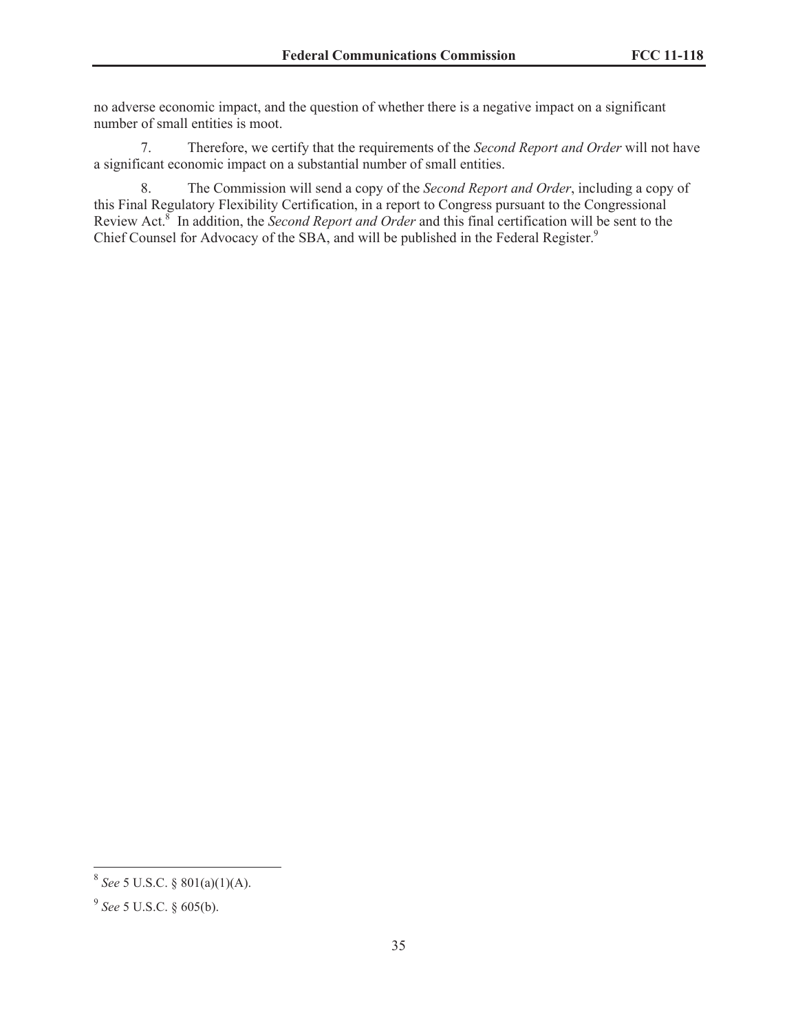no adverse economic impact, and the question of whether there is a negative impact on a significant number of small entities is moot.

7. Therefore, we certify that the requirements of the *Second Report and Order* will not have a significant economic impact on a substantial number of small entities.

8. The Commission will send a copy of the *Second Report and Order*, including a copy of this Final Regulatory Flexibility Certification, in a report to Congress pursuant to the Congressional Review Act.[8] In addition, the *Second Report and Order* and this final certification will be sent to the Chief Counsel for Advocacy of the SBA, and will be published in the Federal Register.[9]

---

[8] *See* 5 U.S.C. § 801(a)(1)(A).

[9] *See* 5 U.S.C. § 605(b).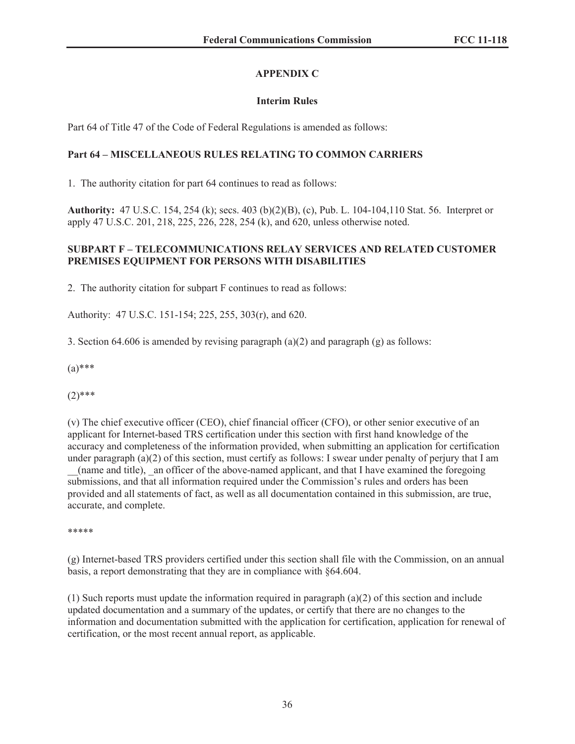## APPENDIX C

### Interim Rules

Part 64 of Title 47 of the Code of Federal Regulations is amended as follows:

**Part 64 – MISCELLANEOUS RULES RELATING TO COMMON CARRIERS**

1. The authority citation for part 64 continues to read as follows:

**Authority:** 47 U.S.C. 154, 254 (k); secs. 403 (b)(2)(B), (c), Pub. L. 104-104,110 Stat. 56. Interpret or apply 47 U.S.C. 201, 218, 225, 226, 228, 254 (k), and 620, unless otherwise noted.

**SUBPART F – TELECOMMUNICATIONS RELAY SERVICES AND RELATED CUSTOMER PREMISES EQUIPMENT FOR PERSONS WITH DISABILITIES**

2. The authority citation for subpart F continues to read as follows:

Authority: 47 U.S.C. 151-154; 225, 255, 303(r), and 620.

3. Section 64.606 is amended by revising paragraph (a)(2) and paragraph (g) as follows:

(a)***

(2)***

(v) The chief executive officer (CEO), chief financial officer (CFO), or other senior executive of an applicant for Internet-based TRS certification under this section with first hand knowledge of the accuracy and completeness of the information provided, when submitting an application for certification under paragraph (a)(2) of this section, must certify as follows: I swear under penalty of perjury that I am __(name and title), _an officer of the above-named applicant, and that I have examined the foregoing submissions, and that all information required under the Commission's rules and orders has been provided and all statements of fact, as well as all documentation contained in this submission, are true, accurate, and complete.

*****

(g) Internet-based TRS providers certified under this section shall file with the Commission, on an annual basis, a report demonstrating that they are in compliance with §64.604.

(1) Such reports must update the information required in paragraph (a)(2) of this section and include updated documentation and a summary of the updates, or certify that there are no changes to the information and documentation submitted with the application for certification, application for renewal of certification, or the most recent annual report, as applicable.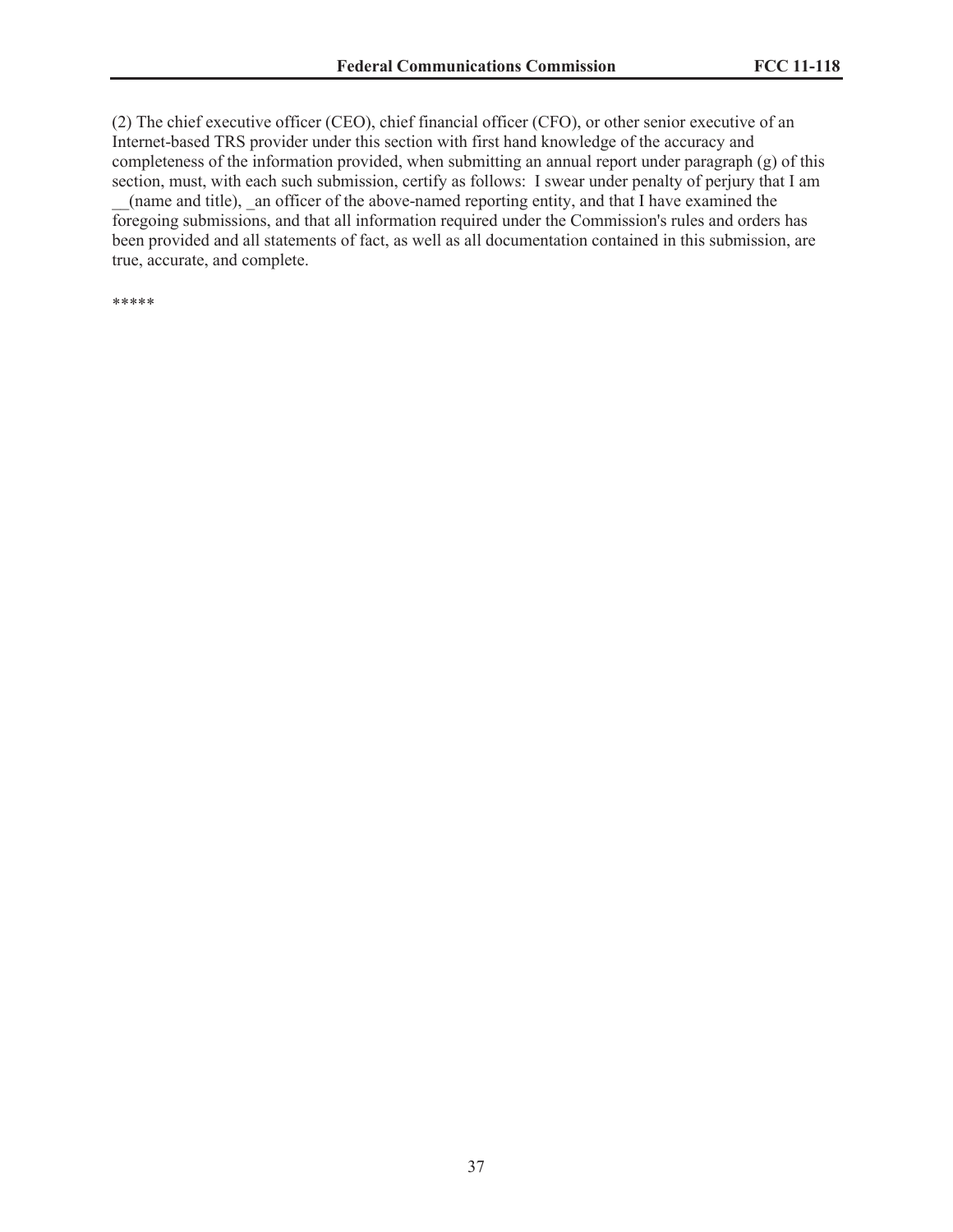(2) The chief executive officer (CEO), chief financial officer (CFO), or other senior executive of an Internet-based TRS provider under this section with first hand knowledge of the accuracy and completeness of the information provided, when submitting an annual report under paragraph (g) of this section, must, with each such submission, certify as follows: I swear under penalty of perjury that I am __(name and title), _an officer of the above-named reporting entity, and that I have examined the foregoing submissions, and that all information required under the Commission's rules and orders has been provided and all statements of fact, as well as all documentation contained in this submission, are true, accurate, and complete.

*****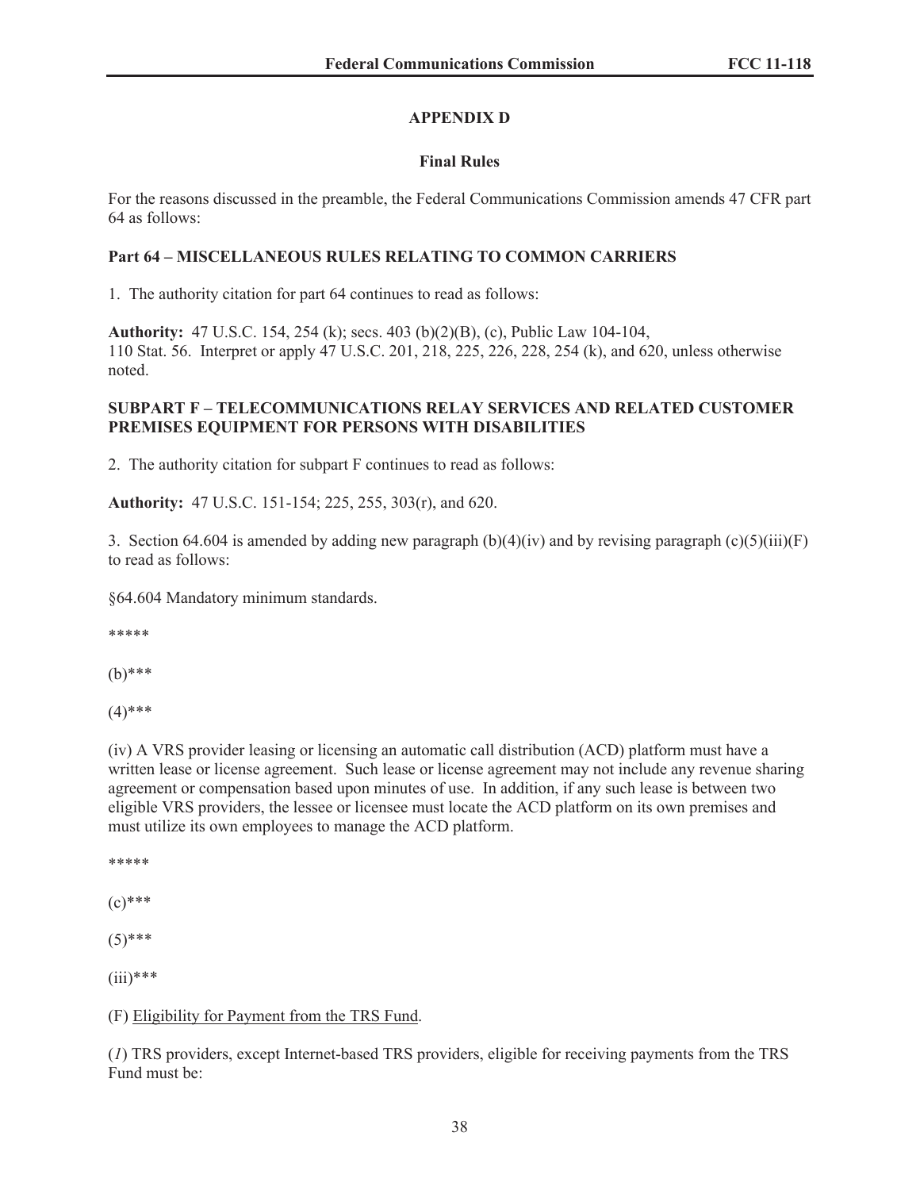## APPENDIX D

### Final Rules

For the reasons discussed in the preamble, the Federal Communications Commission amends 47 CFR part 64 as follows:

**Part 64 – MISCELLANEOUS RULES RELATING TO COMMON CARRIERS**

1. The authority citation for part 64 continues to read as follows:

**Authority:** 47 U.S.C. 154, 254 (k); secs. 403 (b)(2)(B), (c), Public Law 104-104, 110 Stat. 56. Interpret or apply 47 U.S.C. 201, 218, 225, 226, 228, 254 (k), and 620, unless otherwise noted.

**SUBPART F – TELECOMMUNICATIONS RELAY SERVICES AND RELATED CUSTOMER PREMISES EQUIPMENT FOR PERSONS WITH DISABILITIES**

2. The authority citation for subpart F continues to read as follows:

**Authority:** 47 U.S.C. 151-154; 225, 255, 303(r), and 620.

3. Section 64.604 is amended by adding new paragraph (b)(4)(iv) and by revising paragraph (c)(5)(iii)(F) to read as follows:

§64.604 Mandatory minimum standards.

*****

(b)***

(4)***

(iv) A VRS provider leasing or licensing an automatic call distribution (ACD) platform must have a written lease or license agreement. Such lease or license agreement may not include any revenue sharing agreement or compensation based upon minutes of use. In addition, if any such lease is between two eligible VRS providers, the lessee or licensee must locate the ACD platform on its own premises and must utilize its own employees to manage the ACD platform.

*****

(c)***

(5)***

(iii)***

(F) Eligibility for Payment from the TRS Fund.

(*1*) TRS providers, except Internet-based TRS providers, eligible for receiving payments from the TRS Fund must be: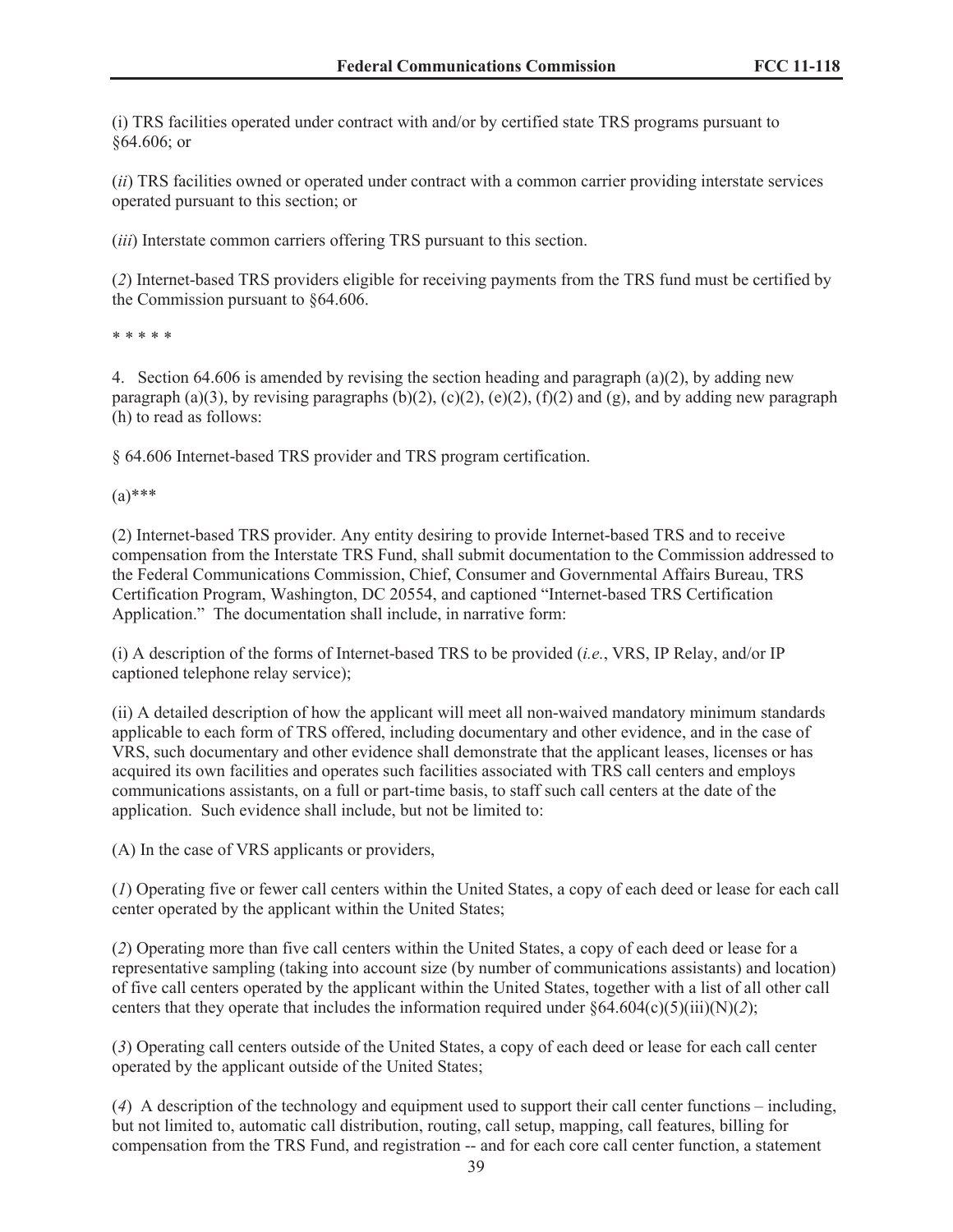(i) TRS facilities operated under contract with and/or by certified state TRS programs pursuant to §64.606; or

(*ii*) TRS facilities owned or operated under contract with a common carrier providing interstate services operated pursuant to this section; or

(*iii*) Interstate common carriers offering TRS pursuant to this section.

(*2*) Internet-based TRS providers eligible for receiving payments from the TRS fund must be certified by the Commission pursuant to §64.606.

\* \* \* \* \*

4. Section 64.606 is amended by revising the section heading and paragraph (a)(2), by adding new paragraph (a)(3), by revising paragraphs (b)(2), (c)(2), (e)(2), (f)(2) and (g), and by adding new paragraph (h) to read as follows:

§ 64.606 Internet-based TRS provider and TRS program certification.

(a)\*\*\*

(2) Internet-based TRS provider. Any entity desiring to provide Internet-based TRS and to receive compensation from the Interstate TRS Fund, shall submit documentation to the Commission addressed to the Federal Communications Commission, Chief, Consumer and Governmental Affairs Bureau, TRS Certification Program, Washington, DC 20554, and captioned "Internet-based TRS Certification Application." The documentation shall include, in narrative form:

(i) A description of the forms of Internet-based TRS to be provided (*i.e.*, VRS, IP Relay, and/or IP captioned telephone relay service);

(ii) A detailed description of how the applicant will meet all non-waived mandatory minimum standards applicable to each form of TRS offered, including documentary and other evidence, and in the case of VRS, such documentary and other evidence shall demonstrate that the applicant leases, licenses or has acquired its own facilities and operates such facilities associated with TRS call centers and employs communications assistants, on a full or part-time basis, to staff such call centers at the date of the application. Such evidence shall include, but not be limited to:

(A) In the case of VRS applicants or providers,

(*1*) Operating five or fewer call centers within the United States, a copy of each deed or lease for each call center operated by the applicant within the United States;

(*2*) Operating more than five call centers within the United States, a copy of each deed or lease for a representative sampling (taking into account size (by number of communications assistants) and location) of five call centers operated by the applicant within the United States, together with a list of all other call centers that they operate that includes the information required under §64.604(c)(5)(iii)(N)(*2*);

(*3*) Operating call centers outside of the United States, a copy of each deed or lease for each call center operated by the applicant outside of the United States;

(*4*) A description of the technology and equipment used to support their call center functions – including, but not limited to, automatic call distribution, routing, call setup, mapping, call features, billing for compensation from the TRS Fund, and registration -- and for each core call center function, a statement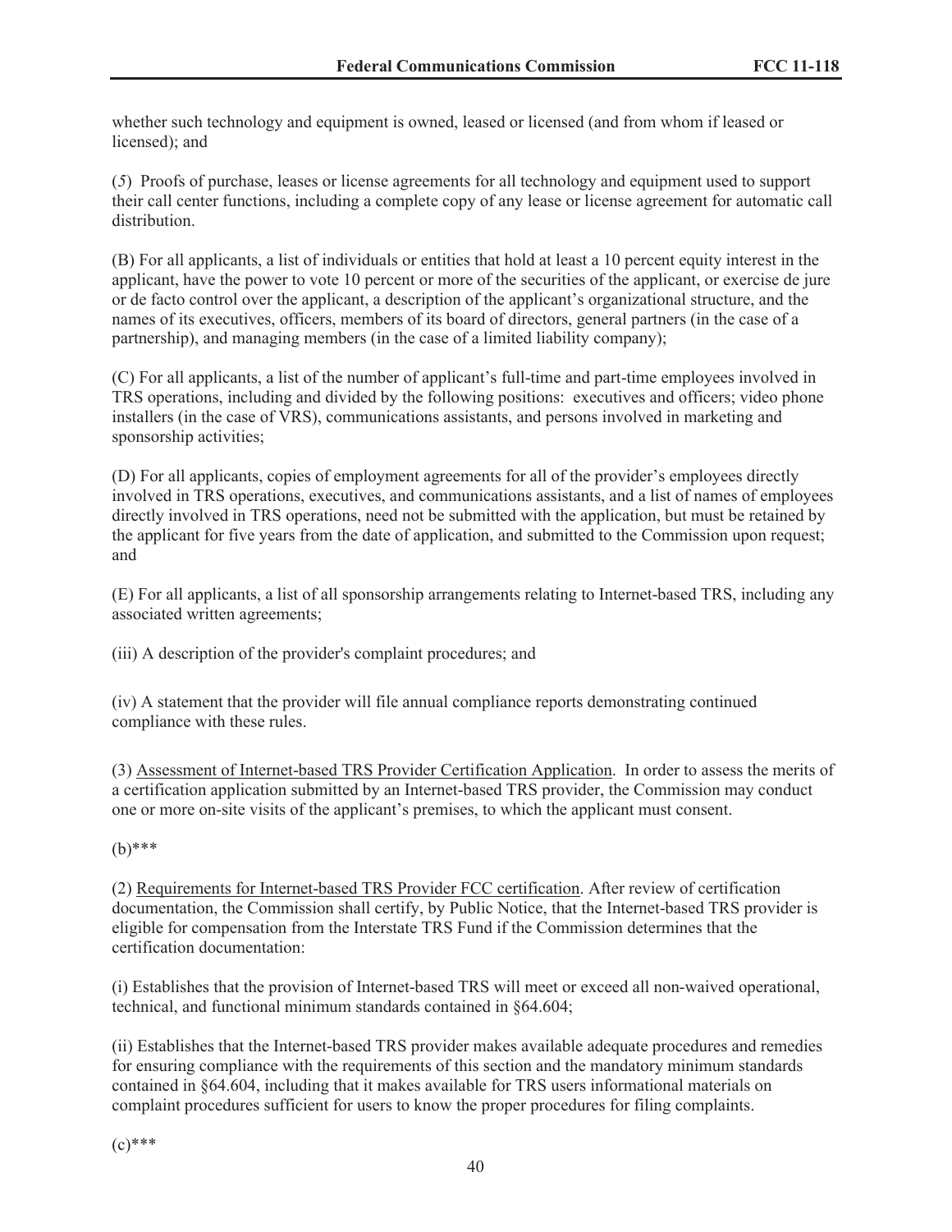whether such technology and equipment is owned, leased or licensed (and from whom if leased or licensed); and

(*5*) Proofs of purchase, leases or license agreements for all technology and equipment used to support their call center functions, including a complete copy of any lease or license agreement for automatic call distribution.

(B) For all applicants, a list of individuals or entities that hold at least a 10 percent equity interest in the applicant, have the power to vote 10 percent or more of the securities of the applicant, or exercise de jure or de facto control over the applicant, a description of the applicant's organizational structure, and the names of its executives, officers, members of its board of directors, general partners (in the case of a partnership), and managing members (in the case of a limited liability company);

(C) For all applicants, a list of the number of applicant's full-time and part-time employees involved in TRS operations, including and divided by the following positions: executives and officers; video phone installers (in the case of VRS), communications assistants, and persons involved in marketing and sponsorship activities;

(D) For all applicants, copies of employment agreements for all of the provider's employees directly involved in TRS operations, executives, and communications assistants, and a list of names of employees directly involved in TRS operations, need not be submitted with the application, but must be retained by the applicant for five years from the date of application, and submitted to the Commission upon request; and

(E) For all applicants, a list of all sponsorship arrangements relating to Internet-based TRS, including any associated written agreements;

(iii) A description of the provider's complaint procedures; and

(iv) A statement that the provider will file annual compliance reports demonstrating continued compliance with these rules.

(3) Assessment of Internet-based TRS Provider Certification Application. In order to assess the merits of a certification application submitted by an Internet-based TRS provider, the Commission may conduct one or more on-site visits of the applicant's premises, to which the applicant must consent.

(b)***

(2) Requirements for Internet-based TRS Provider FCC certification. After review of certification documentation, the Commission shall certify, by Public Notice, that the Internet-based TRS provider is eligible for compensation from the Interstate TRS Fund if the Commission determines that the certification documentation:

(i) Establishes that the provision of Internet-based TRS will meet or exceed all non-waived operational, technical, and functional minimum standards contained in §64.604;

(ii) Establishes that the Internet-based TRS provider makes available adequate procedures and remedies for ensuring compliance with the requirements of this section and the mandatory minimum standards contained in §64.604, including that it makes available for TRS users informational materials on complaint procedures sufficient for users to know the proper procedures for filing complaints.

(c)***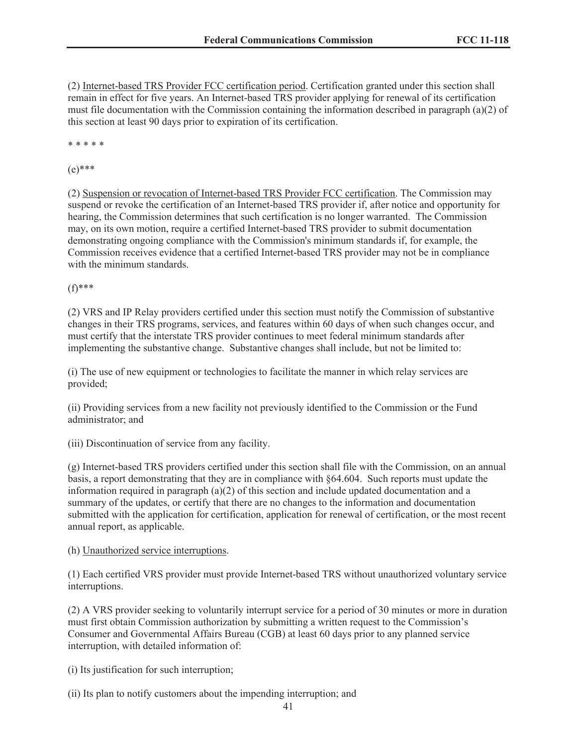(2) Internet-based TRS Provider FCC certification period. Certification granted under this section shall remain in effect for five years. An Internet-based TRS provider applying for renewal of its certification must file documentation with the Commission containing the information described in paragraph (a)(2) of this section at least 90 days prior to expiration of its certification.

\* \* \* \* \*

(e)***

(2) Suspension or revocation of Internet-based TRS Provider FCC certification. The Commission may suspend or revoke the certification of an Internet-based TRS provider if, after notice and opportunity for hearing, the Commission determines that such certification is no longer warranted. The Commission may, on its own motion, require a certified Internet-based TRS provider to submit documentation demonstrating ongoing compliance with the Commission's minimum standards if, for example, the Commission receives evidence that a certified Internet-based TRS provider may not be in compliance with the minimum standards.

(f)***

(2) VRS and IP Relay providers certified under this section must notify the Commission of substantive changes in their TRS programs, services, and features within 60 days of when such changes occur, and must certify that the interstate TRS provider continues to meet federal minimum standards after implementing the substantive change. Substantive changes shall include, but not be limited to:

(i) The use of new equipment or technologies to facilitate the manner in which relay services are provided;

(ii) Providing services from a new facility not previously identified to the Commission or the Fund administrator; and

(iii) Discontinuation of service from any facility.

(g) Internet-based TRS providers certified under this section shall file with the Commission, on an annual basis, a report demonstrating that they are in compliance with §64.604. Such reports must update the information required in paragraph (a)(2) of this section and include updated documentation and a summary of the updates, or certify that there are no changes to the information and documentation submitted with the application for certification, application for renewal of certification, or the most recent annual report, as applicable.

(h) Unauthorized service interruptions.

(1) Each certified VRS provider must provide Internet-based TRS without unauthorized voluntary service interruptions.

(2) A VRS provider seeking to voluntarily interrupt service for a period of 30 minutes or more in duration must first obtain Commission authorization by submitting a written request to the Commission's Consumer and Governmental Affairs Bureau (CGB) at least 60 days prior to any planned service interruption, with detailed information of:

(i) Its justification for such interruption;

(ii) Its plan to notify customers about the impending interruption; and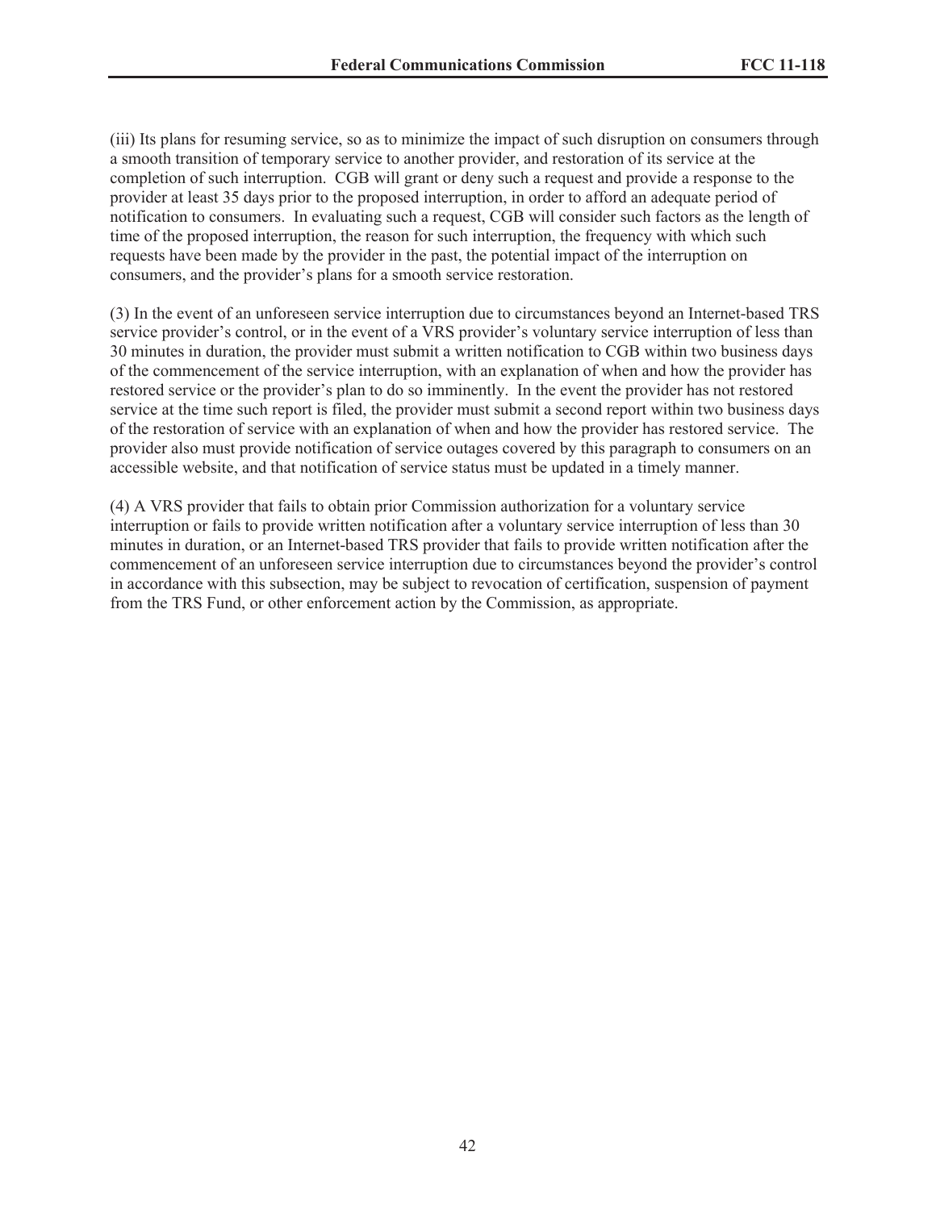(iii) Its plans for resuming service, so as to minimize the impact of such disruption on consumers through a smooth transition of temporary service to another provider, and restoration of its service at the completion of such interruption. CGB will grant or deny such a request and provide a response to the provider at least 35 days prior to the proposed interruption, in order to afford an adequate period of notification to consumers. In evaluating such a request, CGB will consider such factors as the length of time of the proposed interruption, the reason for such interruption, the frequency with which such requests have been made by the provider in the past, the potential impact of the interruption on consumers, and the provider's plans for a smooth service restoration.

(3) In the event of an unforeseen service interruption due to circumstances beyond an Internet-based TRS service provider's control, or in the event of a VRS provider's voluntary service interruption of less than 30 minutes in duration, the provider must submit a written notification to CGB within two business days of the commencement of the service interruption, with an explanation of when and how the provider has restored service or the provider's plan to do so imminently. In the event the provider has not restored service at the time such report is filed, the provider must submit a second report within two business days of the restoration of service with an explanation of when and how the provider has restored service. The provider also must provide notification of service outages covered by this paragraph to consumers on an accessible website, and that notification of service status must be updated in a timely manner.

(4) A VRS provider that fails to obtain prior Commission authorization for a voluntary service interruption or fails to provide written notification after a voluntary service interruption of less than 30 minutes in duration, or an Internet-based TRS provider that fails to provide written notification after the commencement of an unforeseen service interruption due to circumstances beyond the provider's control in accordance with this subsection, may be subject to revocation of certification, suspension of payment from the TRS Fund, or other enforcement action by the Commission, as appropriate.